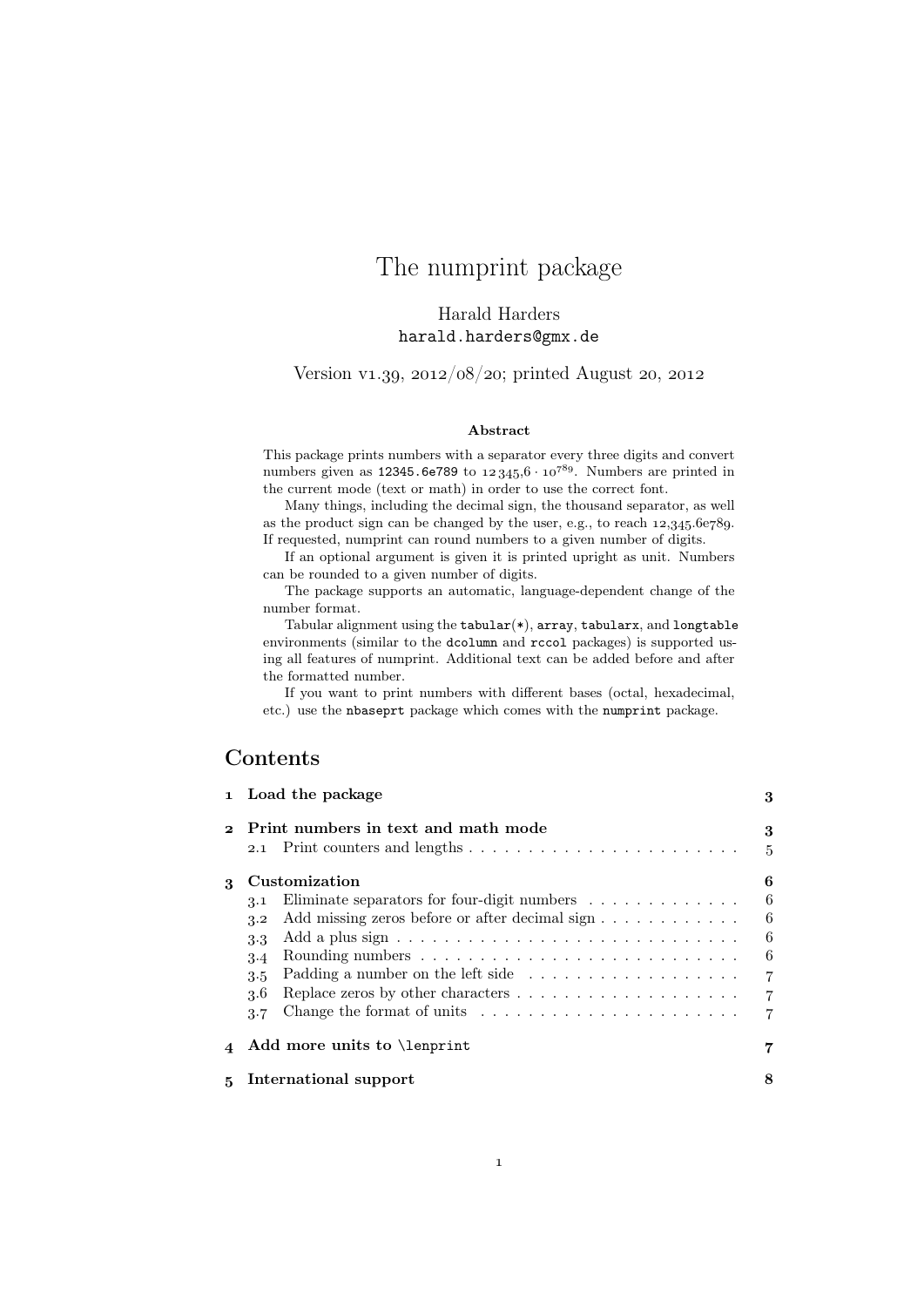# The numprint package

Harald Harders
`harald.harders@gmx.de`

Version v1.39, 2012/08/20; printed August 20, 2012

**Abstract**

This package prints numbers with a separator every three digits and convert numbers given as `12345.6e789` to $12\,345{,}6 \cdot 10^{789}$. Numbers are printed in the current mode (text or math) in order to use the correct font.

Many things, including the decimal sign, the thousand separator, as well as the product sign can be changed by the user, e.g., to reach 12,345.6e789. If requested, numprint can round numbers to a given number of digits.

If an optional argument is given it is printed upright as unit. Numbers can be rounded to a given number of digits.

The package supports an automatic, language-dependent change of the number format.

Tabular alignment using the `tabular(*)`, `array`, `tabularx`, and `longtable` environments (similar to the `dcolumn` and `rccol` packages) is supported using all features of numprint. Additional text can be added before and after the formatted number.

If you want to print numbers with different bases (octal, hexadecimal, etc.) use the `nbaseprt` package which comes with the `numprint` package.

## Contents

| | | |
|---|---|---|
| **1** | **Load the package** | **3** |
| **2** | **Print numbers in text and math mode** | **3** |
| 2.1 | Print counters and lengths | 5 |
| **3** | **Customization** | **6** |
| 3.1 | Eliminate separators for four-digit numbers | 6 |
| 3.2 | Add missing zeros before or after decimal sign | 6 |
| 3.3 | Add a plus sign | 6 |
| 3.4 | Rounding numbers | 6 |
| 3.5 | Padding a number on the left side | 7 |
| 3.6 | Replace zeros by other characters | 7 |
| 3.7 | Change the format of units | 7 |
| **4** | **Add more units to `\lenprint`** | **7** |
| **5** | **International support** | **8** |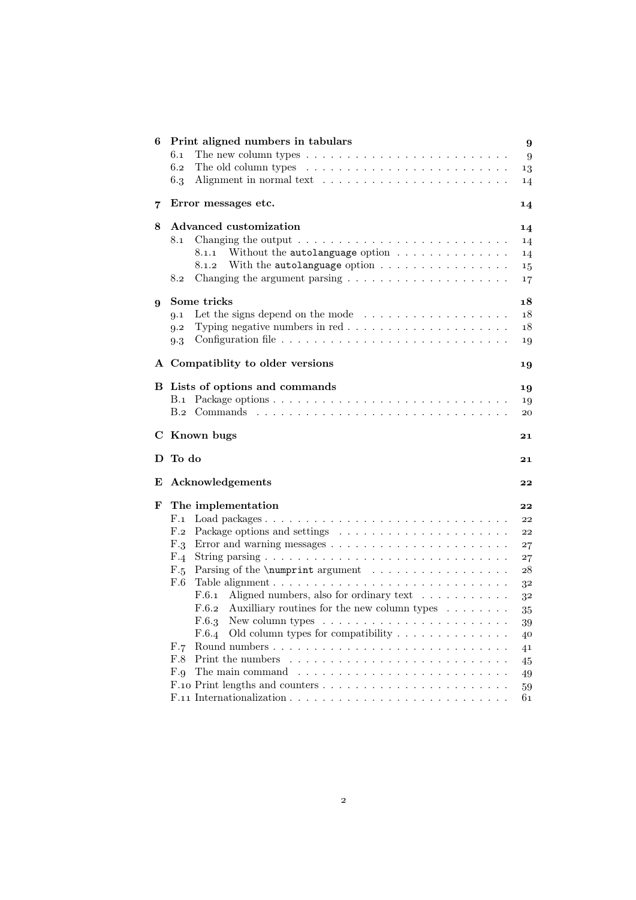**6 Print aligned numbers in tabulars** 9
- 6.1 The new column types . . . . . . . . . . 9
- 6.2 The old column types . . . . . . . . . . 13
- 6.3 Alignment in normal text . . . . . . . . . . 14

**7 Error messages etc.** 14

**8 Advanced customization** 14
- 8.1 Changing the output . . . . . . . . . . 14
  - 8.1.1 Without the `autolanguage` option . . . . . . . . . . 14
  - 8.1.2 With the `autolanguage` option . . . . . . . . . . 15
- 8.2 Changing the argument parsing . . . . . . . . . . 17

**9 Some tricks** 18
- 9.1 Let the signs depend on the mode . . . . . . . . . . 18
- 9.2 Typing negative numbers in red . . . . . . . . . . 18
- 9.3 Configuration file . . . . . . . . . . 19

**A Compatiblity to older versions** 19

**B Lists of options and commands** 19
- B.1 Package options . . . . . . . . . . 19
- B.2 Commands . . . . . . . . . . 20

**C Known bugs** 21

**D To do** 21

**E Acknowledgements** 22

**F The implementation** 22
- F.1 Load packages . . . . . . . . . . 22
- F.2 Package options and settings . . . . . . . . . . 22
- F.3 Error and warning messages . . . . . . . . . . 27
- F.4 String parsing . . . . . . . . . . 27
- F.5 Parsing of the `\numprint` argument . . . . . . . . . . 28
- F.6 Table alignment . . . . . . . . . . 32
  - F.6.1 Aligned numbers, also for ordinary text . . . . . . . . . . 32
  - F.6.2 Auxilliary routines for the new column types . . . . . . . . . . 35
  - F.6.3 New column types . . . . . . . . . . 39
  - F.6.4 Old column types for compatibility . . . . . . . . . . 40
- F.7 Round numbers . . . . . . . . . . 41
- F.8 Print the numbers . . . . . . . . . . 45
- F.9 The main command . . . . . . . . . . 49
- F.10 Print lengths and counters . . . . . . . . . . 59
- F.11 Internationalization . . . . . . . . . . 61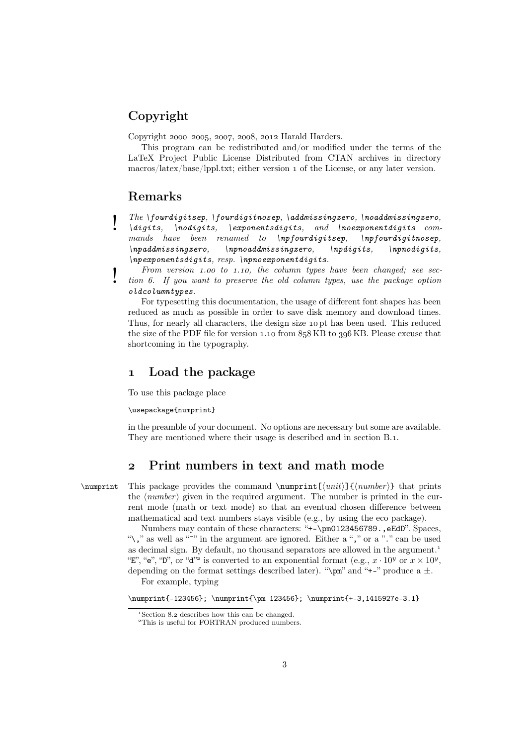## Copyright

Copyright 2000–2005, 2007, 2008, 2012 Harald Harders.

This program can be redistributed and/or modified under the terms of the LaTeX Project Public License Distributed from CTAN archives in directory macros/latex/base/lppl.txt; either version 1 of the License, or any later version.

## Remarks

**!** *The `\fourdigitsep`, `\fourdigitnosep`, `\addmissingzero`, `\noaddmissingzero`, `\digits`, `\nodigits`, `\exponentsdigits`, and `\noexponentdigits` commands have been renamed to `\npfourdigitsep`, `\npfourdigitnosep`, `\npaddmissingzero`, `\npnoaddmissingzero`, `\npdigits`, `\npnodigits`, `\npexponentsdigits`, resp. `\npnoexponentdigits`.*

**!** *From version 1.00 to 1.10, the column types have been changed; see section 6. If you want to preserve the old column types, use the package option `oldcolumntypes`.*

For typesetting this documentation, the usage of different font shapes has been reduced as much as possible in order to save disk memory and download times. Thus, for nearly all characters, the design size 10 pt has been used. This reduced the size of the PDF file for version 1.10 from 858 KB to 396 KB. Please excuse that shortcoming in the typography.

## 1 Load the package

To use this package place

```
\usepackage{numprint}
```

in the preamble of your document. No options are necessary but some are available. They are mentioned where their usage is described and in section B.1.

## 2 Print numbers in text and math mode

`\numprint` This package provides the command `\numprint[`⟨*unit*⟩`]{`⟨*number*⟩`}` that prints the ⟨*number*⟩ given in the required argument. The number is printed in the current mode (math or text mode) so that an eventual chosen difference between mathematical and text numbers stays visible (e.g., by using the eco package).

Numbers may contain of these characters: "`+-\pm0123456789.,eEdD`". Spaces, "`\,`" as well as "`~`" in the argument are ignored. Either a "`,`" or a "`.`" can be used as decimal sign. By default, no thousand separators are allowed in the argument.[1] "`E`", "`e`", "`D`", or "`d`"[2] is converted to an exponential format (e.g., $x \cdot 10^y$ or $x \times 10^y$, depending on the format settings described later). "`\pm`" and "`+-`" produce a $\pm$.

For example, typing

```
\numprint{-123456}; \numprint{\pm 123456}; \numprint{+-3,1415927e-3.1}
```

[1] Section 8.2 describes how this can be changed.

[2] This is useful for FORTRAN produced numbers.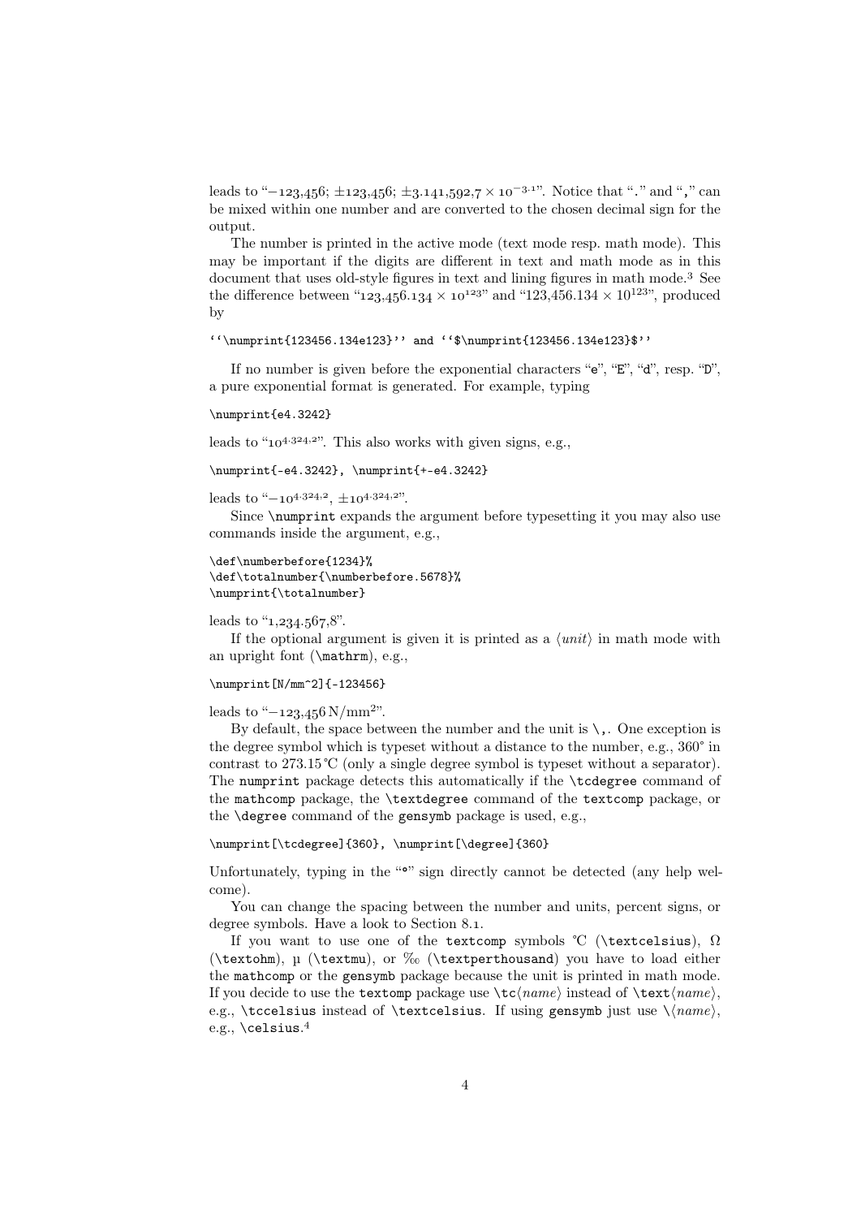leads to "$-123{,}456$; $\pm 123{,}456$; $\pm 3.141{,}592{,}7 \times 10^{-3.1}$". Notice that "." and "," can be mixed within one number and are converted to the chosen decimal sign for the output.

The number is printed in the active mode (text mode resp. math mode). This may be important if the digits are different in text and math mode as in this document that uses old-style figures in text and lining figures in math mode.[3] See the difference between "123,456.134 × 10¹²³" and "$123{,}456.134 \times 10^{123}$", produced by

```
``\numprint{123456.134e123}'' and ``$\numprint{123456.134e123}$''
```

If no number is given before the exponential characters "e", "E", "d", resp. "D", a pure exponential format is generated. For example, typing

```
\numprint{e4.3242}
```

leads to "$10^{4.324{,}2}$". This also works with given signs, e.g.,

```
\numprint{-e4.3242}, \numprint{+-e4.3242}
```

leads to "$-10^{4.324{,}2}$, $\pm 10^{4.324{,}2}$".

Since `\numprint` expands the argument before typesetting it you may also use commands inside the argument, e.g.,

```
\def\numberbefore{1234}%
\def\totalnumber{\numberbefore.5678}%
\numprint{\totalnumber}
```

leads to "1,234.567,8".

If the optional argument is given it is printed as a ⟨*unit*⟩ in math mode with an upright font (`\mathrm`), e.g.,

```
\numprint[N/mm^2]{-123456}
```

leads to "$-123{,}456\,\mathrm{N/mm^2}$".

By default, the space between the number and the unit is `\,`. One exception is the degree symbol which is typeset without a distance to the number, e.g., 360° in contrast to 273.15 °C (only a single degree symbol is typeset without a separator). The `numprint` package detects this automatically if the `\tcdegree` command of the `mathcomp` package, the `\textdegree` command of the `textcomp` package, or the `\degree` command of the `gensymb` package is used, e.g.,

```
\numprint[\tcdegree]{360}, \numprint[\degree]{360}
```

Unfortunately, typing in the "°" sign directly cannot be detected (any help welcome).

You can change the spacing between the number and units, percent signs, or degree symbols. Have a look to Section 8.1.

If you want to use one of the `textcomp` symbols ℃ (`\textcelsius`), Ω (`\textohm`), µ (`\textmu`), or ‰ (`\textperthousand`) you have to load either the `mathcomp` or the `gensymb` package because the unit is printed in math mode. If you decide to use the `textomp` package use `\tc`⟨*name*⟩ instead of `\text`⟨*name*⟩, e.g., `\tccelsius` instead of `\textcelsius`. If using `gensymb` just use `\`⟨*name*⟩, e.g., `\celsius`.[4]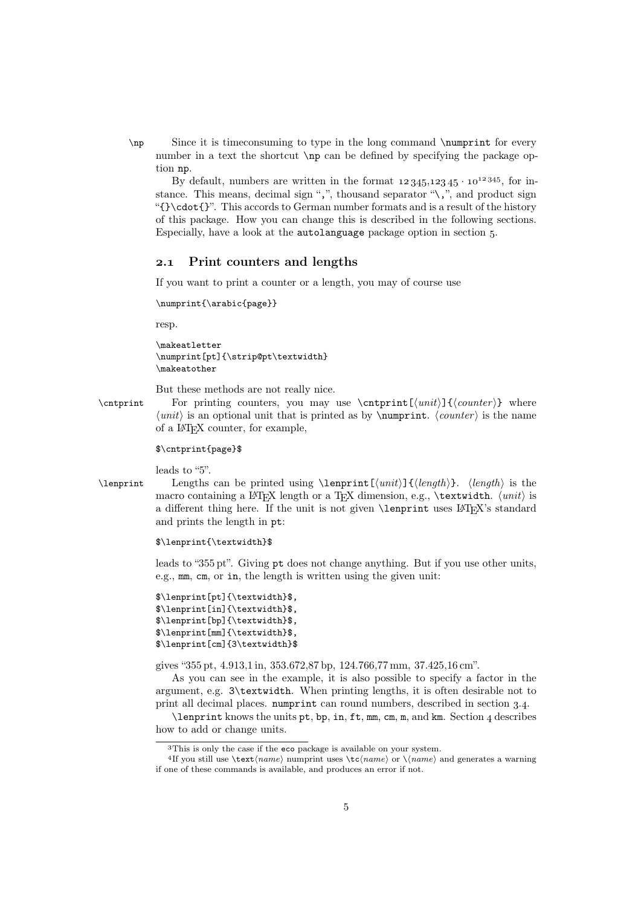`\np` Since it is timeconsuming to type in the long command `\numprint` for every number in a text the shortcut `\np` can be defined by specifying the package option `np`.

By default, numbers are written in the format $12\,345{,}123\,45 \cdot 10^{12\,345}$, for instance. This means, decimal sign "`,`", thousand separator "`\,`", and product sign "`{}\cdot{}`". This accords to German number formats and is a result of the history of this package. How you can change this is described in the following sections. Especially, have a look at the `autolanguage` package option in section 5.

## 2.1 Print counters and lengths

If you want to print a counter or a length, you may of course use

```
\numprint{\arabic{page}}
```

resp.

```
\makeatletter
\numprint[pt]{\strip@pt\textwidth}
\makeatother
```

But these methods are not really nice.

`\cntprint` For printing counters, you may use `\cntprint[`⟨*unit*⟩`]{`⟨*counter*⟩`}` where ⟨*unit*⟩ is an optional unit that is printed as by `\numprint`. ⟨*counter*⟩ is the name of a LaTeX counter, for example,

```
$\cntprint{page}$
```

leads to "5".

`\lenprint` Lengths can be printed using `\lenprint[`⟨*unit*⟩`]{`⟨*length*⟩`}`. ⟨*length*⟩ is the macro containing a LaTeX length or a TeX dimension, e.g., `\textwidth`. ⟨*unit*⟩ is a different thing here. If the unit is not given `\lenprint` uses LaTeX's standard and prints the length in `pt`:

```
$\lenprint{\textwidth}$
```

leads to "355 pt". Giving `pt` does not change anything. But if you use other units, e.g., `mm`, `cm`, or `in`, the length is written using the given unit:

```
$\lenprint[pt]{\textwidth}$,
$\lenprint[in]{\textwidth}$,
$\lenprint[bp]{\textwidth}$,
$\lenprint[mm]{\textwidth}$,
$\lenprint[cm]{3\textwidth}$
```

gives "355 pt, 4.913,1 in, 353.672,87 bp, 124.766,77 mm, 37.425,16 cm".

As you can see in the example, it is also possible to specify a factor in the argument, e.g. `3\textwidth`. When printing lengths, it is often desirable not to print all decimal places. `numprint` can round numbers, described in section 3.4.

`\lenprint` knows the units `pt`, `bp`, `in`, `ft`, `mm`, `cm`, `m`, and `km`. Section 4 describes how to add or change units.

---

[3]This is only the case if the `eco` package is available on your system.

[4]If you still use `\text`⟨*name*⟩ numprint uses `\tc`⟨*name*⟩ or `\`⟨*name*⟩ and generates a warning if one of these commands is available, and produces an error if not.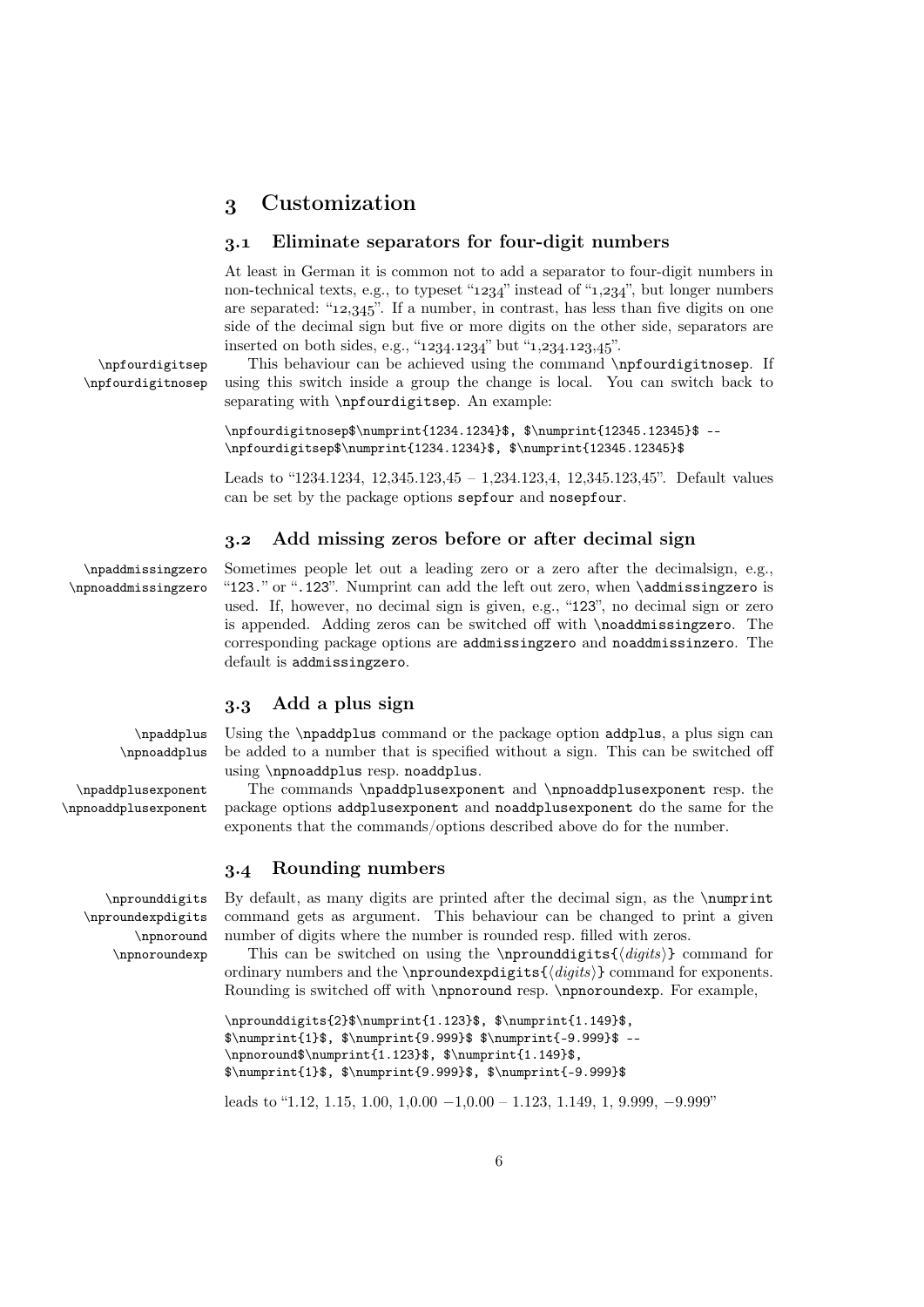## 3 Customization

### 3.1 Eliminate separators for four-digit numbers

At least in German it is common not to add a separator to four-digit numbers in non-technical texts, e.g., to typeset "1234" instead of "1,234", but longer numbers are separated: "12,345". If a number, in contrast, has less than five digits on one side of the decimal sign but five or more digits on the other side, separators are inserted on both sides, e.g., "1234.1234" but "1,234.123,45".

\npfourdigitsep
\npfourdigitnosep

This behaviour can be achieved using the command `\npfourdigitnosep`. If using this switch inside a group the change is local. You can switch back to separating with `\npfourdigitsep`. An example:

```
\npfourdigitnosep$\numprint{1234.1234}$, $\numprint{12345.12345}$ --
\npfourdigitsep$\numprint{1234.1234}$, $\numprint{12345.12345}$
```

Leads to "1234.1234, 12,345.123,45 – 1,234.123,4, 12,345.123,45". Default values can be set by the package options `sepfour` and `nosepfour`.

### 3.2 Add missing zeros before or after decimal sign

\npaddmissingzero
\npnoaddmissingzero

Sometimes people let out a leading zero or a zero after the decimalsign, e.g., "`123.`" or "`.123`". Numprint can add the left out zero, when `\addmissingzero` is used. If, however, no decimal sign is given, e.g., "`123`", no decimal sign or zero is appended. Adding zeros can be switched off with `\noaddmissingzero`. The corresponding package options are `addmissingzero` and `noaddmissinzero`. The default is `addmissingzero`.

### 3.3 Add a plus sign

\npaddplus
\npnoaddplus

Using the `\npaddplus` command or the package option `addplus`, a plus sign can be added to a number that is specified without a sign. This can be switched off using `\npnoaddplus` resp. `noaddplus`.

\npaddplusexponent
\npnoaddplusexponent

The commands `\npaddplusexponent` and `\npnoaddplusexponent` resp. the package options `addplusexponent` and `noaddplusexponent` do the same for the exponents that the commands/options described above do for the number.

### 3.4 Rounding numbers

\nprounddigits
\nproundexpdigits
\npnoround
\npnoroundexp

By default, as many digits are printed after the decimal sign, as the `\numprint` command gets as argument. This behaviour can be changed to print a given number of digits where the number is rounded resp. filled with zeros.

This can be switched on using the `\nprounddigits{`⟨*digits*⟩`}` command for ordinary numbers and the `\nproundexpdigits{`⟨*digits*⟩`}` command for exponents. Rounding is switched off with `\npnoround` resp. `\npnoroundexp`. For example,

```
\nprounddigits{2}$\numprint{1.123}$, $\numprint{1.149}$,
$\numprint{1}$, $\numprint{9.999}$ $\numprint{-9.999}$ --
\npnoround$\numprint{1.123}$, $\numprint{1.149}$,
$\numprint{1}$, $\numprint{9.999}$, $\numprint{-9.999}$
```

leads to "1.12, 1.15, 1.00, 1,0.00 −1,0.00 – 1.123, 1.149, 1, 9.999, −9.999"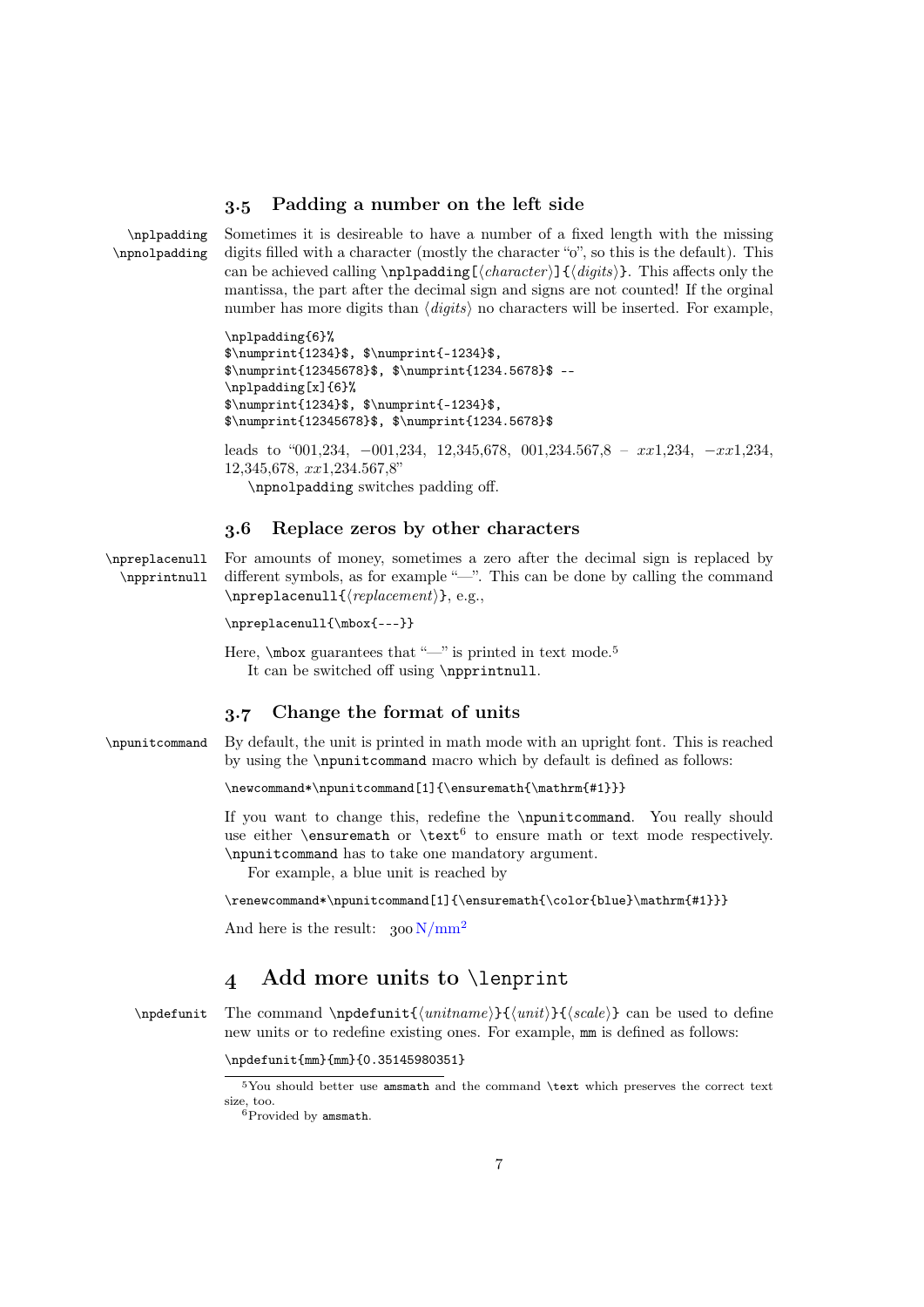### 3.5 Padding a number on the left side

`\nplpadding` `\npnolpadding` Sometimes it is desireable to have a number of a fixed length with the missing digits filled with a character (mostly the character "0", so this is the default). This can be achieved calling `\nplpadding[`⟨*character*⟩`]{`⟨*digits*⟩`}`. This affects only the mantissa, the part after the decimal sign and signs are not counted! If the orginal number has more digits than ⟨*digits*⟩ no characters will be inserted. For example,

```
\nplpadding{6}%
$\numprint{1234}$, $\numprint{-1234}$,
$\numprint{12345678}$, $\numprint{1234.5678}$ --
\nplpadding[x]{6}%
$\numprint{1234}$, $\numprint{-1234}$,
$\numprint{12345678}$, $\numprint{1234.5678}$
```

leads to "001,234, $-001{,}234$, 12,345,678, 001,234.567,8 – $xx1{,}234$, $-xx1{,}234$, 12,345,678, $xx1{,}234.567{,}8$"

`\npnolpadding` switches padding off.

### 3.6 Replace zeros by other characters

`\npreplacenull` `\npprintnull` For amounts of money, sometimes a zero after the decimal sign is replaced by different symbols, as for example "—". This can be done by calling the command `\npreplacenull{`⟨*replacement*⟩`}`, e.g.,

```
\npreplacenull{\mbox{---}}
```

Here, `\mbox` guarantees that "—" is printed in text mode.[5]

It can be switched off using `\npprintnull`.

### 3.7 Change the format of units

`\npunitcommand` By default, the unit is printed in math mode with an upright font. This is reached by using the `\npunitcommand` macro which by default is defined as follows:

```
\newcommand*\npunitcommand[1]{\ensuremath{\mathrm{#1}}}
```

If you want to change this, redefine the `\npunitcommand`. You really should use either `\ensuremath` or `\text`[6] to ensure math or text mode respectively. `\npunitcommand` has to take one mandatory argument.

For example, a blue unit is reached by

```
\renewcommand*\npunitcommand[1]{\ensuremath{\color{blue}\mathrm{#1}}}
```

And here is the result: 300 $\mathrm{N/mm^2}$

## 4 Add more units to `\lenprint`

`\npdefunit` The command `\npdefunit{`⟨*unitname*⟩`}{`⟨*unit*⟩`}{`⟨*scale*⟩`}` can be used to define new units or to redefine existing ones. For example, `mm` is defined as follows:

```
\npdefunit{mm}{mm}{0.35145980351}
```

[5] You should better use `amsmath` and the command `\text` which preserves the correct text size, too.

[6] Provided by `amsmath`.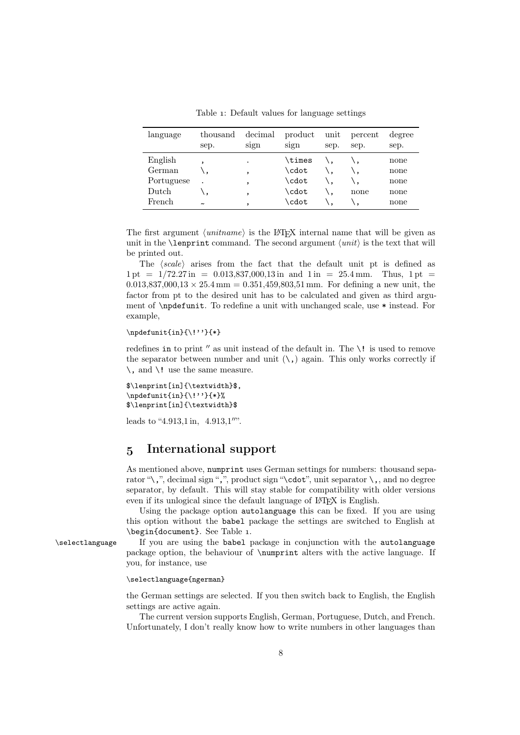Table 1: Default values for language settings

| language | thousand sep. | decimal sign | product sign | unit sep. | percent sep. | degree sep. |
|---|---|---|---|---|---|---|
| English | , | . | `\times` | `\,` | `\,` | none |
| German | `\,` | , | `\cdot` | `\,` | `\,` | none |
| Portuguese | . | , | `\cdot` | `\,` | `\,` | none |
| Dutch | `\,` | , | `\cdot` | `\,` | none | none |
| French | ~ | , | `\cdot` | `\,` | `\,` | none |

The first argument ⟨*unitname*⟩ is the LaTeX internal name that will be given as unit in the `\lenprint` command. The second argument ⟨*unit*⟩ is the text that will be printed out.

The ⟨*scale*⟩ arises from the fact that the default unit pt is defined as $1\,\mathrm{pt} = 1/72.27\,\mathrm{in} = 0.013{,}837{,}000{,}13\,\mathrm{in}$ and $1\,\mathrm{in} = 25.4\,\mathrm{mm}$. Thus, $1\,\mathrm{pt} = 0.013{,}837{,}000{,}13 \times 25.4\,\mathrm{mm} = 0.351{,}459{,}803{,}51\,\mathrm{mm}$. For defining a new unit, the factor from pt to the desired unit has to be calculated and given as third argument of `\npdefunit`. To redefine a unit with unchanged scale, use `*` instead. For example,

```
\npdefunit{in}{\!''}{*}
```

redefines `in` to print ″ as unit instead of the default in. The `\!` is used to remove the separator between number and unit (`\,`) again. This only works correctly if `\,` and `\!` use the same measure.

```
$\lenprint[in]{\textwidth}$,
\npdefunit{in}{\!''}{*}%
$\lenprint[in]{\textwidth}$
```

leads to "4.913,1 in, 4.913,1″".

## 5 International support

As mentioned above, `numprint` uses German settings for numbers: thousand separator "`\,`", decimal sign "`,`", product sign "`\cdot`", unit separator `\,`, and no degree separator, by default. This will stay stable for compatibility with older versions even if its unlogical since the default language of LaTeX is English.

Using the package option `autolanguage` this can be fixed. If you are using this option without the `babel` package the settings are switched to English at `\begin{document}`. See Table 1.

`\selectlanguage` If you are using the `babel` package in conjunction with the `autolanguage` package option, the behaviour of `\numprint` alters with the active language. If you, for instance, use

```
\selectlanguage{ngerman}
```

the German settings are selected. If you then switch back to English, the English settings are active again.

The current version supports English, German, Portuguese, Dutch, and French. Unfortunately, I don't really know how to write numbers in other languages than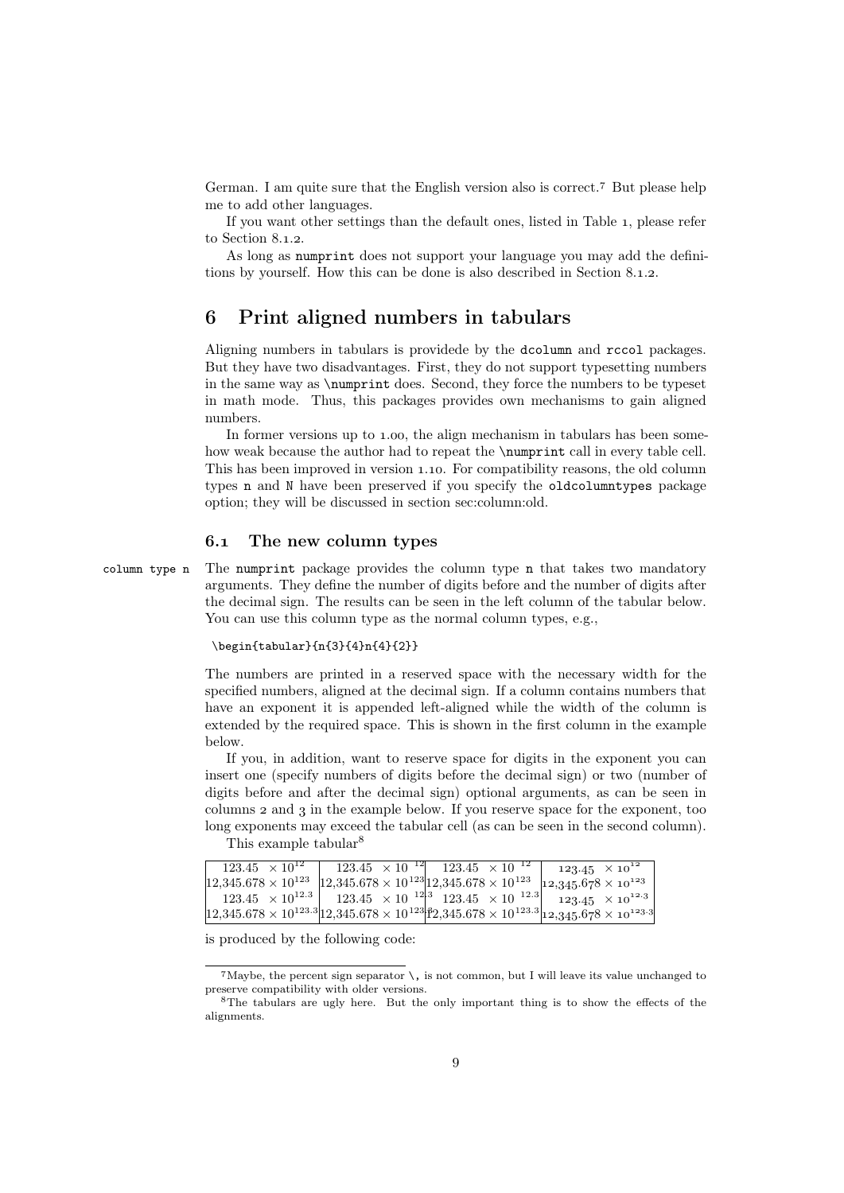German. I am quite sure that the English version also is correct.[7] But please help me to add other languages.

If you want other settings than the default ones, listed in Table 1, please refer to Section 8.1.2.

As long as `numprint` does not support your language you may add the definitions by yourself. How this can be done is also described in Section 8.1.2.

# 6 Print aligned numbers in tabulars

Aligning numbers in tabulars is providede by the `dcolumn` and `rccol` packages. But they have two disadvantages. First, they do not support typesetting numbers in the same way as `\numprint` does. Second, they force the numbers to be typeset in math mode. Thus, this packages provides own mechanisms to gain aligned numbers.

In former versions up to 1.00, the align mechanism in tabulars has been somehow weak because the author had to repeat the `\numprint` call in every table cell. This has been improved in version 1.10. For compatibility reasons, the old column types `n` and `N` have been preserved if you specify the `oldcolumntypes` package option; they will be discussed in section sec:column:old.

## 6.1 The new column types

`column type n` The `numprint` package provides the column type `n` that takes two mandatory arguments. They define the number of digits before and the number of digits after the decimal sign. The results can be seen in the left column of the tabular below. You can use this column type as the normal column types, e.g.,

```
\begin{tabular}{n{3}{4}n{4}{2}}
```

The numbers are printed in a reserved space with the necessary width for the specified numbers, aligned at the decimal sign. If a column contains numbers that have an exponent it is appended left-aligned while the width of the column is extended by the required space. This is shown in the first column in the example below.

If you, in addition, want to reserve space for digits in the exponent you can insert one (specify numbers of digits before the decimal sign) or two (number of digits before and after the decimal sign) optional arguments, as can be seen in columns 2 and 3 in the example below. If you reserve space for the exponent, too long exponents may exceed the tabular cell (as can be seen in the second column).

This example tabular[8]

| | | | |
|---|---|---|---|
| $123.45 \times 10^{12}$ | $123.45 \times 10^{12}$ | $123.45 \times 10^{12}$ | $123.45 \times 10^{12}$ |
| $12{,}345.678 \times 10^{123}$ | $12{,}345.678 \times 10^{123}$ | $12{,}345.678 \times 10^{123}$ | $12{,}345.678 \times 10^{123}$ |
| $123.45 \times 10^{12.3}$ | $123.45 \times 10^{12.3}$ | $123.45 \times 10^{12.3}$ | $123.45 \times 10^{12.3}$ |
| $12{,}345.678 \times 10^{123.3}$ | $12{,}345.678 \times 10^{123.3}$ | $12{,}345.678 \times 10^{123.3}$ | $12{,}345.678 \times 10^{123.3}$ |

is produced by the following code:

[7] Maybe, the percent sign separator `\,` is not common, but I will leave its value unchanged to preserve compatibility with older versions.

[8] The tabulars are ugly here. But the only important thing is to show the effects of the alignments.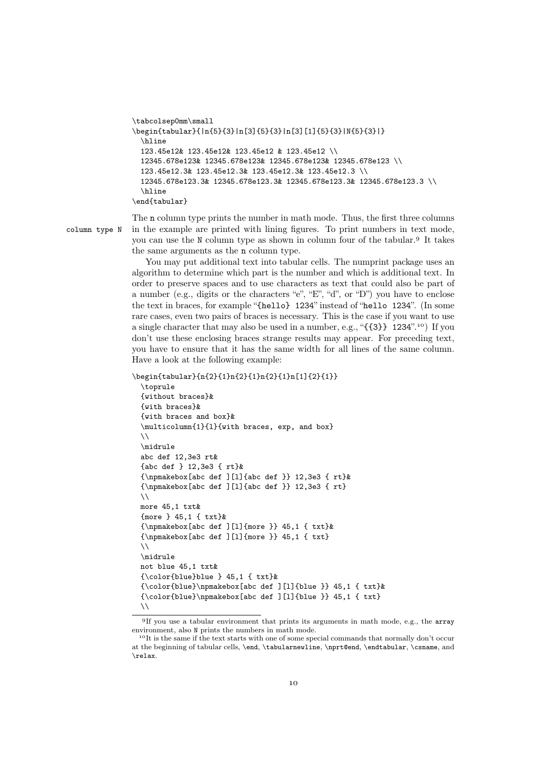```
\tabcolsep0mm\small
\begin{tabular}{|n{5}{3}|n[3]{5}{3}|n[3][1]{5}{3}|N{5}{3}|}
  \hline
  123.45e12& 123.45e12& 123.45e12 & 123.45e12 \\
  12345.678e123& 12345.678e123& 12345.678e123& 12345.678e123 \\
  123.45e12.3& 123.45e12.3& 123.45e12.3& 123.45e12.3 \\
  12345.678e123.3& 12345.678e123.3& 12345.678e123.3& 12345.678e123.3 \\
  \hline
\end{tabular}
```

column type N

The `n` column type prints the number in math mode. Thus, the first three columns in the example are printed with lining figures. To print numbers in text mode, you can use the `N` column type as shown in column four of the tabular.[9] It takes the same arguments as the `n` column type.

You may put additional text into tabular cells. The numprint package uses an algorithm to determine which part is the number and which is additional text. In order to preserve spaces and to use characters as text that could also be part of a number (e.g., digits or the characters "e", "E", "d", or "D") you have to enclose the text in braces, for example "`{hello} 1234`" instead of "`hello 1234`". (In some rare cases, even two pairs of braces is necessary. This is the case if you want to use a single character that may also be used in a number, e.g., "`{{3}} 1234`".[10]) If you don't use these enclosing braces strange results may appear. For preceding text, you have to ensure that it has the same width for all lines of the same column. Have a look at the following example:

```
\begin{tabular}{n{2}{1}n{2}{1}n{2}{1}n[1]{2}{1}}
  \toprule
  {without braces}&
  {with braces}&
  {with braces and box}&
  \multicolumn{1}{l}{with braces, exp, and box}
  \\
  \midrule
  abc def 12,3e3 rt&
  {abc def } 12,3e3 { rt}&
  {\npmakebox[abc def ][l]{abc def }} 12,3e3 { rt}&
  {\npmakebox[abc def ][l]{abc def }} 12,3e3 { rt}
  \\
  more 45,1 txt&
  {more } 45,1 { txt}&
  {\npmakebox[abc def ][l]{more }} 45,1 { txt}&
  {\npmakebox[abc def ][l]{more }} 45,1 { txt}
  \\
  \midrule
  not blue 45,1 txt&
  {\color{blue}blue } 45,1 { txt}&
  {\color{blue}\npmakebox[abc def ][l]{blue }} 45,1 { txt}&
  {\color{blue}\npmakebox[abc def ][l]{blue }} 45,1 { txt}
  \\
```

[9] If you use a tabular environment that prints its arguments in math mode, e.g., the `array` environment, also `N` prints the numbers in math mode.

[10] It is the same if the text starts with one of some special commands that normally don't occur at the beginning of tabular cells, `\end`, `\tabularnewline`, `\nprt@end`, `\endtabular`, `\csname`, and `\relax`.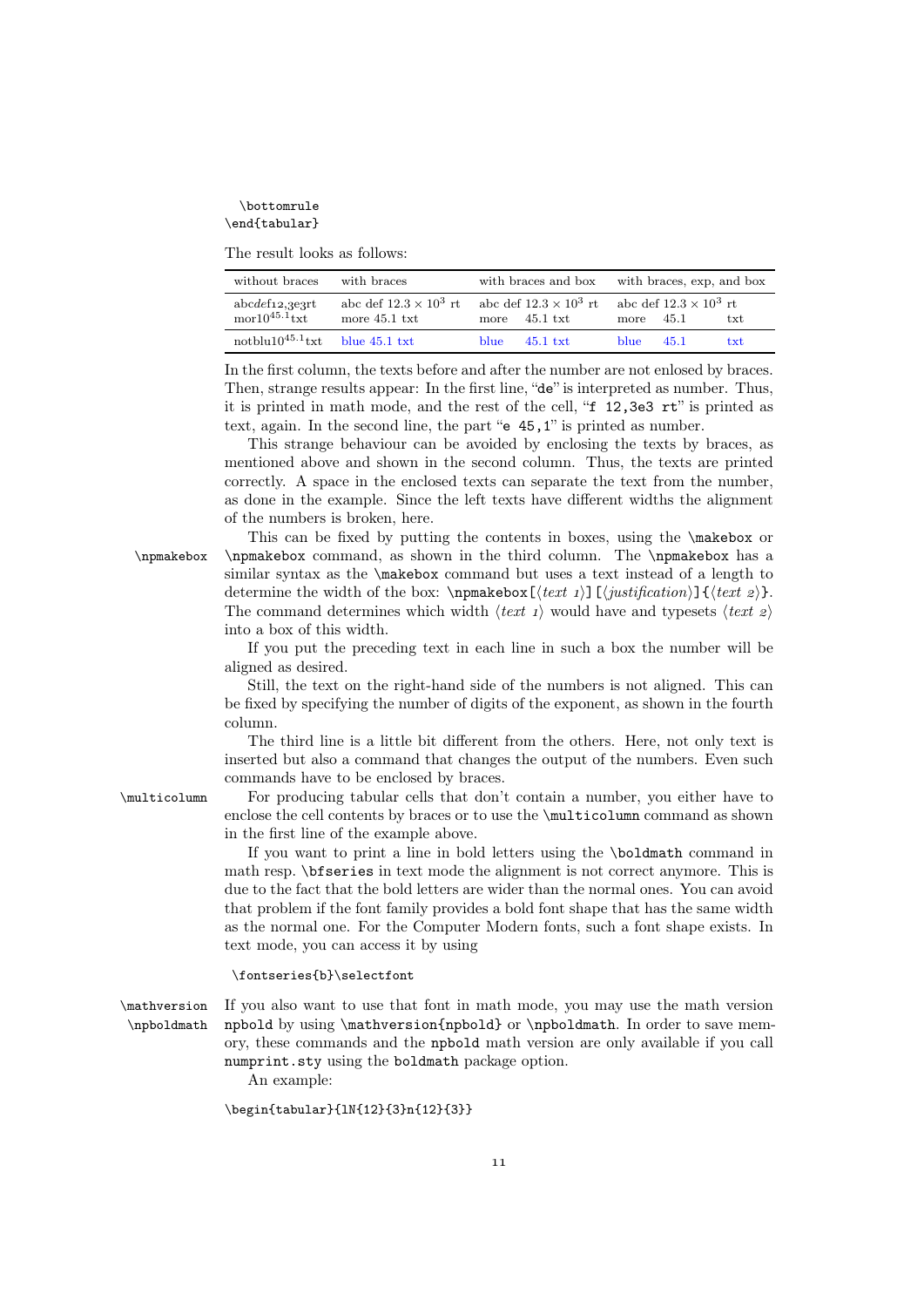```
  \bottomrule
\end{tabular}
```

The result looks as follows:

| without braces | with braces | with braces and box | | with braces, exp, and box | | |
|---|---|---|---|---|---|---|
| abc*def*12,3e3rt | abc def $12.3 \times 10^3$ rt | abc def $12.3 \times 10^3$ rt | | abc def $12.3 \times 10^3$ rt | | |
| mor$10^{45.1}$txt | more 45.1 txt | more | 45.1 txt | more | 45.1 | txt |
| notblu$10^{45.1}$txt | blue 45.1 txt | blue | 45.1 txt | blue | 45.1 | txt |

In the first column, the texts before and after the number are not enlosed by braces. Then, strange results appear: In the first line, "de" is interpreted as number. Thus, it is printed in math mode, and the rest of the cell, "f 12,3e3 rt" is printed as text, again. In the second line, the part "e 45,1" is printed as number.

This strange behaviour can be avoided by enclosing the texts by braces, as mentioned above and shown in the second column. Thus, the texts are printed correctly. A space in the enclosed texts can separate the text from the number, as done in the example. Since the left texts have different widths the alignment of the numbers is broken, here.

`\npmakebox` This can be fixed by putting the contents in boxes, using the `\makebox` or `\npmakebox` command, as shown in the third column. The `\npmakebox` has a similar syntax as the `\makebox` command but uses a text instead of a length to determine the width of the box: `\npmakebox[`⟨*text 1*⟩`][`⟨*justification*⟩`]{`⟨*text 2*⟩`}`. The command determines which width ⟨*text 1*⟩ would have and typesets ⟨*text 2*⟩ into a box of this width.

If you put the preceding text in each line in such a box the number will be aligned as desired.

Still, the text on the right-hand side of the numbers is not aligned. This can be fixed by specifying the number of digits of the exponent, as shown in the fourth column.

The third line is a little bit different from the others. Here, not only text is inserted but also a command that changes the output of the numbers. Even such commands have to be enclosed by braces.

`\multicolumn` For producing tabular cells that don't contain a number, you either have to enclose the cell contents by braces or to use the `\multicolumn` command as shown in the first line of the example above.

If you want to print a line in bold letters using the `\boldmath` command in math resp. `\bfseries` in text mode the alignment is not correct anymore. This is due to the fact that the bold letters are wider than the normal ones. You can avoid that problem if the font family provides a bold font shape that has the same width as the normal one. For the Computer Modern fonts, such a font shape exists. In text mode, you can access it by using

```
\fontseries{b}\selectfont
```

`\mathversion` `\npboldmath` If you also want to use that font in math mode, you may use the math version `npbold` by using `\mathversion{npbold}` or `\npboldmath`. In order to save memory, these commands and the `npbold` math version are only available if you call `numprint.sty` using the `boldmath` package option.

An example:

```
\begin{tabular}{lN{12}{3}n{12}{3}}
```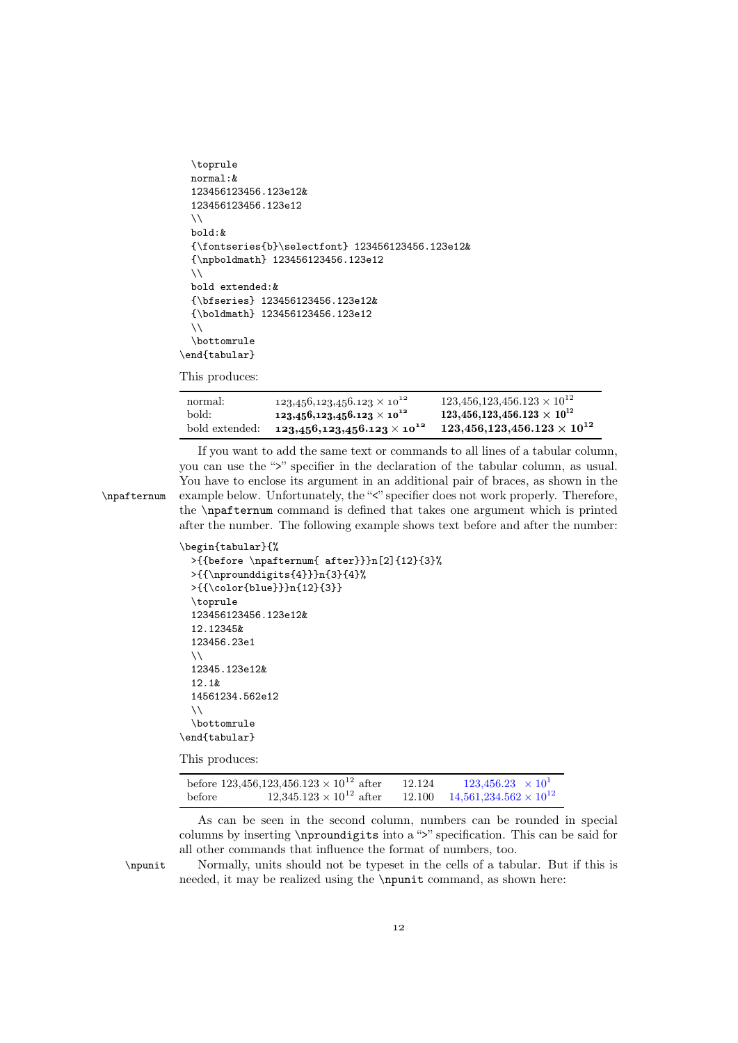```
  \toprule
  normal:&
  123456123456.123e12&
  123456123456.123e12
  \\
  bold:&
  {\fontseries{b}\selectfont} 123456123456.123e12&
  {\npboldmath} 123456123456.123e12
  \\
  bold extended:&
  {\bfseries} 123456123456.123e12&
  {\boldmath} 123456123456.123e12
  \\
  \bottomrule
\end{tabular}
```

This produces:

| | | |
|---|---|---|
| normal: | $123{,}456{,}123{,}456.123 \times 10^{12}$ | $123{,}456{,}123{,}456.123 \times 10^{12}$ |
| bold: | **123,456,123,456.123 × 10^12** | **123,456,123,456.123 × 10^12** |
| bold extended: | **123,456,123,456.123 × 10^12** | **123,456,123,456.123 × 10^12** |

If you want to add the same text or commands to all lines of a tabular column, you can use the ">" specifier in the declaration of the tabular column, as usual. You have to enclose its argument in an additional pair of braces, as shown in the example below. Unfortunately, the "<" specifier does not work properly. Therefore, the `\npafternum` command is defined that takes one argument which is printed after the number. The following example shows text before and after the number:

`\npafternum`

```
\begin{tabular}{%
  >{{before \npafternum{ after}}}n[2]{12}{3}%
  >{{\nprounddigits{4}}}n{3}{4}%
  >{{\color{blue}}}n{12}{3}}
  \toprule
  123456123456.123e12&
  12.12345&
  123456.23e1
  \\
  12345.123e12&
  12.1&
  14561234.562e12
  \\
  \bottomrule
\end{tabular}
```

This produces:

| | | |
|---|---|---|
| before $123{,}456{,}123{,}456.123 \times 10^{12}$ after | 12.124 | $123{,}456.23 \quad \times 10^{1}$ |
| before $12{,}345.123 \times 10^{12}$ after | 12.100 | $14{,}561{,}234.562 \times 10^{12}$ |

As can be seen in the second column, numbers can be rounded in special columns by inserting `\nproundigits` into a ">" specification. This can be said for all other commands that influence the format of numbers, too.

`\npunit`

Normally, units should not be typeset in the cells of a tabular. But if this is needed, it may be realized using the `\npunit` command, as shown here: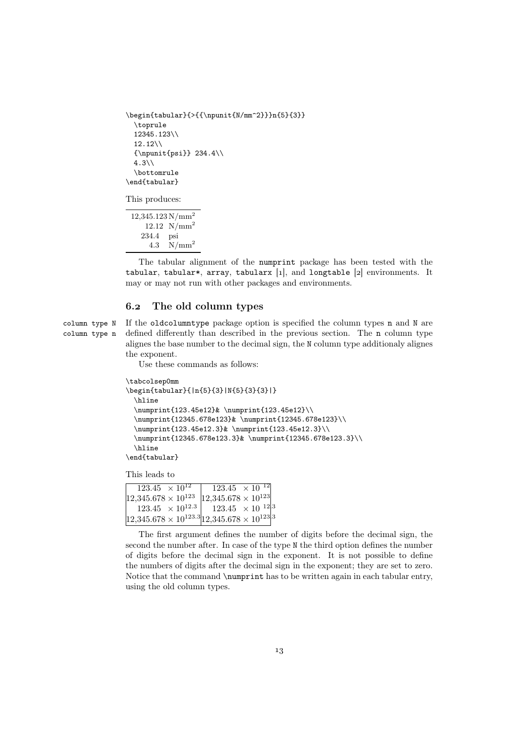```
\begin{tabular}{>{{\npunit{N/mm^2}}}n{5}{3}}
  \toprule
  12345.123\\
  12.12\\
  {\npunit{psi}} 234.4\\
  4.3\\
  \bottomrule
\end{tabular}
```

This produces:

| |
|---|
| 12,345.123 N/mm$^2$ |
| 12.12 N/mm$^2$ |
| 234.4 psi |
| 4.3 N/mm$^2$ |

The tabular alignment of the numprint package has been tested with the `tabular`, `tabular*`, `array`, `tabularx` [1], and `longtable` [2] environments. It may or may not run with other packages and environments.

## 6.2 The old column types

column type N
column type n

If the `oldcolumntype` package option is specified the column types `n` and `N` are defined differently than described in the previous section. The `n` column type alignes the base number to the decimal sign, the `N` column type additionaly alignes the exponent.

Use these commands as follows:

```
\tabcolsep0mm
\begin{tabular}{|n{5}{3}|N{5}{3}{3}|}
  \hline
  \numprint{123.45e12}& \numprint{123.45e12}\\
  \numprint{12345.678e123}& \numprint{12345.678e123}\\
  \numprint{123.45e12.3}& \numprint{123.45e12.3}\\
  \numprint{12345.678e123.3}& \numprint{12345.678e123.3}\\
  \hline
\end{tabular}
```

This leads to

| | |
|---|---|
| $123.45 \times 10^{12}$ | $123.45 \times 10^{12}$ |
| $12{,}345.678 \times 10^{123}$ | $12{,}345.678 \times 10^{123}$ |
| $123.45 \times 10^{12.3}$ | $123.45 \times 10^{12.3}$ |
| $12{,}345.678 \times 10^{123.3}$ | $12{,}345.678 \times 10^{123.3}$ |

The first argument defines the number of digits before the decimal sign, the second the number after. In case of the type `N` the third option defines the number of digits before the decimal sign in the exponent. It is not possible to define the numbers of digits after the decimal sign in the exponent; they are set to zero. Notice that the command `\numprint` has to be written again in each tabular entry, using the old column types.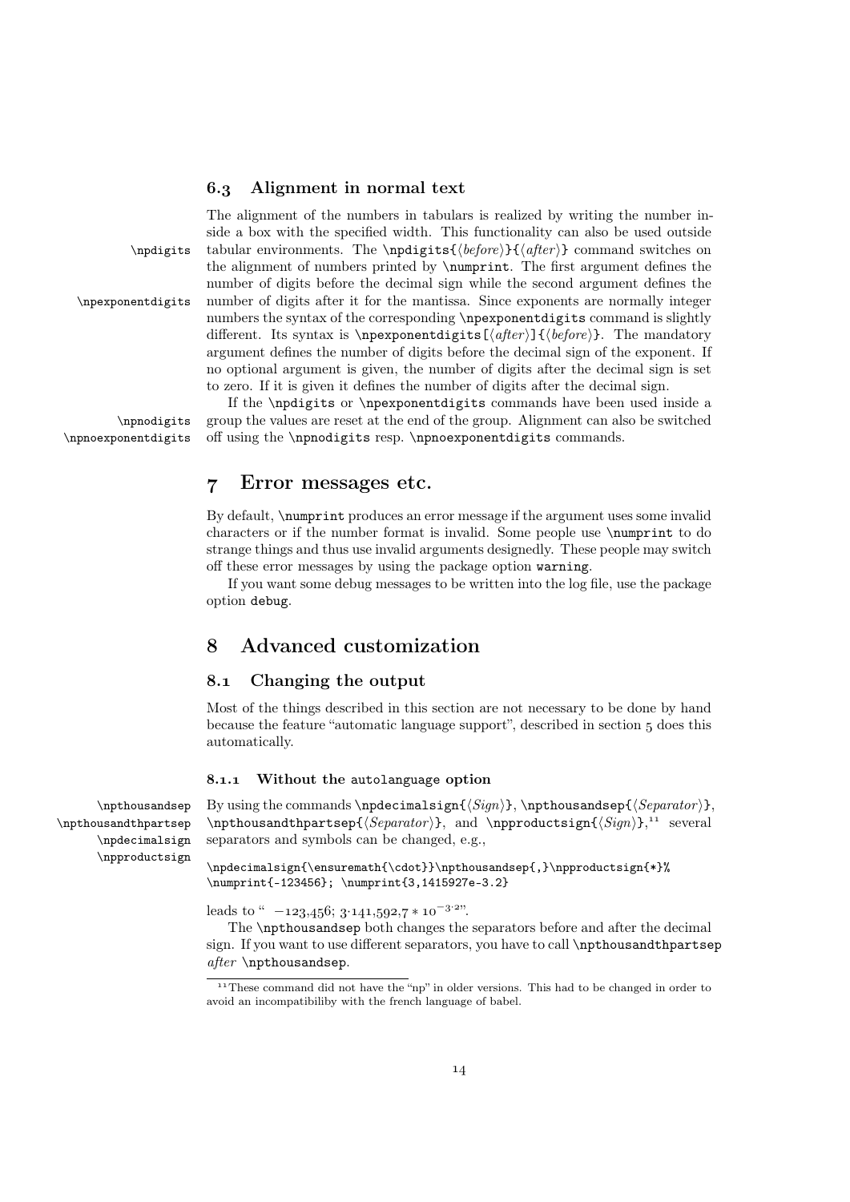### 6.3 Alignment in normal text

`\npdigits`
`\npexponentdigits`

The alignment of the numbers in tabulars is realized by writing the number inside a box with the specified width. This functionality can also be used outside tabular environments. The `\npdigits{⟨before⟩}{⟨after⟩}` command switches on the alignment of numbers printed by `\numprint`. The first argument defines the number of digits before the decimal sign while the second argument defines the number of digits after it for the mantissa. Since exponents are normally integer numbers the syntax of the corresponding `\npexponentdigits` command is slightly different. Its syntax is `\npexponentdigits[⟨after⟩]{⟨before⟩}`. The mandatory argument defines the number of digits before the decimal sign of the exponent. If no optional argument is given, the number of digits after the decimal sign is set to zero. If it is given it defines the number of digits after the decimal sign.

`\npnodigits`
`\npnoexponentdigits`

If the `\npdigits` or `\npexponentdigits` commands have been used inside a group the values are reset at the end of the group. Alignment can also be switched off using the `\npnodigits` resp. `\npnoexponentdigits` commands.

# 7 Error messages etc.

By default, `\numprint` produces an error message if the argument uses some invalid characters or if the number format is invalid. Some people use `\numprint` to do strange things and thus use invalid arguments designedly. These people may switch off these error messages by using the package option `warning`.

If you want some debug messages to be written into the log file, use the package option `debug`.

# 8 Advanced customization

## 8.1 Changing the output

Most of the things described in this section are not necessary to be done by hand because the feature "automatic language support", described in section 5 does this automatically.

#### 8.1.1 Without the autolanguage option

`\npthousandsep`
`\npthousandthpartsep`
`\npdecimalsign`
`\npproductsign`

By using the commands `\npdecimalsign{⟨Sign⟩}`, `\npthousandsep{⟨Separator⟩}`, `\npthousandthpartsep{⟨Separator⟩}`, and `\npproductsign{⟨Sign⟩}`,[11] several separators and symbols can be changed, e.g.,

```
\npdecimalsign{\ensuremath{\cdot}}\npthousandsep{,}\npproductsign{*}%
\numprint{-123456}; \numprint{3,1415927e-3.2}
```

leads to " $-123{,}456$; $3{\cdot}141{,}592{,}7 * 10^{-3{\cdot}2}$".

The `\npthousandsep` both changes the separators before and after the decimal sign. If you want to use different separators, you have to call `\npthousandthpartsep` *after* `\npthousandsep`.

[11] These command did not have the "np" in older versions. This had to be changed in order to avoid an incompatibiliby with the french language of babel.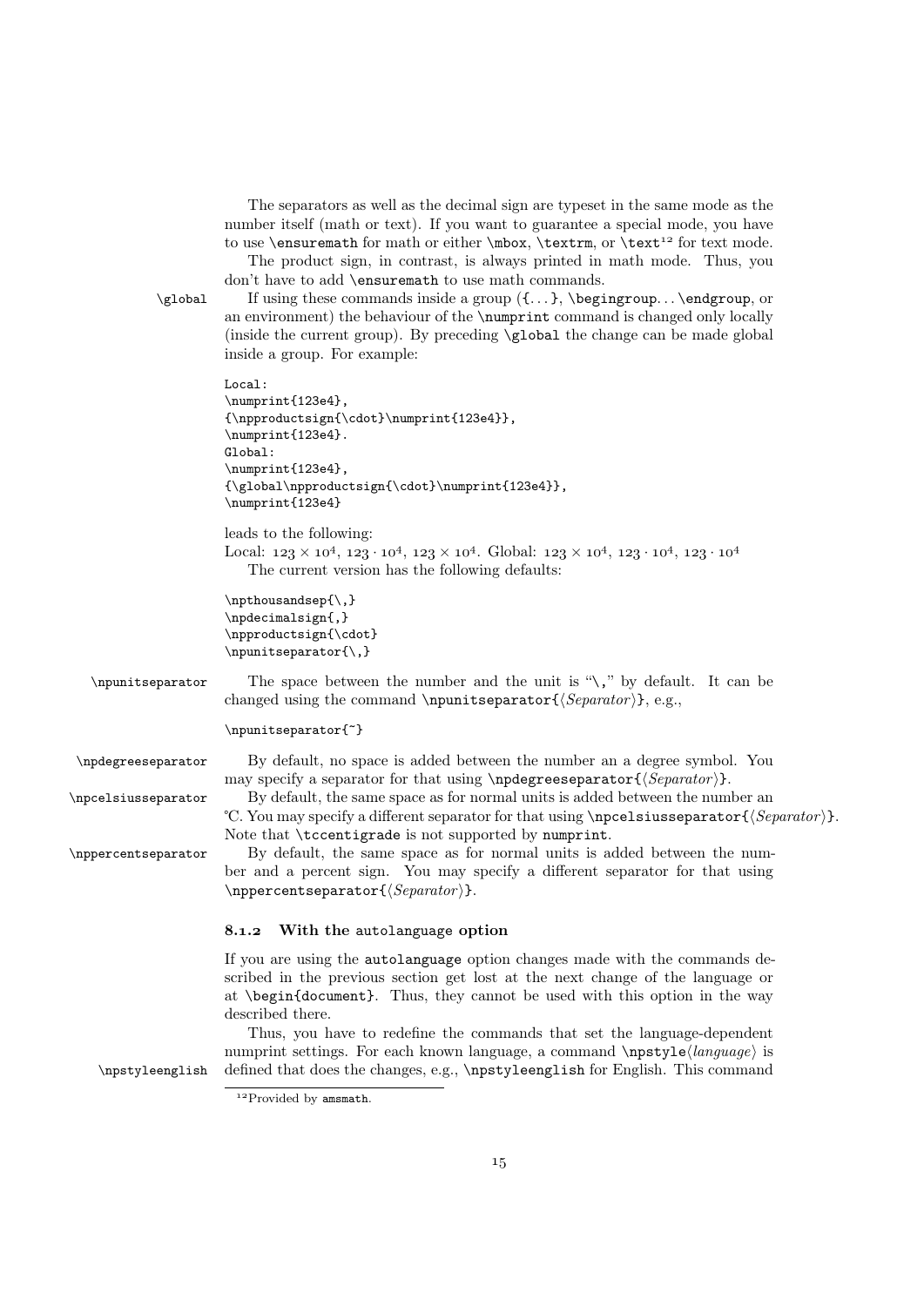The separators as well as the decimal sign are typeset in the same mode as the number itself (math or text). If you want to guarantee a special mode, you have to use `\ensuremath` for math or either `\mbox`, `\textrm`, or `\text`[12] for text mode.

The product sign, in contrast, is always printed in math mode. Thus, you don't have to add `\ensuremath` to use math commands.

`\global` If using these commands inside a group (`{...}`, `\begingroup...\endgroup`, or an environment) the behaviour of the `\numprint` command is changed only locally (inside the current group). By preceding `\global` the change can be made global inside a group. For example:

```
Local:
\numprint{123e4},
{\npproductsign{\cdot}\numprint{123e4}},
\numprint{123e4}.
Global:
\numprint{123e4},
{\global\npproductsign{\cdot}\numprint{123e4}},
\numprint{123e4}
```

leads to the following:

Local: $123 \times 10^4$, $123 \cdot 10^4$, $123 \times 10^4$. Global: $123 \times 10^4$, $123 \cdot 10^4$, $123 \cdot 10^4$

The current version has the following defaults:

```
\npthousandsep{\,}
\npdecimalsign{,}
\npproductsign{\cdot}
\npunitseparator{\,}
```

`\npunitseparator` The space between the number and the unit is "`\,`" by default. It can be changed using the command `\npunitseparator{`⟨*Separator*⟩`}`, e.g.,

```
\npunitseparator{~}
```

`\npdegreeseparator` By default, no space is added between the number an a degree symbol. You may specify a separator for that using `\npdegreeseparator{`⟨*Separator*⟩`}`.

`\npcelsiusseparator` By default, the same space as for normal units is added between the number an ℃. You may specify a different separator for that using `\npcelsiusseparator{`⟨*Separator*⟩`}`. Note that `\tccentigrade` is not supported by `numprint`.

`\nppercentseparator` By default, the same space as for normal units is added between the number and a percent sign. You may specify a different separator for that using `\nppercentseparator{`⟨*Separator*⟩`}`.

### 8.1.2 With the `autolanguage` option

If you are using the `autolanguage` option changes made with the commands described in the previous section get lost at the next change of the language or at `\begin{document}`. Thus, they cannot be used with this option in the way described there.

`\npstyleenglish` Thus, you have to redefine the commands that set the language-dependent numprint settings. For each known language, a command `\npstyle`⟨*language*⟩ is defined that does the changes, e.g., `\npstyleenglish` for English. This command

[12] Provided by `amsmath`.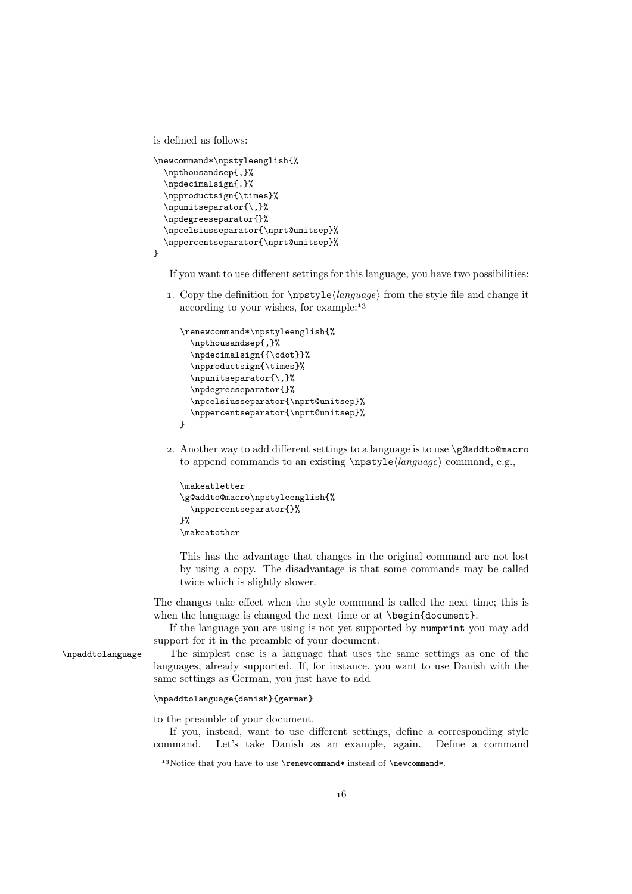is defined as follows:

```
\newcommand*\npstyleenglish{%
  \npthousandsep{,}%
  \npdecimalsign{.}%
  \npproductsign{\times}%
  \npunitseparator{\,}%
  \npdegreeseparator{}%
  \npcelsiusseparator{\nprt@unitsep}%
  \nppercentseparator{\nprt@unitsep}%
}
```

If you want to use different settings for this language, you have two possibilities:

1. Copy the definition for \npstyle⟨*language*⟩ from the style file and change it according to your wishes, for example:[13]

   ```
   \renewcommand*\npstyleenglish{%
     \npthousandsep{,}%
     \npdecimalsign{{\cdot}}%
     \npproductsign{\times}%
     \npunitseparator{\,}%
     \npdegreeseparator{}%
     \npcelsiusseparator{\nprt@unitsep}%
     \nppercentseparator{\nprt@unitsep}%
   }
   ```

2. Another way to add different settings to a language is to use \g@addto@macro to append commands to an existing \npstyle⟨*language*⟩ command, e.g.,

   ```
   \makeatletter
   \g@addto@macro\npstyleenglish{%
     \nppercentseparator{}%
   }%
   \makeatother
   ```

   This has the advantage that changes in the original command are not lost by using a copy. The disadvantage is that some commands may be called twice which is slightly slower.

The changes take effect when the style command is called the next time; this is when the language is changed the next time or at `\begin{document}`.

If the language you are using is not yet supported by `numprint` you may add support for it in the preamble of your document.

`\npaddtolanguage` The simplest case is a language that uses the same settings as one of the languages, already supported. If, for instance, you want to use Danish with the same settings as German, you just have to add

```
\npaddtolanguage{danish}{german}
```

to the preamble of your document.

If you, instead, want to use different settings, define a corresponding style command. Let's take Danish as an example, again. Define a command

[13] Notice that you have to use `\renewcommand*` instead of `\newcommand*`.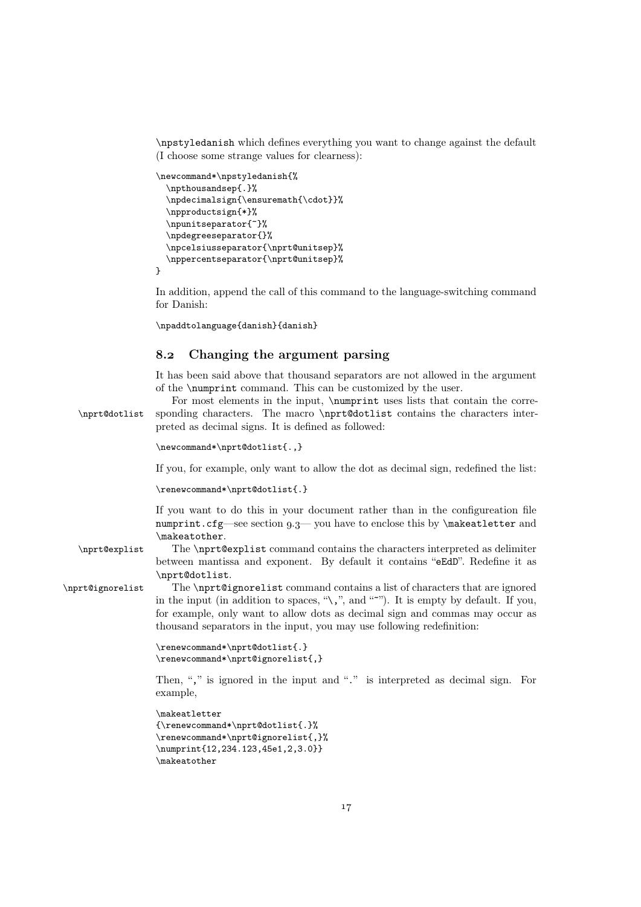`\npstyledanish` which defines everything you want to change against the default (I choose some strange values for clearness):

```
\newcommand*\npstyledanish{%
  \npthousandsep{.}%
  \npdecimalsign{\ensuremath{\cdot}}%
  \npproductsign{*}%
  \npunitseparator{~}%
  \npdegreeseparator{}%
  \npcelsiusseparator{\nprt@unitsep}%
  \nppercentseparator{\nprt@unitsep}%
}
```

In addition, append the call of this command to the language-switching command for Danish:

```
\npaddtolanguage{danish}{danish}
```

## 8.2 Changing the argument parsing

It has been said above that thousand separators are not allowed in the argument of the `\numprint` command. This can be customized by the user.

`\nprt@dotlist` For most elements in the input, `\numprint` uses lists that contain the corresponding characters. The macro `\nprt@dotlist` contains the characters interpreted as decimal signs. It is defined as followed:

```
\newcommand*\nprt@dotlist{.,}
```

If you, for example, only want to allow the dot as decimal sign, redefined the list:

```
\renewcommand*\nprt@dotlist{.}
```

If you want to do this in your document rather than in the configureation file `numprint.cfg`—see section 9.3— you have to enclose this by `\makeatletter` and `\makeatother`.

`\nprt@explist` The `\nprt@explist` command contains the characters interpreted as delimiter between mantissa and exponent. By default it contains "`eEdD`". Redefine it as `\nprt@dotlist`.

`\nprt@ignorelist` The `\nprt@ignorelist` command contains a list of characters that are ignored in the input (in addition to spaces, "`\,`", and "`~`"). It is empty by default. If you, for example, only want to allow dots as decimal sign and commas may occur as thousand separators in the input, you may use following redefinition:

```
\renewcommand*\nprt@dotlist{.}
\renewcommand*\nprt@ignorelist{,}
```

Then, "`,`" is ignored in the input and "`.`" is interpreted as decimal sign. For example,

```
\makeatletter
{\renewcommand*\nprt@dotlist{.}%
\renewcommand*\nprt@ignorelist{,}%
\numprint{12,234.123,45e1,2,3.0}}
\makeatother
```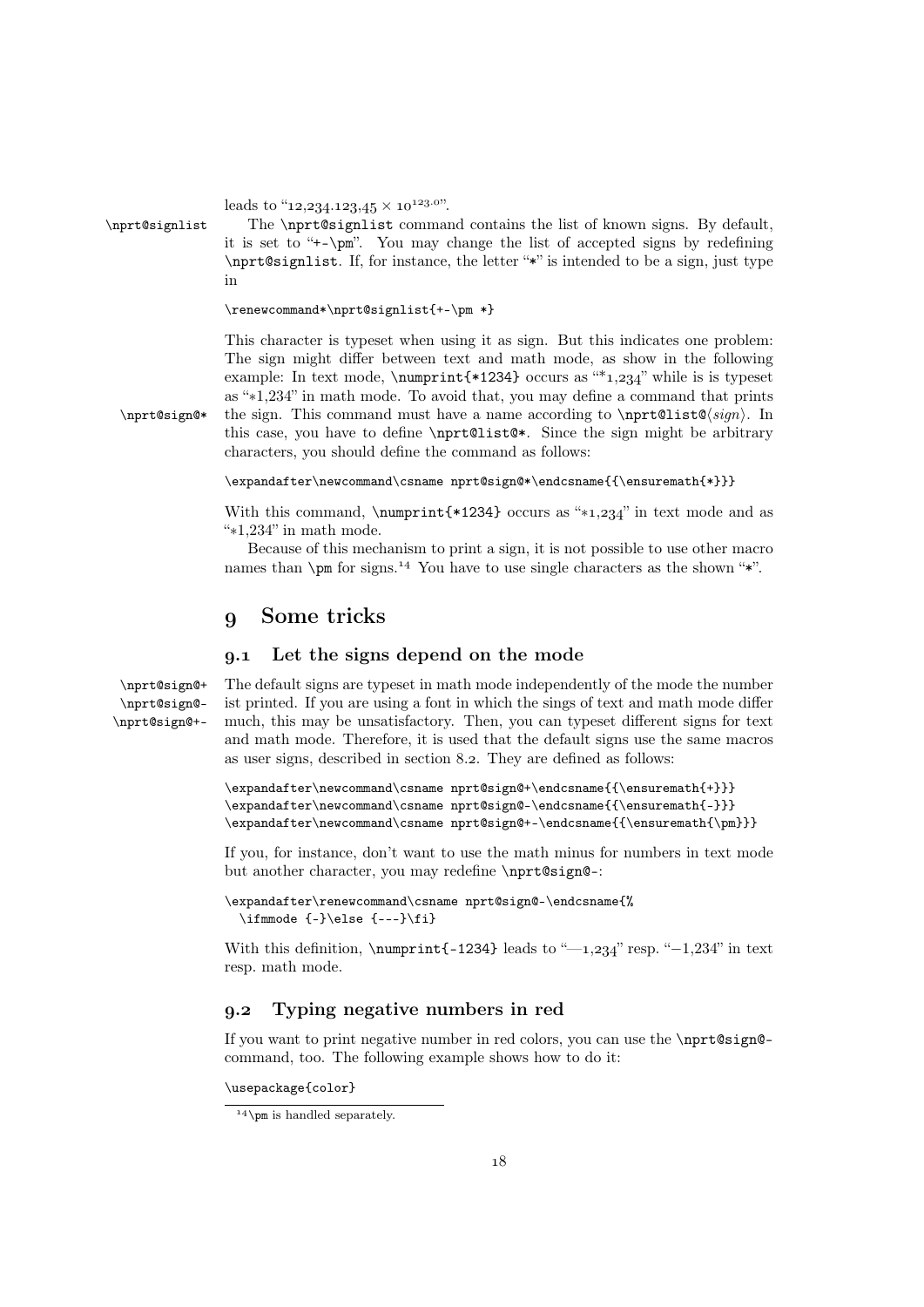leads to "12,234.123,45 × 10^123.0".

\nprt@signlist The `\nprt@signlist` command contains the list of known signs. By default, it is set to "`+-\pm`". You may change the list of accepted signs by redefining `\nprt@signlist`. If, for instance, the letter "`*`" is intended to be a sign, just type in

```
\renewcommand*\nprt@signlist{+-\pm *}
```

This character is typeset when using it as sign. But this indicates one problem: The sign might differ between text and math mode, as show in the following example: In text mode, `\numprint{*1234}` occurs as "*1,234" while is is typeset as "∗1,234" in math mode. To avoid that, you may define a command that prints

\nprt@sign@* the sign. This command must have a name according to `\nprt@list@`⟨*sign*⟩. In this case, you have to define `\nprt@list@*`. Since the sign might be arbitrary characters, you should define the command as follows:

```
\expandafter\newcommand\csname nprt@sign@*\endcsname{{\ensuremath{*}}}
```

With this command, `\numprint{*1234}` occurs as "∗1,234" in text mode and as "∗1,234" in math mode.

Because of this mechanism to print a sign, it is not possible to use other macro names than `\pm` for signs.[14] You have to use single characters as the shown "`*`".

# 9 Some tricks

## 9.1 Let the signs depend on the mode

\nprt@sign@+ \nprt@sign@- \nprt@sign@+- The default signs are typeset in math mode independently of the mode the number ist printed. If you are using a font in which the sings of text and math mode differ much, this may be unsatisfactory. Then, you can typeset different signs for text and math mode. Therefore, it is used that the default signs use the same macros as user signs, described in section 8.2. They are defined as follows:

```
\expandafter\newcommand\csname nprt@sign@+\endcsname{{\ensuremath{+}}}
\expandafter\newcommand\csname nprt@sign@-\endcsname{{\ensuremath{-}}}
\expandafter\newcommand\csname nprt@sign@+-\endcsname{{\ensuremath{\pm}}}
```

If you, for instance, don't want to use the math minus for numbers in text mode but another character, you may redefine `\nprt@sign@-`:

```
\expandafter\renewcommand\csname nprt@sign@-\endcsname{%
  \ifmmode {-}\else {---}\fi}
```

With this definition, `\numprint{-1234}` leads to "—1,234" resp. "−1,234" in text resp. math mode.

## 9.2 Typing negative numbers in red

If you want to print negative number in red colors, you can use the `\nprt@sign@-` command, too. The following example shows how to do it:

```
\usepackage{color}
```

[14] `\pm` is handled separately.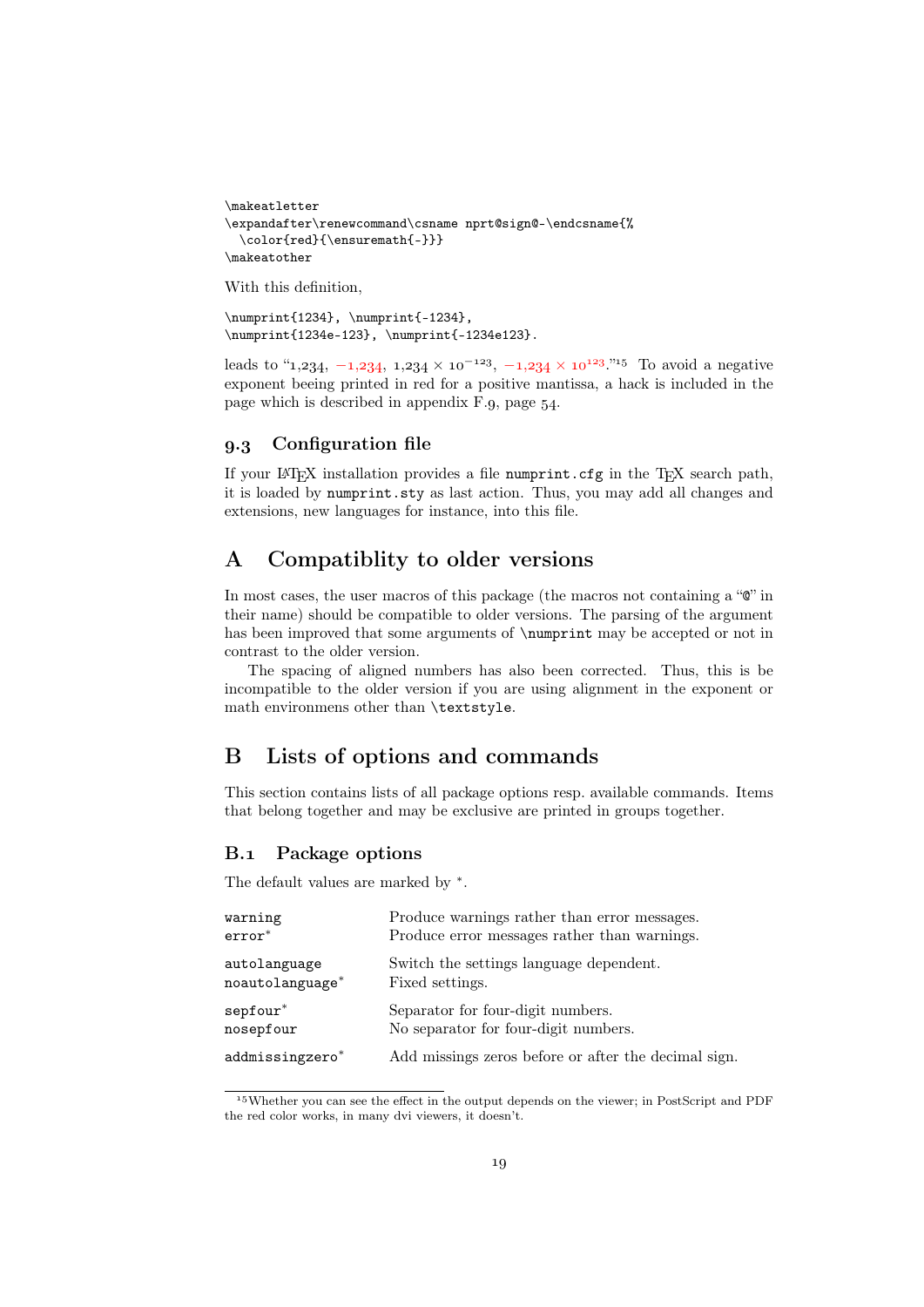```
\makeatletter
\expandafter\renewcommand\csname nprt@sign@-\endcsname{%
  \color{red}{\ensuremath{-}}}
\makeatother
```

With this definition,

```
\numprint{1234}, \numprint{-1234},
\numprint{1234e-123}, \numprint{-1234e123}.
```

leads to "1,234, −1,234, $1{,}234 \times 10^{-123}$, $-1{,}234 \times 10^{123}$."[15] To avoid a negative exponent beeing printed in red for a positive mantissa, a hack is included in the page which is described in appendix F.9, page 54.

### 9.3 Configuration file

If your LaTeX installation provides a file `numprint.cfg` in the TeX search path, it is loaded by `numprint.sty` as last action. Thus, you may add all changes and extensions, new languages for instance, into this file.

## A Compatiblity to older versions

In most cases, the user macros of this package (the macros not containing a "@" in their name) should be compatible to older versions. The parsing of the argument has been improved that some arguments of `\numprint` may be accepted or not in contrast to the older version.

The spacing of aligned numbers has also been corrected. Thus, this is be incompatible to the older version if you are using alignment in the exponent or math environmens other than `\textstyle`.

## B Lists of options and commands

This section contains lists of all package options resp. available commands. Items that belong together and may be exclusive are printed in groups together.

### B.1 Package options

The default values are marked by *.

| | |
|---|---|
| `warning` | Produce warnings rather than error messages. |
| `error`* | Produce error messages rather than warnings. |
| `autolanguage` | Switch the settings language dependent. |
| `noautolanguage`* | Fixed settings. |
| `sepfour`* | Separator for four-digit numbers. |
| `nosepfour` | No separator for four-digit numbers. |
| `addmissingzero`* | Add missings zeros before or after the decimal sign. |

[15] Whether you can see the effect in the output depends on the viewer; in PostScript and PDF the red color works, in many dvi viewers, it doesn't.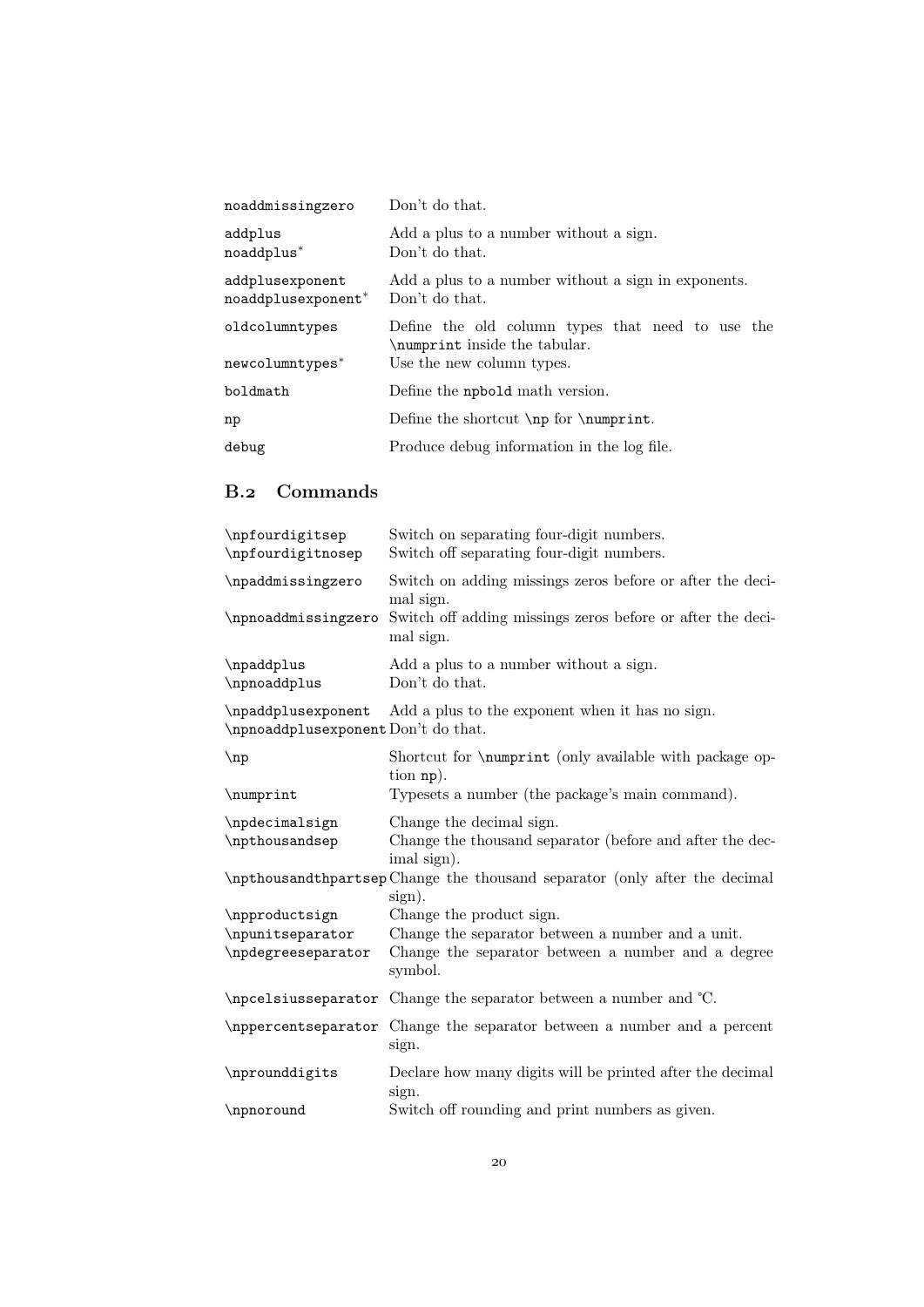| | |
|---|---|
| `noaddmissingzero` | Don't do that. |
| `addplus` | Add a plus to a number without a sign. |
| `noaddplus`* | Don't do that. |
| `addplusexponent` | Add a plus to a number without a sign in exponents. |
| `noaddplusexponent`* | Don't do that. |
| `oldcolumntypes` | Define the old column types that need to use the `\numprint` inside the tabular. |
| `newcolumntypes`* | Use the new column types. |
| `boldmath` | Define the `npbold` math version. |
| `np` | Define the shortcut `\np` for `\numprint`. |
| `debug` | Produce debug information in the log file. |

## B.2 Commands

| | |
|---|---|
| `\npfourdigitsep` | Switch on separating four-digit numbers. |
| `\npfourdigitnosep` | Switch off separating four-digit numbers. |
| `\npaddmissingzero` | Switch on adding missings zeros before or after the decimal sign. |
| `\npnoaddmissingzero` | Switch off adding missings zeros before or after the decimal sign. |
| `\npaddplus` | Add a plus to a number without a sign. |
| `\npnoaddplus` | Don't do that. |
| `\npaddplusexponent` | Add a plus to the exponent when it has no sign. |
| `\npnoaddplusexponent` | Don't do that. |
| `\np` | Shortcut for `\numprint` (only available with package option `np`). |
| `\numprint` | Typesets a number (the package's main command). |
| `\npdecimalsign` | Change the decimal sign. |
| `\npthousandsep` | Change the thousand separator (before and after the decimal sign). |
| `\npthousandthpartsep` | Change the thousand separator (only after the decimal sign). |
| `\npproductsign` | Change the product sign. |
| `\npunitseparator` | Change the separator between a number and a unit. |
| `\npdegreeseparator` | Change the separator between a number and a degree symbol. |
| `\npcelsiusseparator` | Change the separator between a number and ℃. |
| `\nppercentseparator` | Change the separator between a number and a percent sign. |
| `\nprounddigits` | Declare how many digits will be printed after the decimal sign. |
| `\npnoround` | Switch off rounding and print numbers as given. |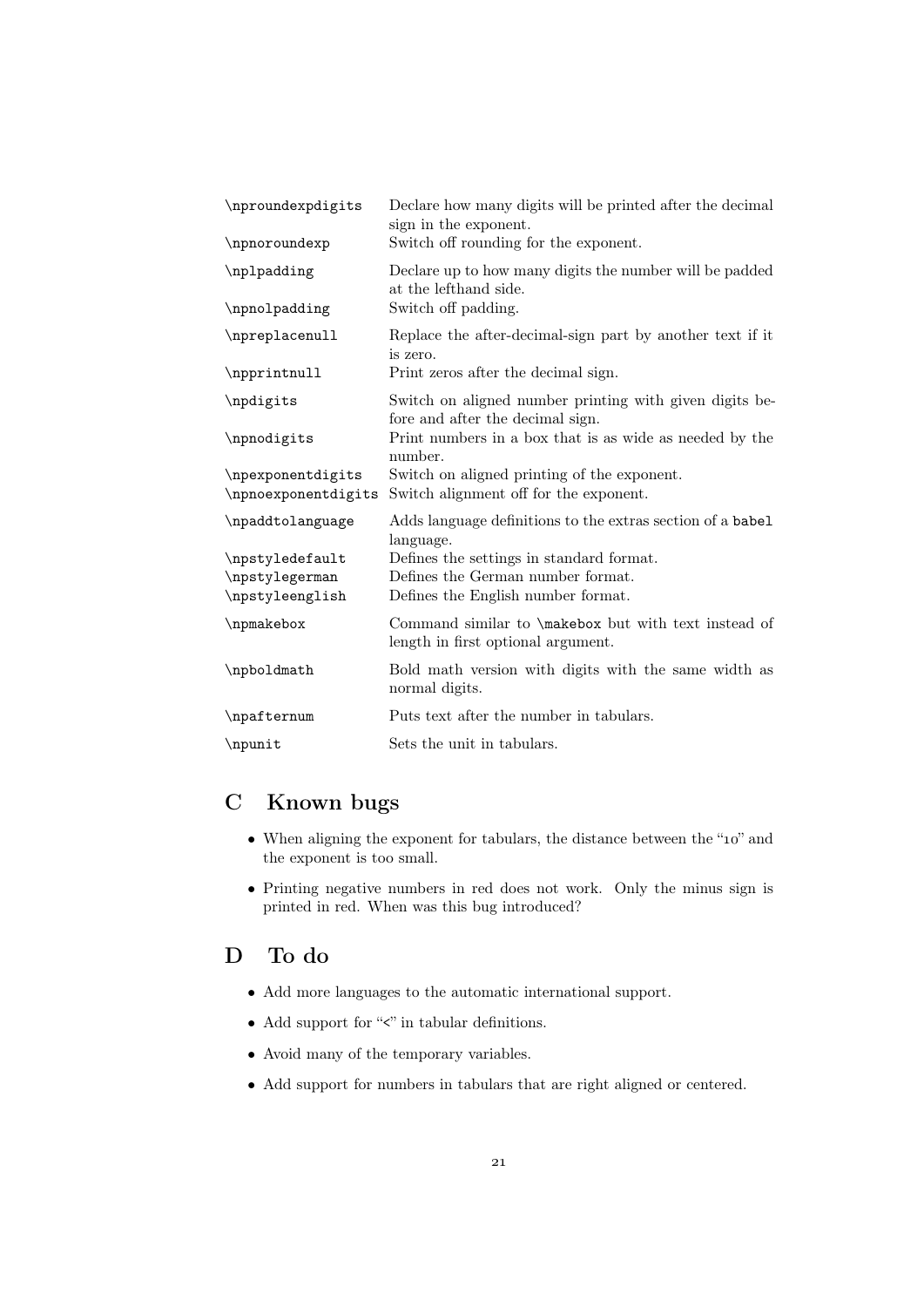| | |
|---|---|
| `\nproundexpdigits` | Declare how many digits will be printed after the decimal sign in the exponent. |
| `\npnoroundexp` | Switch off rounding for the exponent. |
| `\nplpadding` | Declare up to how many digits the number will be padded at the lefthand side. |
| `\npnolpadding` | Switch off padding. |
| `\npreplacenull` | Replace the after-decimal-sign part by another text if it is zero. |
| `\npprintnull` | Print zeros after the decimal sign. |
| `\npdigits` | Switch on aligned number printing with given digits before and after the decimal sign. |
| `\npnodigits` | Print numbers in a box that is as wide as needed by the number. |
| `\npexponentdigits` | Switch on aligned printing of the exponent. |
| `\npnoexponentdigits` | Switch alignment off for the exponent. |
| `\npaddtolanguage` | Adds language definitions to the extras section of a `babel` language. |
| `\npstyledefault` | Defines the settings in standard format. |
| `\npstylegerman` | Defines the German number format. |
| `\npstyleenglish` | Defines the English number format. |
| `\npmakebox` | Command similar to `\makebox` but with text instead of length in first optional argument. |
| `\npboldmath` | Bold math version with digits with the same width as normal digits. |
| `\npafternum` | Puts text after the number in tabulars. |
| `\npunit` | Sets the unit in tabulars. |

# C Known bugs

- When aligning the exponent for tabulars, the distance between the "10" and the exponent is too small.
- Printing negative numbers in red does not work. Only the minus sign is printed in red. When was this bug introduced?

# D To do

- Add more languages to the automatic international support.
- Add support for "<" in tabular definitions.
- Avoid many of the temporary variables.
- Add support for numbers in tabulars that are right aligned or centered.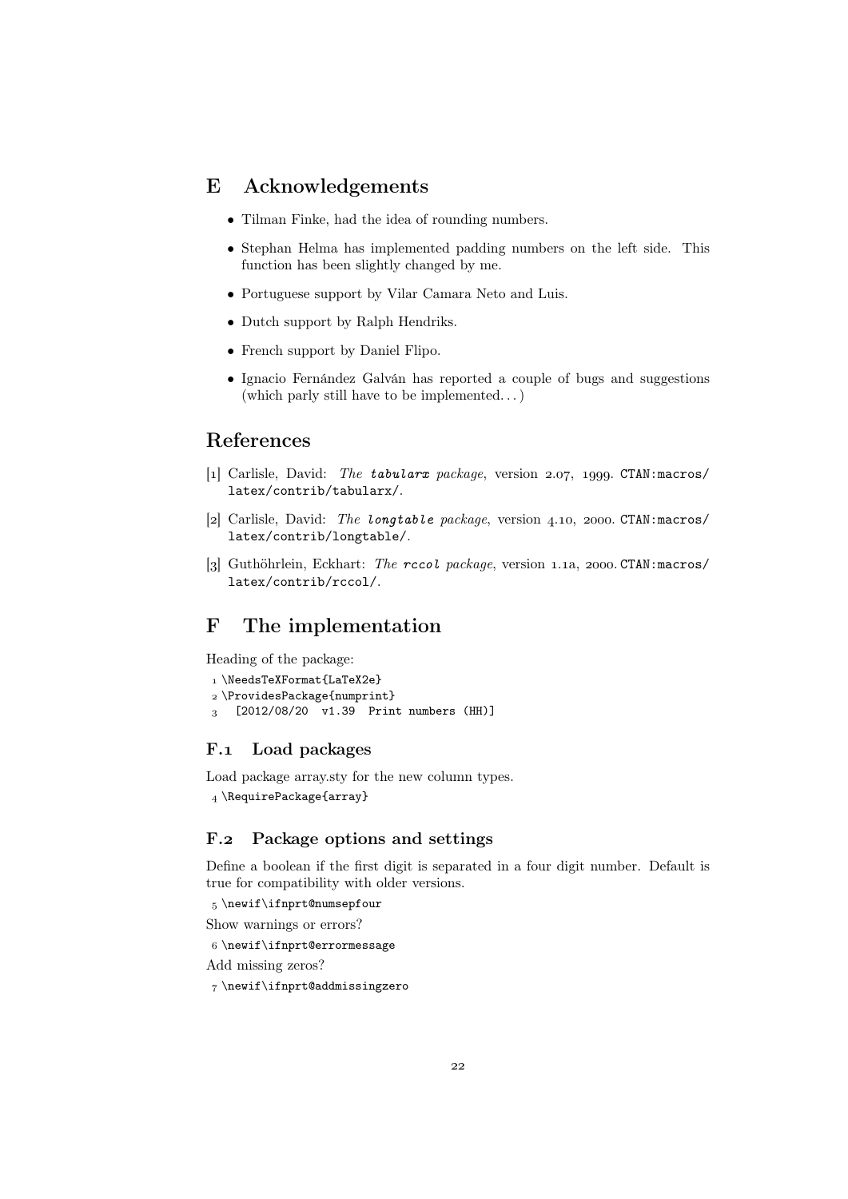# E Acknowledgements

- Tilman Finke, had the idea of rounding numbers.
- Stephan Helma has implemented padding numbers on the left side. This function has been slightly changed by me.
- Portuguese support by Vilar Camara Neto and Luis.
- Dutch support by Ralph Hendriks.
- French support by Daniel Flipo.
- Ignacio Fernández Galván has reported a couple of bugs and suggestions (which parly still have to be implemented. . . )

# References

[1] Carlisle, David: *The* **tabularx** *package*, version 2.07, 1999. CTAN:macros/latex/contrib/tabularx/.

[2] Carlisle, David: *The* **longtable** *package*, version 4.10, 2000. CTAN:macros/latex/contrib/longtable/.

[3] Guthöhrlein, Eckhart: *The* **rccol** *package*, version 1.1a, 2000. CTAN:macros/latex/contrib/rccol/.

# F The implementation

Heading of the package:

```
1 \NeedsTeXFormat{LaTeX2e}
2 \ProvidesPackage{numprint}
3   [2012/08/20  v1.39  Print numbers (HH)]
```

## F.1 Load packages

Load package array.sty for the new column types.

```
4 \RequirePackage{array}
```

## F.2 Package options and settings

Define a boolean if the first digit is separated in a four digit number. Default is true for compatibility with older versions.

```
5 \newif\ifnprt@numsepfour
```

Show warnings or errors?

```
6 \newif\ifnprt@errormessage
```

Add missing zeros?

```
7 \newif\ifnprt@addmissingzero
```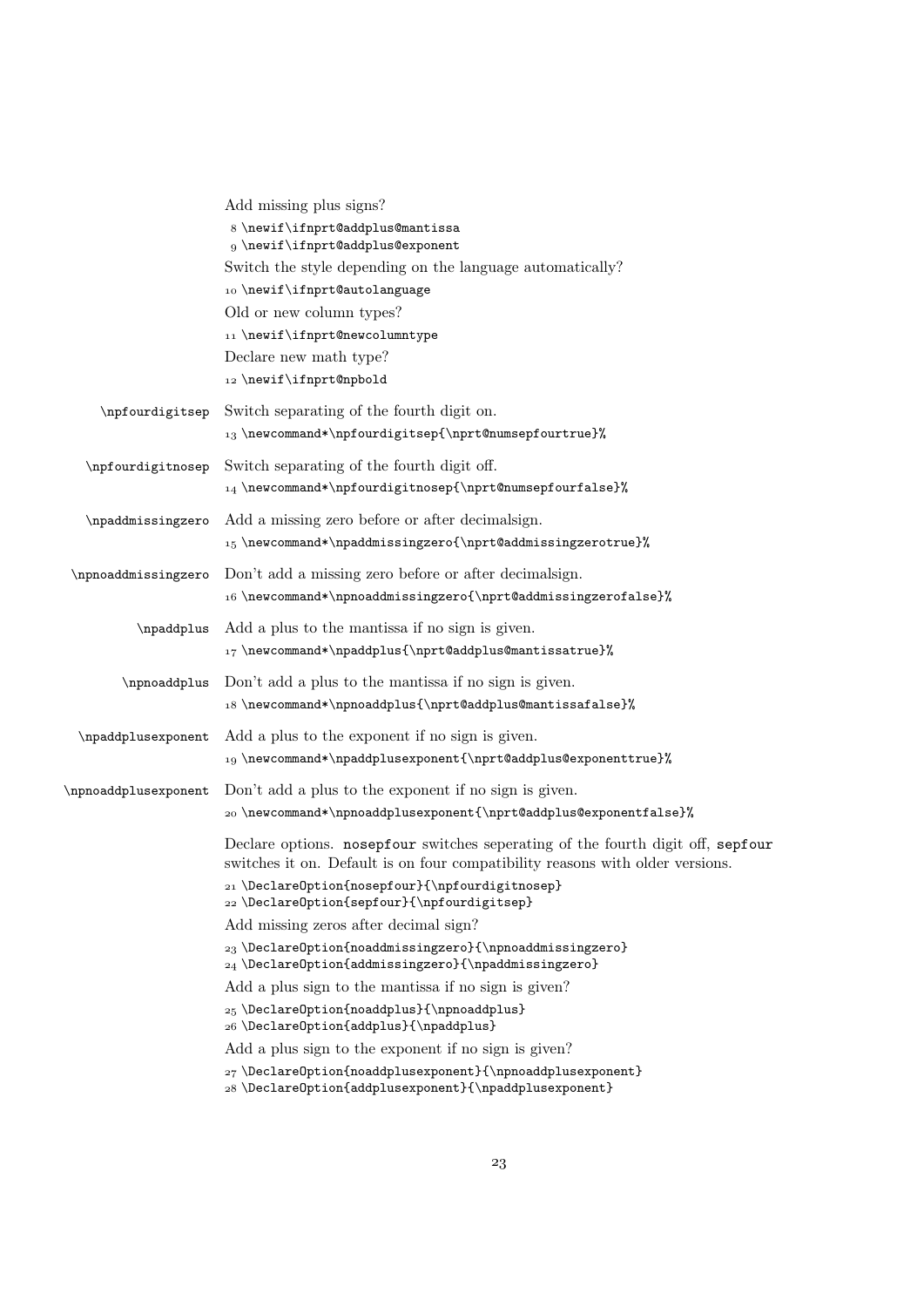Add missing plus signs?

```
8 \newif\ifnprt@addplus@mantissa
9 \newif\ifnprt@addplus@exponent
```

Switch the style depending on the language automatically?

```
10 \newif\ifnprt@autolanguage
```

Old or new column types?

```
11 \newif\ifnprt@newcolumntype
```

Declare new math type?

```
12 \newif\ifnprt@npbold
```

`\npfourdigitsep` Switch separating of the fourth digit on.

```
13 \newcommand*\npfourdigitsep{\nprt@numsepfourtrue}%
```

`\npfourdigitnosep` Switch separating of the fourth digit off.

```
14 \newcommand*\npfourdigitnosep{\nprt@numsepfourfalse}%
```

`\npaddmissingzero` Add a missing zero before or after decimalsign.

```
15 \newcommand*\npaddmissingzero{\nprt@addmissingzerotrue}%
```

`\npnoaddmissingzero` Don't add a missing zero before or after decimalsign.

```
16 \newcommand*\npnoaddmissingzero{\nprt@addmissingzerofalse}%
```

`\npaddplus` Add a plus to the mantissa if no sign is given.

```
17 \newcommand*\npaddplus{\nprt@addplus@mantissatrue}%
```

`\npnoaddplus` Don't add a plus to the mantissa if no sign is given.

```
18 \newcommand*\npnoaddplus{\nprt@addplus@mantissafalse}%
```

`\npaddplusexponent` Add a plus to the exponent if no sign is given.

```
19 \newcommand*\npaddplusexponent{\nprt@addplus@exponenttrue}%
```

`\npnoaddplusexponent` Don't add a plus to the exponent if no sign is given.

```
20 \newcommand*\npnoaddplusexponent{\nprt@addplus@exponentfalse}%
```

Declare options. `nosepfour` switches seperating of the fourth digit off, `sepfour` switches it on. Default is on four compatibility reasons with older versions.

```
21 \DeclareOption{nosepfour}{\npfourdigitnosep}
22 \DeclareOption{sepfour}{\npfourdigitsep}
```

Add missing zeros after decimal sign?

```
23 \DeclareOption{noaddmissingzero}{\npnoaddmissingzero}
24 \DeclareOption{addmissingzero}{\npaddmissingzero}
```

Add a plus sign to the mantissa if no sign is given?

```
25 \DeclareOption{noaddplus}{\npnoaddplus}
26 \DeclareOption{addplus}{\npaddplus}
```

Add a plus sign to the exponent if no sign is given?

```
27 \DeclareOption{noaddplusexponent}{\npnoaddplusexponent}
28 \DeclareOption{addplusexponent}{\npaddplusexponent}
```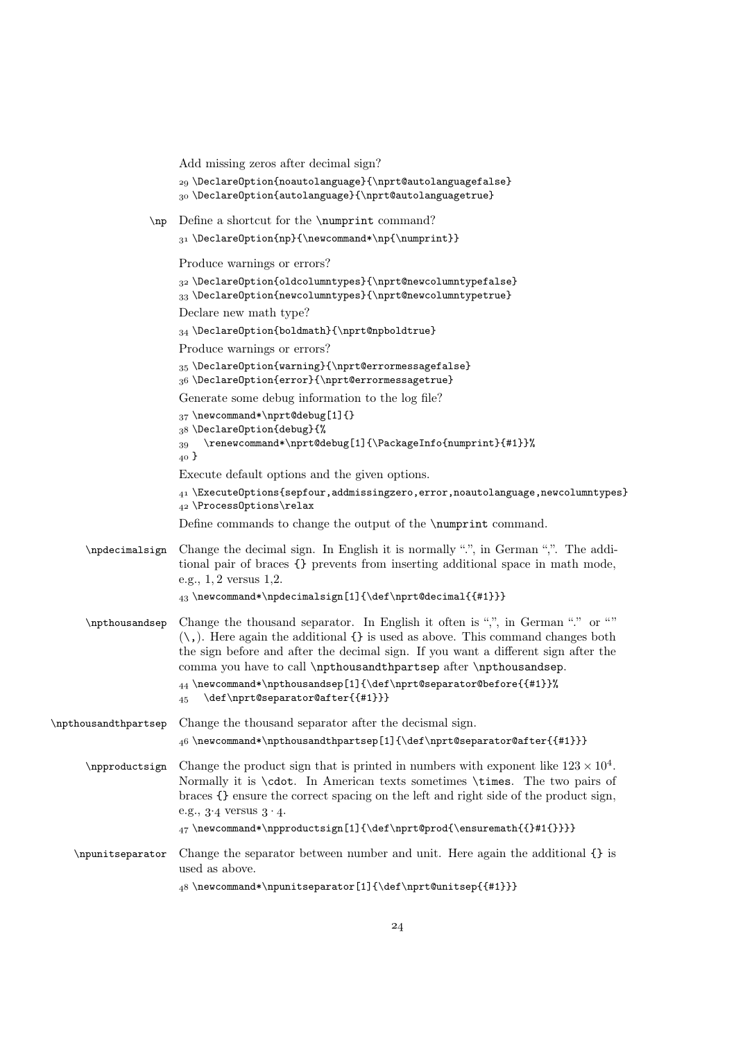Add missing zeros after decimal sign?

```
29 \DeclareOption{noautolanguage}{\nprt@autolanguagefalse}
30 \DeclareOption{autolanguage}{\nprt@autolanguagetrue}
```

`\np` Define a shortcut for the `\numprint` command?

```
31 \DeclareOption{np}{\newcommand*\np{\numprint}}
```

Produce warnings or errors?

```
32 \DeclareOption{oldcolumntypes}{\nprt@newcolumntypefalse}
33 \DeclareOption{newcolumntypes}{\nprt@newcolumntypetrue}
```

Declare new math type?

```
34 \DeclareOption{boldmath}{\nprt@npboldtrue}
```

Produce warnings or errors?

```
35 \DeclareOption{warning}{\nprt@errormessagefalse}
36 \DeclareOption{error}{\nprt@errormessagetrue}
```

Generate some debug information to the log file?

```
37 \newcommand*\nprt@debug[1]{}
38 \DeclareOption{debug}{%
39   \renewcommand*\nprt@debug[1]{\PackageInfo{numprint}{#1}}%
40 }
```

Execute default options and the given options.

```
41 \ExecuteOptions{sepfour,addmissingzero,error,noautolanguage,newcolumntypes}
42 \ProcessOptions\relax
```

Define commands to change the output of the `\numprint` command.

`\npdecimalsign` Change the decimal sign. In English it is normally ".", in German ",". The additional pair of braces {} prevents from inserting additional space in math mode, e.g., $1, 2$ versus $1{,}2$.

```
43 \newcommand*\npdecimalsign[1]{\def\nprt@decimal{{#1}}}
```

`\npthousandsep` Change the thousand separator. In English it often is ",", in German "." or "" (\,). Here again the additional {} is used as above. This command changes both the sign before and after the decimal sign. If you want a different sign after the comma you have to call `\npthousandthpartsep` after `\npthousandsep`.

```
44 \newcommand*\npthousandsep[1]{\def\nprt@separator@before{{#1}}%
45   \def\nprt@separator@after{{#1}}}
```

`\npthousandthpartsep` Change the thousand separator after the decismal sign.

```
46 \newcommand*\npthousandthpartsep[1]{\def\nprt@separator@after{{#1}}}
```

`\npproductsign` Change the product sign that is printed in numbers with exponent like $123 \times 10^4$. Normally it is `\cdot`. In American texts sometimes `\times`. The two pairs of braces {} ensure the correct spacing on the left and right side of the product sign, e.g., $3{\cdot}4$ versus $3 \cdot 4$.

```
47 \newcommand*\npproductsign[1]{\def\nprt@prod{\ensuremath{{}#1{}}}}
```

`\npunitseparator` Change the separator between number and unit. Here again the additional {} is used as above.

```
48 \newcommand*\npunitseparator[1]{\def\nprt@unitsep{{#1}}}
```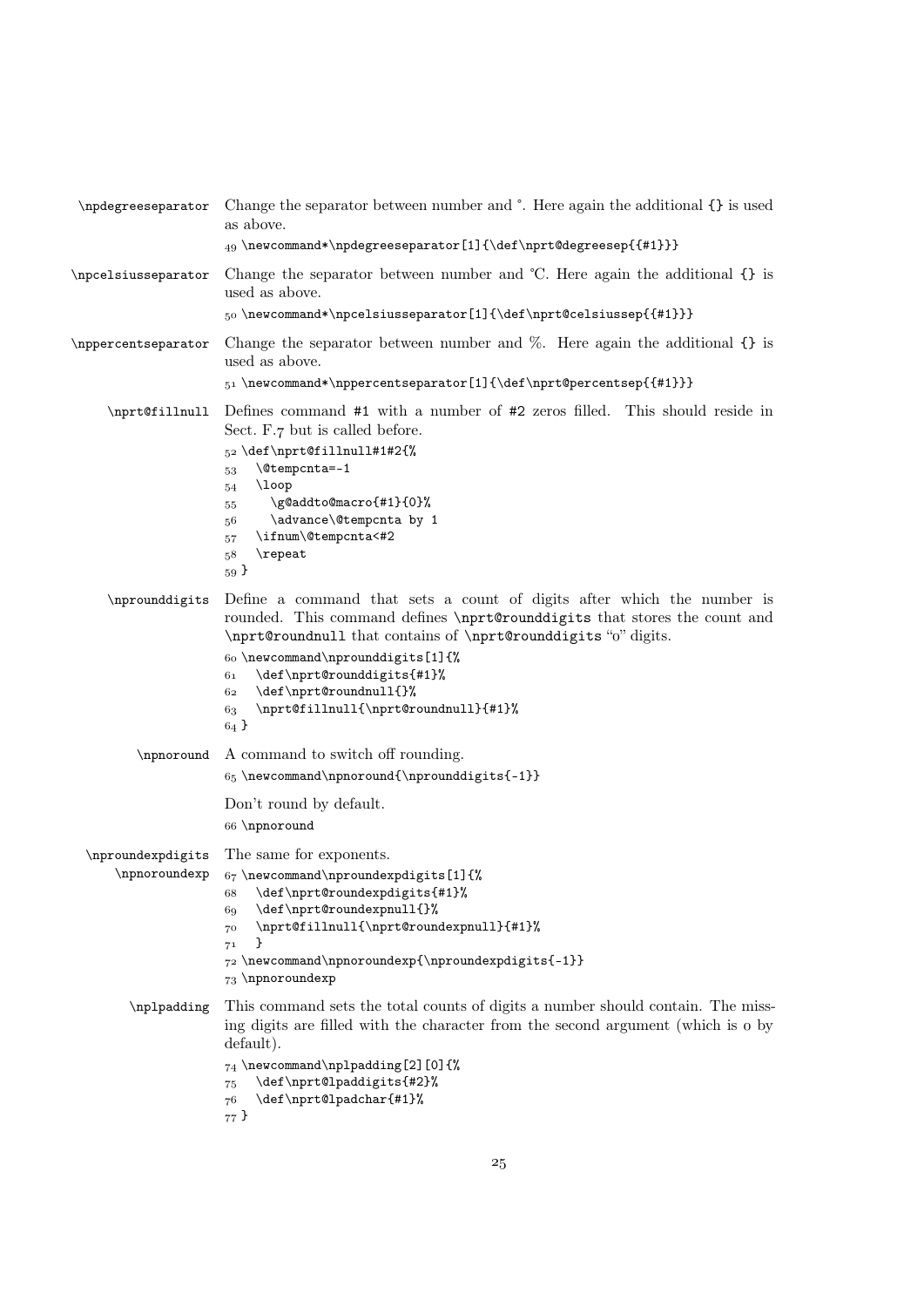**\npdegreeseparator** Change the separator between number and °. Here again the additional {} is used as above.

```
49 \newcommand*\npdegreeseparator[1]{\def\nprt@degreesep{{#1}}}
```

**\npcelsiusseparator** Change the separator between number and ℃. Here again the additional {} is used as above.

```
50 \newcommand*\npcelsiusseparator[1]{\def\nprt@celsiussep{{#1}}}
```

**\nppercentseparator** Change the separator between number and %. Here again the additional {} is used as above.

```
51 \newcommand*\nppercentseparator[1]{\def\nprt@percentsep{{#1}}}
```

**\nprt@fillnull** Defines command #1 with a number of #2 zeros filled. This should reside in Sect. F.7 but is called before.

```
52 \def\nprt@fillnull#1#2{%
53   \@tempcnta=-1
54   \loop
55     \g@addto@macro{#1}{0}%
56     \advance\@tempcnta by 1
57   \ifnum\@tempcnta<#2
58   \repeat
59 }
```

**\nprounddigits** Define a command that sets a count of digits after which the number is rounded. This command defines \nprt@rounddigits that stores the count and \nprt@roundnull that contains of \nprt@rounddigits "0" digits.

```
60 \newcommand\nprounddigits[1]{%
61   \def\nprt@rounddigits{#1}%
62   \def\nprt@roundnull{}%
63   \nprt@fillnull{\nprt@roundnull}{#1}%
64 }
```

**\npnoround** A command to switch off rounding.

```
65 \newcommand\npnoround{\nprounddigits{-1}}
```

Don't round by default.

```
66 \npnoround
```

**\nproundexpdigits**
**\npnoroundexp** The same for exponents.

```
67 \newcommand\nproundexpdigits[1]{%
68   \def\nprt@roundexpdigits{#1}%
69   \def\nprt@roundexpnull{}%
70   \nprt@fillnull{\nprt@roundexpnull}{#1}%
71   }
72 \newcommand\npnoroundexp{\nproundexpdigits{-1}}
73 \npnoroundexp
```

**\nplpadding** This command sets the total counts of digits a number should contain. The missing digits are filled with the character from the second argument (which is 0 by default).

```
74 \newcommand\nplpadding[2][0]{%
75   \def\nprt@lpaddigits{#2}%
76   \def\nprt@lpadchar{#1}%
77 }
```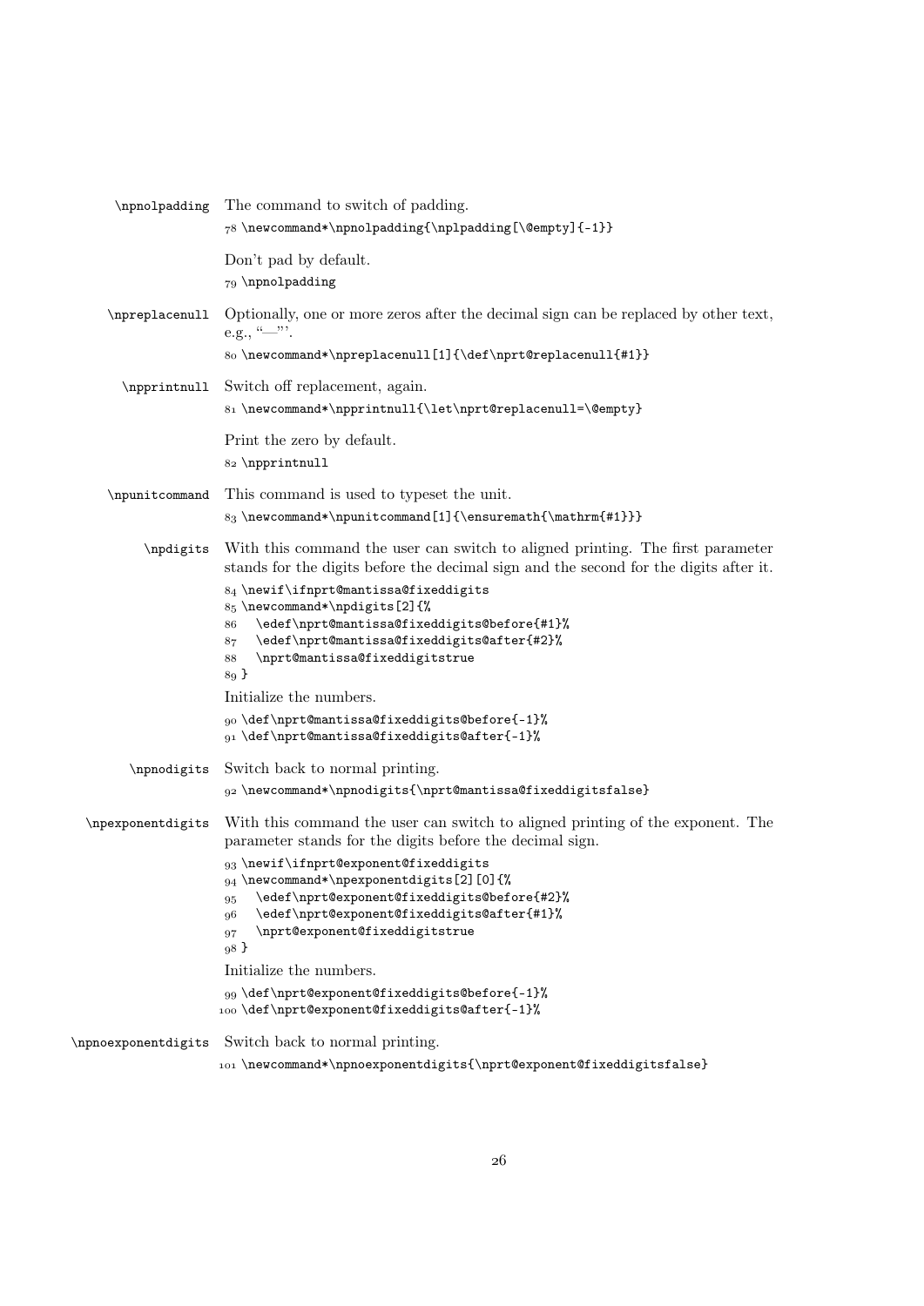`\npnolpadding` The command to switch of padding.

```
78 \newcommand*\npnolpadding{\nplpadding[\@empty]{-1}}
```

Don't pad by default.

```
79 \npnolpadding
```

`\npreplacenull` Optionally, one or more zeros after the decimal sign can be replaced by other text, e.g., "—".

```
80 \newcommand*\npreplacenull[1]{\def\nprt@replacenull{#1}}
```

`\npprintnull` Switch off replacement, again.

```
81 \newcommand*\npprintnull{\let\nprt@replacenull=\@empty}
```

Print the zero by default.

```
82 \npprintnull
```

`\npunitcommand` This command is used to typeset the unit.

```
83 \newcommand*\npunitcommand[1]{\ensuremath{\mathrm{#1}}}
```

`\npdigits` With this command the user can switch to aligned printing. The first parameter stands for the digits before the decimal sign and the second for the digits after it.

```
84 \newif\ifnprt@mantissa@fixeddigits
85 \newcommand*\npdigits[2]{%
86   \edef\nprt@mantissa@fixeddigits@before{#1}%
87   \edef\nprt@mantissa@fixeddigits@after{#2}%
88   \nprt@mantissa@fixeddigitstrue
89 }
```

Initialize the numbers.

```
90 \def\nprt@mantissa@fixeddigits@before{-1}%
91 \def\nprt@mantissa@fixeddigits@after{-1}%
```

`\npnodigits` Switch back to normal printing.

```
92 \newcommand*\npnodigits{\nprt@mantissa@fixeddigitsfalse}
```

`\npexponentdigits` With this command the user can switch to aligned printing of the exponent. The parameter stands for the digits before the decimal sign.

```
93 \newif\ifnprt@exponent@fixeddigits
94 \newcommand*\npexponentdigits[2][0]{%
95   \edef\nprt@exponent@fixeddigits@before{#2}%
96   \edef\nprt@exponent@fixeddigits@after{#1}%
97   \nprt@exponent@fixeddigitstrue
98 }
```

Initialize the numbers.

```
99 \def\nprt@exponent@fixeddigits@before{-1}%
100 \def\nprt@exponent@fixeddigits@after{-1}%
```

`\npnoexponentdigits` Switch back to normal printing.

```
101 \newcommand*\npnoexponentdigits{\nprt@exponent@fixeddigitsfalse}
```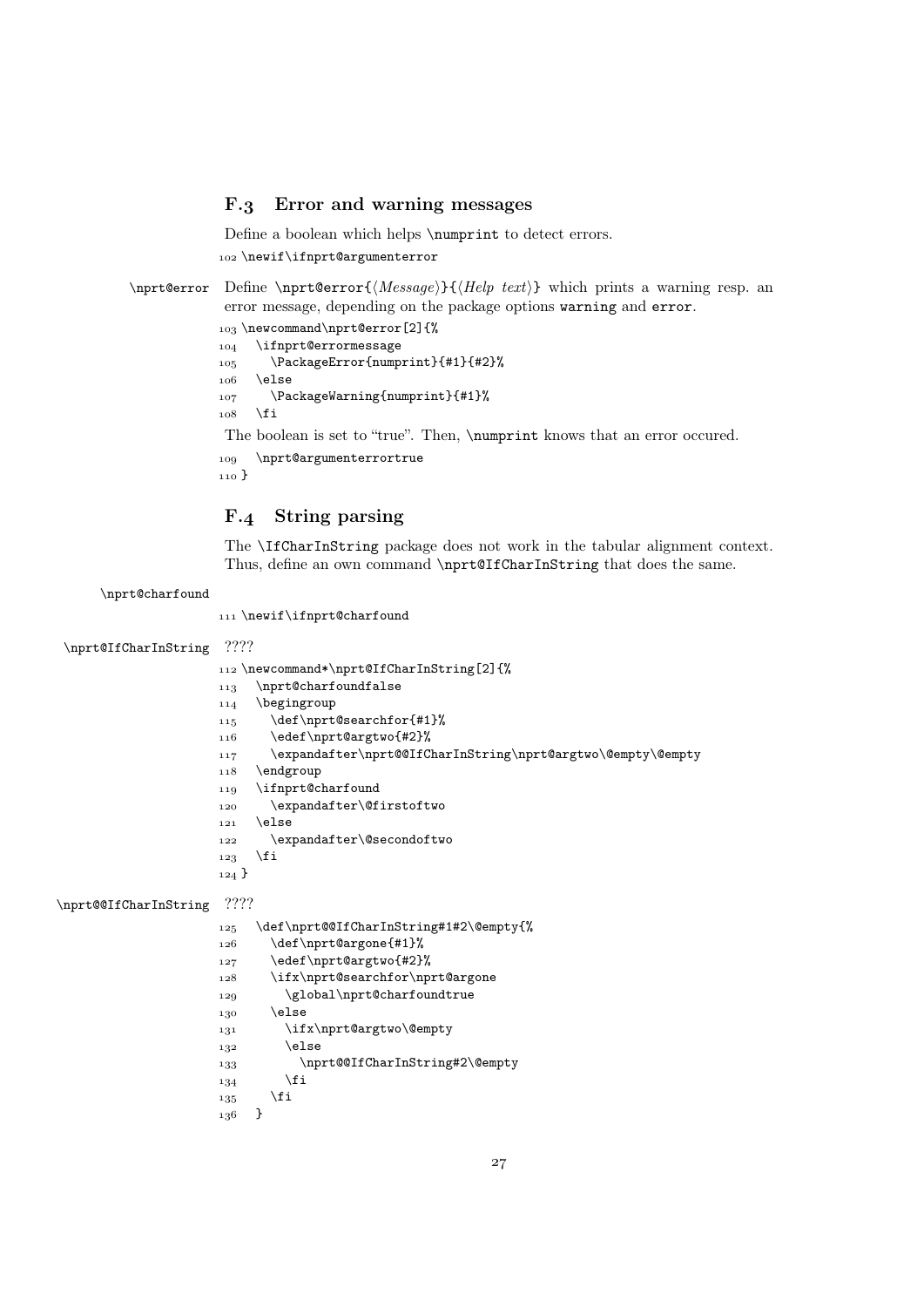## F.3 Error and warning messages

Define a boolean which helps `\numprint` to detect errors.

```
102 \newif\ifnprt@argumenterror
```

`\nprt@error` Define `\nprt@error{⟨Message⟩}{⟨Help text⟩}` which prints a warning resp. an error message, depending on the package options `warning` and `error`.

```
103 \newcommand\nprt@error[2]{%
104   \ifnprt@errormessage
105     \PackageError{numprint}{#1}{#2}%
106   \else
107     \PackageWarning{numprint}{#1}%
108   \fi
```

The boolean is set to "true". Then, `\numprint` knows that an error occured.

```
109   \nprt@argumenterrortrue
110 }
```

## F.4 String parsing

The `\IfCharInString` package does not work in the tabular alignment context. Thus, define an own command `\nprt@IfCharInString` that does the same.

`\nprt@charfound`

```
111 \newif\ifnprt@charfound
```

`\nprt@IfCharInString` ????

```
112 \newcommand*\nprt@IfCharInString[2]{%
113   \nprt@charfoundfalse
114   \begingroup
115     \def\nprt@searchfor{#1}%
116     \edef\nprt@argtwo{#2}%
117     \expandafter\nprt@@IfCharInString\nprt@argtwo\@empty\@empty
118   \endgroup
119   \ifnprt@charfound
120     \expandafter\@firstoftwo
121   \else
122     \expandafter\@secondoftwo
123   \fi
124 }
```

`\nprt@@IfCharInString` ????

```
125   \def\nprt@@IfCharInString#1#2\@empty{%
126     \def\nprt@argone{#1}%
127     \edef\nprt@argtwo{#2}%
128     \ifx\nprt@searchfor\nprt@argone
129       \global\nprt@charfoundtrue
130     \else
131       \ifx\nprt@argtwo\@empty
132       \else
133         \nprt@@IfCharInString#2\@empty
134       \fi
135     \fi
136   }
```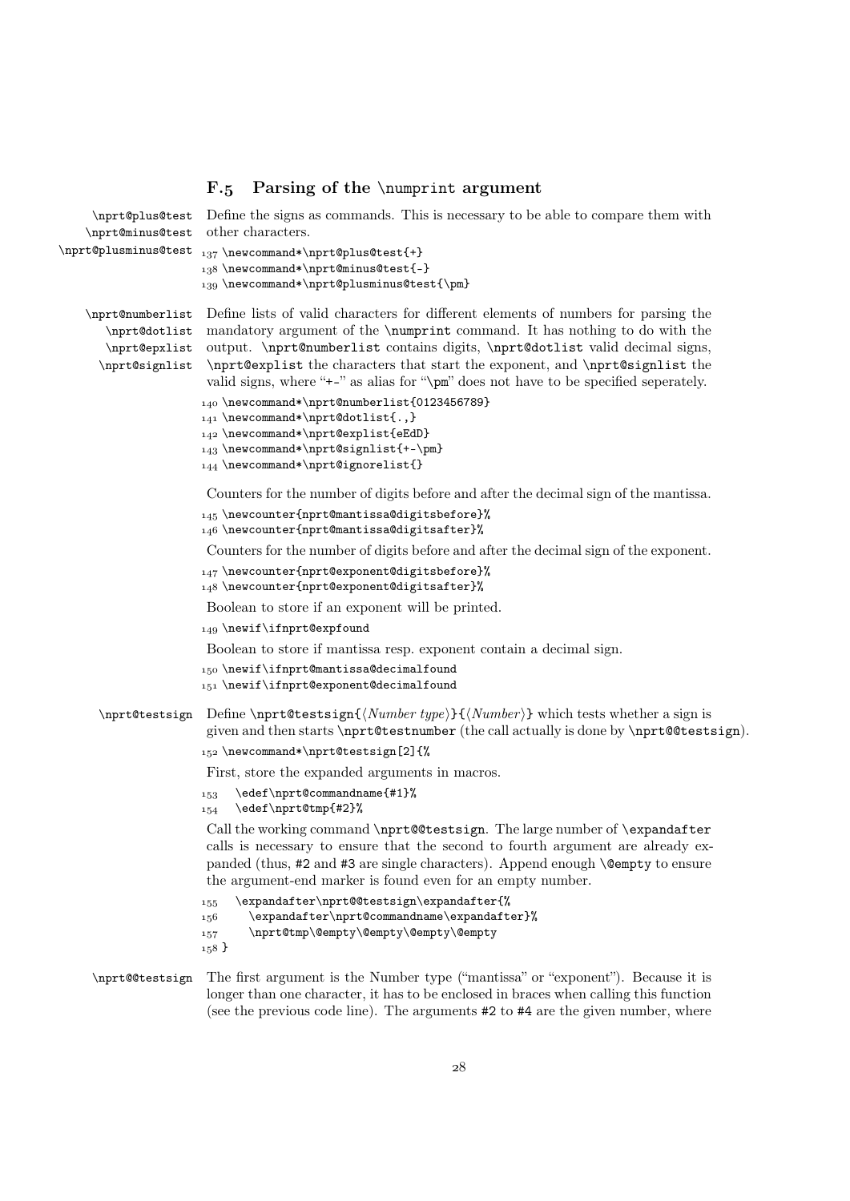### F.5 Parsing of the \numprint argument

\nprt@plus@test
\nprt@minus@test
\nprt@plusminus@test

Define the signs as commands. This is necessary to be able to compare them with other characters.

```
137 \newcommand*\nprt@plus@test{+}
138 \newcommand*\nprt@minus@test{-}
139 \newcommand*\nprt@plusminus@test{\pm}
```

\nprt@numberlist
\nprt@dotlist
\nprt@epxlist
\nprt@signlist

Define lists of valid characters for different elements of numbers for parsing the mandatory argument of the `\numprint` command. It has nothing to do with the output. `\nprt@numberlist` contains digits, `\nprt@dotlist` valid decimal signs, `\nprt@explist` the characters that start the exponent, and `\nprt@signlist` the valid signs, where "+-" as alias for "\pm" does not have to be specified seperately.

```
140 \newcommand*\nprt@numberlist{0123456789}
141 \newcommand*\nprt@dotlist{.,}
142 \newcommand*\nprt@explist{eEdD}
143 \newcommand*\nprt@signlist{+-\pm}
144 \newcommand*\nprt@ignorelist{}
```

Counters for the number of digits before and after the decimal sign of the mantissa.

```
145 \newcounter{nprt@mantissa@digitsbefore}%
146 \newcounter{nprt@mantissa@digitsafter}%
```

Counters for the number of digits before and after the decimal sign of the exponent.

```
147 \newcounter{nprt@exponent@digitsbefore}%
148 \newcounter{nprt@exponent@digitsafter}%
```

Boolean to store if an exponent will be printed.

```
149 \newif\ifnprt@expfound
```

Boolean to store if mantissa resp. exponent contain a decimal sign.

```
150 \newif\ifnprt@mantissa@decimalfound
151 \newif\ifnprt@exponent@decimalfound
```

\nprt@testsign

Define `\nprt@testsign{`⟨*Number type*⟩`}{`⟨*Number*⟩`}` which tests whether a sign is given and then starts `\nprt@testnumber` (the call actually is done by `\nprt@@testsign`).

```
152 \newcommand*\nprt@testsign[2]{%
```

First, store the expanded arguments in macros.

```
153   \edef\nprt@commandname{#1}%
154   \edef\nprt@tmp{#2}%
```

Call the working command `\nprt@@testsign`. The large number of `\expandafter` calls is necessary to ensure that the second to fourth argument are already expanded (thus, #2 and #3 are single characters). Append enough `\@empty` to ensure the argument-end marker is found even for an empty number.

```
155   \expandafter\nprt@@testsign\expandafter{%
156     \expandafter\nprt@commandname\expandafter}%
157     \nprt@tmp\@empty\@empty\@empty\@empty
158 }
```

\nprt@@testsign

The first argument is the Number type ("mantissa" or "exponent"). Because it is longer than one character, it has to be enclosed in braces when calling this function (see the previous code line). The arguments #2 to #4 are the given number, where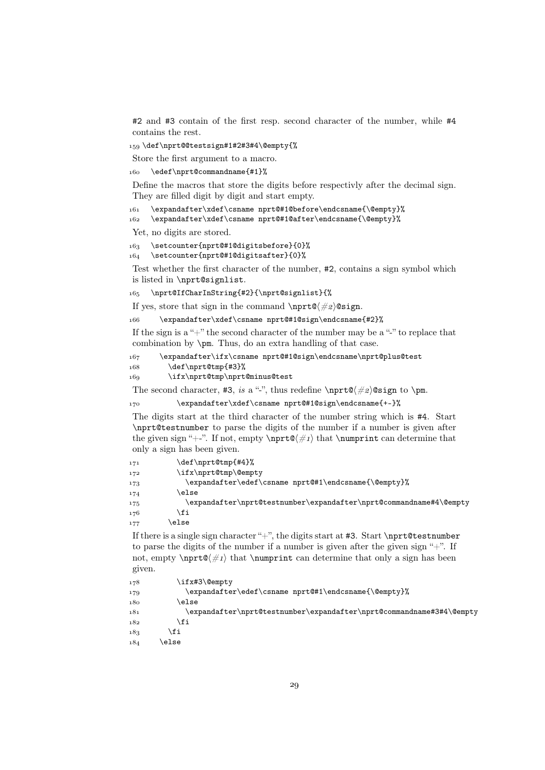#2 and #3 contain of the first resp. second character of the number, while #4 contains the rest.

```
159 \def\nprt@@testsign#1#2#3#4\@empty{%
```

Store the first argument to a macro.

```
160   \edef\nprt@commandname{#1}%
```

Define the macros that store the digits before respectivly after the decimal sign. They are filled digit by digit and start empty.

```
161   \expandafter\xdef\csname nprt@#1@before\endcsname{\@empty}%
162   \expandafter\xdef\csname nprt@#1@after\endcsname{\@empty}%
```

Yet, no digits are stored.

```
163   \setcounter{nprt@#1@digitsbefore}{0}%
164   \setcounter{nprt@#1@digitsafter}{0}%
```

Test whether the first character of the number, #2, contains a sign symbol which is listed in `\nprt@signlist`.

```
165   \nprt@IfCharInString{#2}{\nprt@signlist}{%
```

If yes, store that sign in the command `\nprt@`⟨*#2*⟩`@sign`.

```
166     \expandafter\xdef\csname nprt@#1@sign\endcsname{#2}%
```

If the sign is a "+" the second character of the number may be a "-" to replace that combination by `\pm`. Thus, do an extra handling of that case.

```
167     \expandafter\ifx\csname nprt@#1@sign\endcsname\nprt@plus@test
168       \def\nprt@tmp{#3}%
169       \ifx\nprt@tmp\nprt@minus@test
```

The second character, #3, *is* a "-", thus redefine `\nprt@`⟨*#2*⟩`@sign` to `\pm`.

```
170         \expandafter\xdef\csname nprt@#1@sign\endcsname{+-}%
```

The digits start at the third character of the number string which is #4. Start `\nprt@testnumber` to parse the digits of the number if a number is given after the given sign "+-". If not, empty `\nprt@`⟨*#1*⟩ that `\numprint` can determine that only a sign has been given.

```
171         \def\nprt@tmp{#4}%
172         \ifx\nprt@tmp\@empty
173           \expandafter\edef\csname nprt@#1\endcsname{\@empty}%
174         \else
175           \expandafter\nprt@testnumber\expandafter\nprt@commandname#4\@empty
176         \fi
177       \else
```

If there is a single sign character "+", the digits start at #3. Start `\nprt@testnumber` to parse the digits of the number if a number is given after the given sign "+". If not, empty `\nprt@`⟨*#1*⟩ that `\numprint` can determine that only a sign has been given.

```
178         \ifx#3\@empty
179           \expandafter\edef\csname nprt@#1\endcsname{\@empty}%
180         \else
181           \expandafter\nprt@testnumber\expandafter\nprt@commandname#3#4\@empty
182         \fi
183       \fi
184     \else
```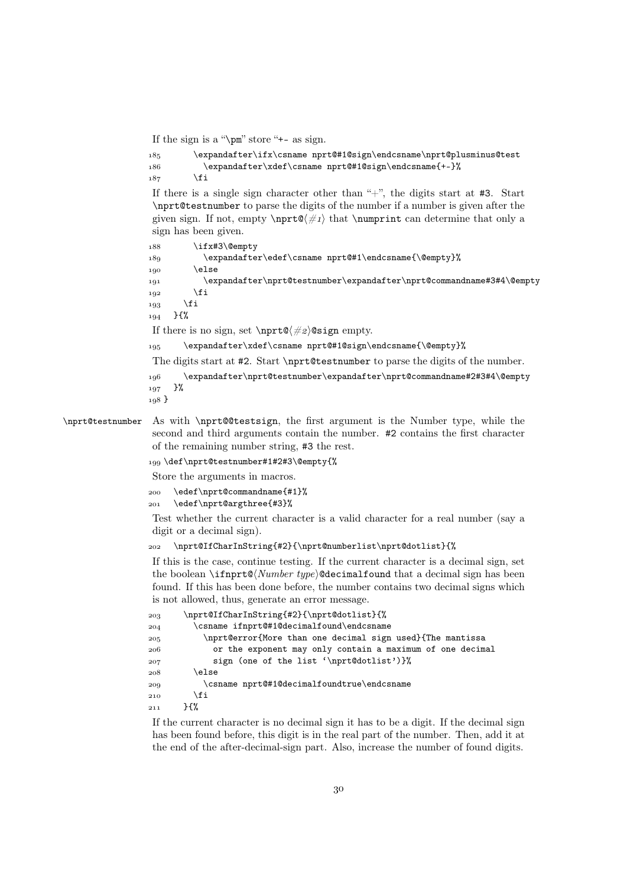If the sign is a "\pm" store "+- as sign.

```
185       \expandafter\ifx\csname nprt@#1@sign\endcsname\nprt@plusminus@test
186         \expandafter\xdef\csname nprt@#1@sign\endcsname{+-}%
187       \fi
```

If there is a single sign character other than "+", the digits start at #3. Start `\nprt@testnumber` to parse the digits of the number if a number is given after the given sign. If not, empty `\nprt@`⟨*#1*⟩ that `\numprint` can determine that only a sign has been given.

```
188       \ifx#3\@empty
189         \expandafter\edef\csname nprt@#1\endcsname{\@empty}%
190       \else
191         \expandafter\nprt@testnumber\expandafter\nprt@commandname#3#4\@empty
192       \fi
193     \fi
194   }{%
```

If there is no sign, set `\nprt@`⟨*#2*⟩`@sign` empty.

```
195     \expandafter\xdef\csname nprt@#1@sign\endcsname{\@empty}%
```

The digits start at #2. Start `\nprt@testnumber` to parse the digits of the number.

```
196     \expandafter\nprt@testnumber\expandafter\nprt@commandname#2#3#4\@empty
197   }%
198 }
```

`\nprt@testnumber` As with `\nprt@@testsign`, the first argument is the Number type, while the second and third arguments contain the number. #2 contains the first character of the remaining number string, #3 the rest.

```
199 \def\nprt@testnumber#1#2#3\@empty{%
```

Store the arguments in macros.

```
200   \edef\nprt@commandname{#1}%
201   \edef\nprt@argthree{#3}%
```

Test whether the current character is a valid character for a real number (say a digit or a decimal sign).

```
202   \nprt@IfCharInString{#2}{\nprt@numberlist\nprt@dotlist}{%
```

If this is the case, continue testing. If the current character is a decimal sign, set the boolean `\ifnprt@`⟨*Number type*⟩`@decimalfound` that a decimal sign has been found. If this has been done before, the number contains two decimal signs which is not allowed, thus, generate an error message.

```
203     \nprt@IfCharInString{#2}{\nprt@dotlist}{%
204       \csname ifnprt@#1@decimalfound\endcsname
205         \nprt@error{More than one decimal sign used}{The mantissa
206           or the exponent may only contain a maximum of one decimal
207           sign (one of the list '\nprt@dotlist')}%
208       \else
209         \csname nprt@#1@decimalfoundtrue\endcsname
210       \fi
211     }{%
```

If the current character is no decimal sign it has to be a digit. If the decimal sign has been found before, this digit is in the real part of the number. Then, add it at the end of the after-decimal-sign part. Also, increase the number of found digits.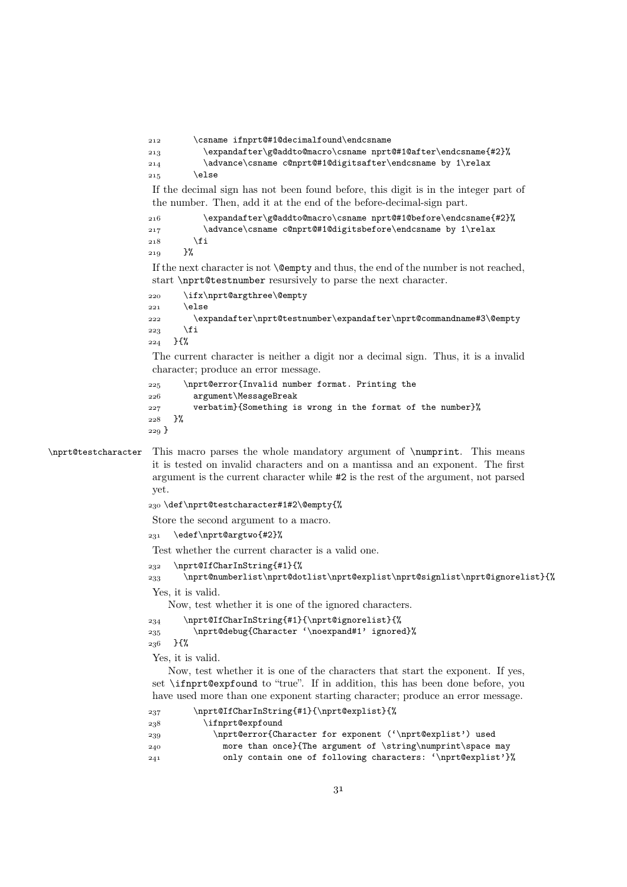```
212       \csname ifnprt@#1@decimalfound\endcsname
213         \expandafter\g@addto@macro\csname nprt@#1@after\endcsname{#2}%
214         \advance\csname c@nprt@#1@digitsafter\endcsname by 1\relax
215       \else
```

If the decimal sign has not been found before, this digit is in the integer part of the number. Then, add it at the end of the before-decimal-sign part.

```
216         \expandafter\g@addto@macro\csname nprt@#1@before\endcsname{#2}%
217         \advance\csname c@nprt@#1@digitsbefore\endcsname by 1\relax
218       \fi
219     }%
```

If the next character is not `\@empty` and thus, the end of the number is not reached, start `\nprt@testnumber` resursively to parse the next character.

```
220     \ifx\nprt@argthree\@empty
221     \else
222       \expandafter\nprt@testnumber\expandafter\nprt@commandname#3\@empty
223     \fi
224   }{%
```

The current character is neither a digit nor a decimal sign. Thus, it is a invalid character; produce an error message.

```
225     \nprt@error{Invalid number format. Printing the
226       argument\MessageBreak
227       verbatim}{Something is wrong in the format of the number}%
228   }%
229 }
```

`\nprt@testcharacter` This macro parses the whole mandatory argument of `\numprint`. This means it is tested on invalid characters and on a mantissa and an exponent. The first argument is the current character while #2 is the rest of the argument, not parsed yet.

```
230 \def\nprt@testcharacter#1#2\@empty{%
```

Store the second argument to a macro.

```
231   \edef\nprt@argtwo{#2}%
```

Test whether the current character is a valid one.

```
232   \nprt@IfCharInString{#1}{%
233     \nprt@numberlist\nprt@dotlist\nprt@explist\nprt@signlist\nprt@ignorelist}{%
```

Yes, it is valid.

Now, test whether it is one of the ignored characters.

```
234     \nprt@IfCharInString{#1}{\nprt@ignorelist}{%
235       \nprt@debug{Character `\noexpand#1' ignored}%
236   }{%
```

Yes, it is valid.

Now, test whether it is one of the characters that start the exponent. If yes, set `\ifnprt@expfound` to "true". If in addition, this has been done before, you have used more than one exponent starting character; produce an error message.

```
237       \nprt@IfCharInString{#1}{\nprt@explist}{%
238         \ifnprt@expfound
239           \nprt@error{Character for exponent (`\nprt@explist') used
240             more than once}{The argument of \string\numprint\space may
241             only contain one of following characters: `\nprt@explist'}%
```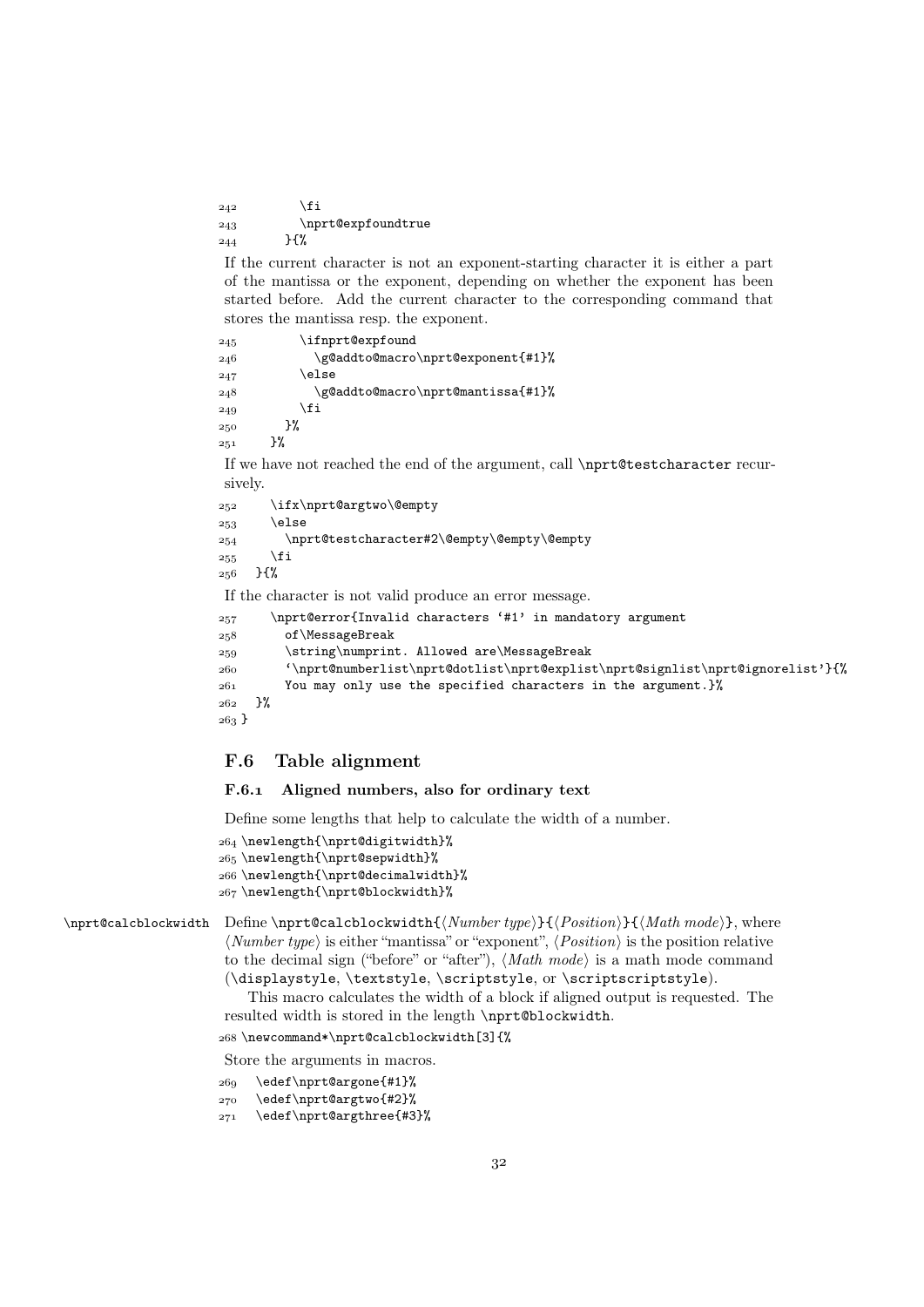```
242         \fi
243         \nprt@expfoundtrue
244       }{%
```

If the current character is not an exponent-starting character it is either a part of the mantissa or the exponent, depending on whether the exponent has been started before. Add the current character to the corresponding command that stores the mantissa resp. the exponent.

```
245         \ifnprt@expfound
246           \g@addto@macro\nprt@exponent{#1}%
247         \else
248           \g@addto@macro\nprt@mantissa{#1}%
249         \fi
250       }%
251     }%
```

If we have not reached the end of the argument, call `\nprt@testcharacter` recursively.

```
252     \ifx\nprt@argtwo\@empty
253     \else
254       \nprt@testcharacter#2\@empty\@empty\@empty
255     \fi
256   }{%
```

If the character is not valid produce an error message.

```
257     \nprt@error{Invalid characters '#1' in mandatory argument
258       of\MessageBreak
259       \string\numprint. Allowed are\MessageBreak
260       '\nprt@numberlist\nprt@dotlist\nprt@explist\nprt@signlist\nprt@ignorelist'}{%
261       You may only use the specified characters in the argument.}%
262   }%
263 }
```

## F.6 Table alignment

### F.6.1 Aligned numbers, also for ordinary text

Define some lengths that help to calculate the width of a number.

```
264 \newlength{\nprt@digitwidth}%
265 \newlength{\nprt@sepwidth}%
266 \newlength{\nprt@decimalwidth}%
267 \newlength{\nprt@blockwidth}%
```

`\nprt@calcblockwidth` Define `\nprt@calcblockwidth{`⟨*Number type*⟩`}{`⟨*Position*⟩`}{`⟨*Math mode*⟩`}`, where ⟨*Number type*⟩ is either "mantissa" or "exponent", ⟨*Position*⟩ is the position relative to the decimal sign ("before" or "after"), ⟨*Math mode*⟩ is a math mode command (`\displaystyle`, `\textstyle`, `\scriptstyle`, or `\scriptscriptstyle`).

This macro calculates the width of a block if aligned output is requested. The resulted width is stored in the length `\nprt@blockwidth`.

```
268 \newcommand*\nprt@calcblockwidth[3]{%
```

Store the arguments in macros.

```
269   \edef\nprt@argone{#1}%
270   \edef\nprt@argtwo{#2}%
271   \edef\nprt@argthree{#3}%
```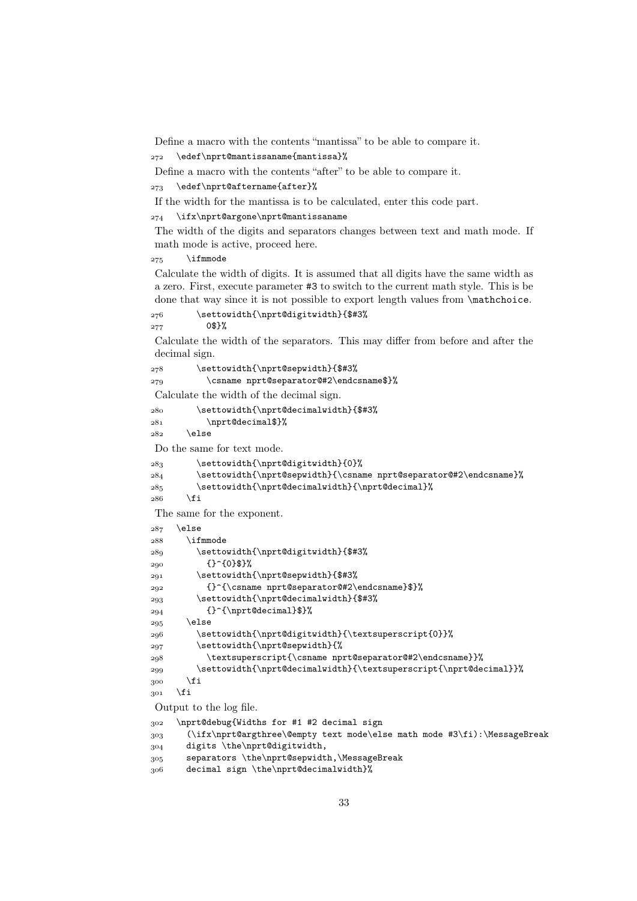Define a macro with the contents "mantissa" to be able to compare it.

```
272   \edef\nprt@mantissaname{mantissa}%
```

Define a macro with the contents "after" to be able to compare it.

```
273   \edef\nprt@aftername{after}%
```

If the width for the mantissa is to be calculated, enter this code part.

```
274   \ifx\nprt@argone\nprt@mantissaname
```

The width of the digits and separators changes between text and math mode. If math mode is active, proceed here.

```
275     \ifmmode
```

Calculate the width of digits. It is assumed that all digits have the same width as a zero. First, execute parameter #3 to switch to the current math style. This is be done that way since it is not possible to export length values from \mathchoice.

```
276       \settowidth{\nprt@digitwidth}{$#3%
277         0$}%
```

Calculate the width of the separators. This may differ from before and after the decimal sign.

```
278       \settowidth{\nprt@sepwidth}{$#3%
279         \csname nprt@separator@#2\endcsname$}%
```

Calculate the width of the decimal sign.

```
280       \settowidth{\nprt@decimalwidth}{$#3%
281         \nprt@decimal$}%
282     \else
```

Do the same for text mode.

```
283       \settowidth{\nprt@digitwidth}{0}%
284       \settowidth{\nprt@sepwidth}{\csname nprt@separator@#2\endcsname}%
285       \settowidth{\nprt@decimalwidth}{\nprt@decimal}%
286     \fi
```

The same for the exponent.

```
287   \else
288     \ifmmode
289       \settowidth{\nprt@digitwidth}{$#3%
290         {}^{0}$}%
291       \settowidth{\nprt@sepwidth}{$#3%
292         {}^{\csname nprt@separator@#2\endcsname}$}%
293       \settowidth{\nprt@decimalwidth}{$#3%
294         {}^{\nprt@decimal}$}%
295     \else
296       \settowidth{\nprt@digitwidth}{\textsuperscript{0}}%
297       \settowidth{\nprt@sepwidth}{%
298         \textsuperscript{\csname nprt@separator@#2\endcsname}}%
299       \settowidth{\nprt@decimalwidth}{\textsuperscript{\nprt@decimal}}%
300     \fi
301   \fi
```

Output to the log file.

```
302   \nprt@debug{Widths for #1 #2 decimal sign
303     (\ifx\nprt@argthree\@empty text mode\else math mode #3\fi):\MessageBreak
304     digits \the\nprt@digitwidth,
305     separators \the\nprt@sepwidth,\MessageBreak
306     decimal sign \the\nprt@decimalwidth}%
```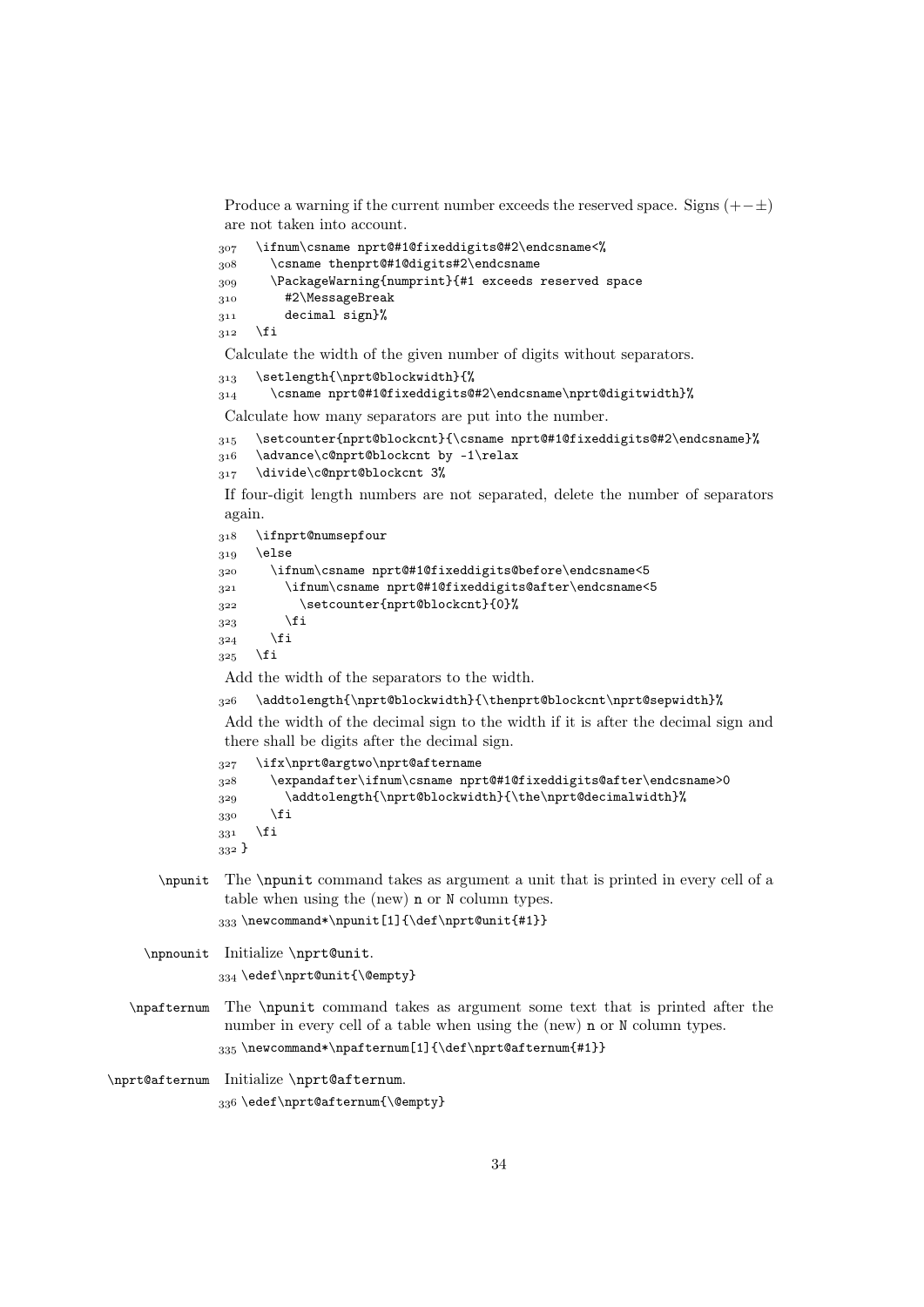Produce a warning if the current number exceeds the reserved space. Signs (+−±) are not taken into account.

```
307   \ifnum\csname nprt@#1@fixeddigits@#2\endcsname<%
308     \csname thenprt@#1@digits#2\endcsname
309     \PackageWarning{numprint}{#1 exceeds reserved space
310       #2\MessageBreak
311       decimal sign}%
312   \fi
```

Calculate the width of the given number of digits without separators.

```
313   \setlength{\nprt@blockwidth}{%
314     \csname nprt@#1@fixeddigits@#2\endcsname\nprt@digitwidth}%
```

Calculate how many separators are put into the number.

```
315   \setcounter{nprt@blockcnt}{\csname nprt@#1@fixeddigits@#2\endcsname}%
316   \advance\c@nprt@blockcnt by -1\relax
317   \divide\c@nprt@blockcnt 3%
```

If four-digit length numbers are not separated, delete the number of separators again.

```
318   \ifnprt@numsepfour
319   \else
320     \ifnum\csname nprt@#1@fixeddigits@before\endcsname<5
321       \ifnum\csname nprt@#1@fixeddigits@after\endcsname<5
322         \setcounter{nprt@blockcnt}{0}%
323       \fi
324     \fi
325   \fi
```

Add the width of the separators to the width.

```
326   \addtolength{\nprt@blockwidth}{\thenprt@blockcnt\nprt@sepwidth}%
```

Add the width of the decimal sign to the width if it is after the decimal sign and there shall be digits after the decimal sign.

```
327   \ifx\nprt@argtwo\nprt@aftername
328     \expandafter\ifnum\csname nprt@#1@fixeddigits@after\endcsname>0
329       \addtolength{\nprt@blockwidth}{\the\nprt@decimalwidth}%
330     \fi
331   \fi
332 }
```

\npunit The \npunit command takes as argument a unit that is printed in every cell of a table when using the (new) n or N column types.

```
333 \newcommand*\npunit[1]{\def\nprt@unit{#1}}
```

\npnounit Initialize \nprt@unit.

```
334 \edef\nprt@unit{\@empty}
```

\npafternum The \npunit command takes as argument some text that is printed after the number in every cell of a table when using the (new) n or N column types.

```
335 \newcommand*\npafternum[1]{\def\nprt@afternum{#1}}
```

\nprt@afternum Initialize \nprt@afternum.

```
336 \edef\nprt@afternum{\@empty}
```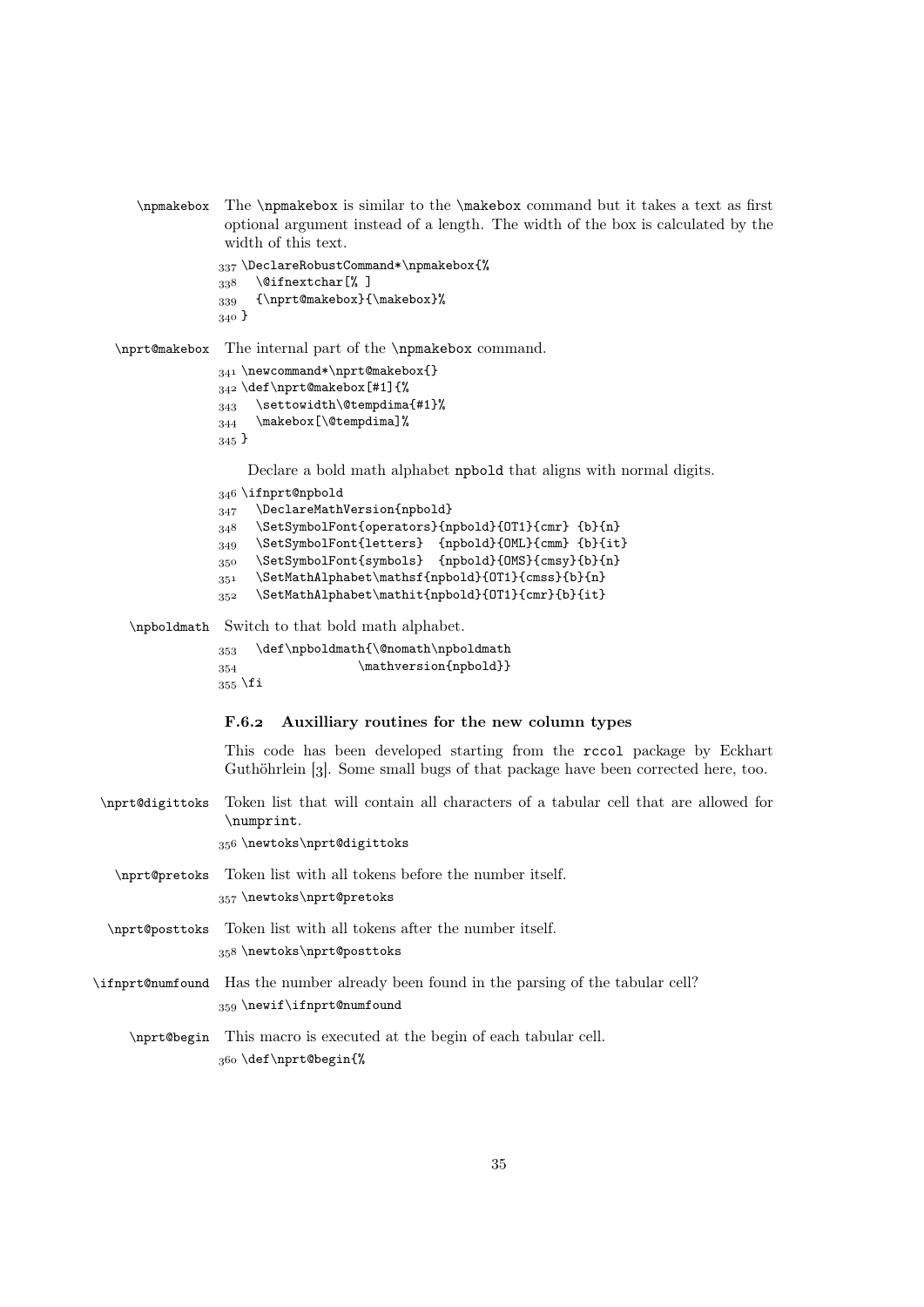\npmakebox The \npmakebox is similar to the \makebox command but it takes a text as first optional argument instead of a length. The width of the box is calculated by the width of this text.

```
337 \DeclareRobustCommand*\npmakebox{%
338   \@ifnextchar[% ]
339   {\nprt@makebox}{\makebox}%
340 }
```

\nprt@makebox The internal part of the \npmakebox command.

```
341 \newcommand*\nprt@makebox{}
342 \def\nprt@makebox[#1]{%
343   \settowidth\@tempdima{#1}%
344   \makebox[\@tempdima]%
345 }
```

Declare a bold math alphabet npbold that aligns with normal digits.

```
346 \ifnprt@npbold
347   \DeclareMathVersion{npbold}
348   \SetSymbolFont{operators}{npbold}{OT1}{cmr} {b}{n}
349   \SetSymbolFont{letters}  {npbold}{OML}{cmm} {b}{it}
350   \SetSymbolFont{symbols}  {npbold}{OMS}{cmsy}{b}{n}
351   \SetMathAlphabet\mathsf{npbold}{OT1}{cmss}{b}{n}
352   \SetMathAlphabet\mathit{npbold}{OT1}{cmr}{b}{it}
```

\npboldmath Switch to that bold math alphabet.

```
353   \def\npboldmath{\@nomath\npboldmath
354                  \mathversion{npbold}}
355 \fi
```

### F.6.2 Auxilliary routines for the new column types

This code has been developed starting from the rccol package by Eckhart Guthöhrlein [3]. Some small bugs of that package have been corrected here, too.

\nprt@digittoks Token list that will contain all characters of a tabular cell that are allowed for \numprint.

```
356 \newtoks\nprt@digittoks
```

\nprt@pretoks Token list with all tokens before the number itself.

```
357 \newtoks\nprt@pretoks
```

\nprt@posttoks Token list with all tokens after the number itself.

```
358 \newtoks\nprt@posttoks
```

\ifnprt@numfound Has the number already been found in the parsing of the tabular cell?

```
359 \newif\ifnprt@numfound
```

\nprt@begin This macro is executed at the begin of each tabular cell.

```
360 \def\nprt@begin{%
```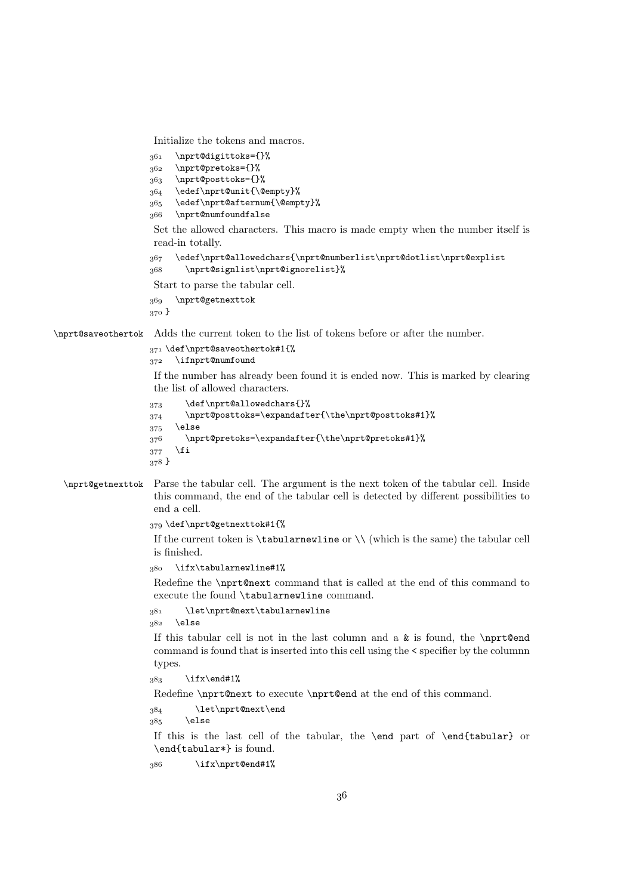Initialize the tokens and macros.

```
361   \nprt@digittoks={}%
362   \nprt@pretoks={}%
363   \nprt@posttoks={}%
364   \edef\nprt@unit{\@empty}%
365   \edef\nprt@afternum{\@empty}%
366   \nprt@numfoundfalse
```

Set the allowed characters. This macro is made empty when the number itself is read-in totally.

```
367   \edef\nprt@allowedchars{\nprt@numberlist\nprt@dotlist\nprt@explist
368     \nprt@signlist\nprt@ignorelist}%
```

Start to parse the tabular cell.

```
369   \nprt@getnexttok
370 }
```

`\nprt@saveothertok` Adds the current token to the list of tokens before or after the number.

```
371 \def\nprt@saveothertok#1{%
372   \ifnprt@numfound
```

If the number has already been found it is ended now. This is marked by clearing the list of allowed characters.

```
373     \def\nprt@allowedchars{}%
374     \nprt@posttoks=\expandafter{\the\nprt@posttoks#1}%
375   \else
376     \nprt@pretoks=\expandafter{\the\nprt@pretoks#1}%
377   \fi
378 }
```

`\nprt@getnexttok` Parse the tabular cell. The argument is the next token of the tabular cell. Inside this command, the end of the tabular cell is detected by different possibilities to end a cell.

```
379 \def\nprt@getnexttok#1{%
```

If the current token is `\tabularnewline` or `\\` (which is the same) the tabular cell is finished.

```
380   \ifx\tabularnewline#1%
```

Redefine the `\nprt@next` command that is called at the end of this command to execute the found `\tabularnewline` command.

```
381     \let\nprt@next\tabularnewline
382   \else
```

If this tabular cell is not in the last column and a `&` is found, the `\nprt@end` command is found that is inserted into this cell using the `<` specifier by the columnn types.

```
383     \ifx\end#1%
```

Redefine `\nprt@next` to execute `\nprt@end` at the end of this command.

```
384       \let\nprt@next\end
385     \else
```

If this is the last cell of the tabular, the `\end` part of `\end{tabular}` or `\end{tabular*}` is found.

```
386       \ifx\nprt@end#1%
```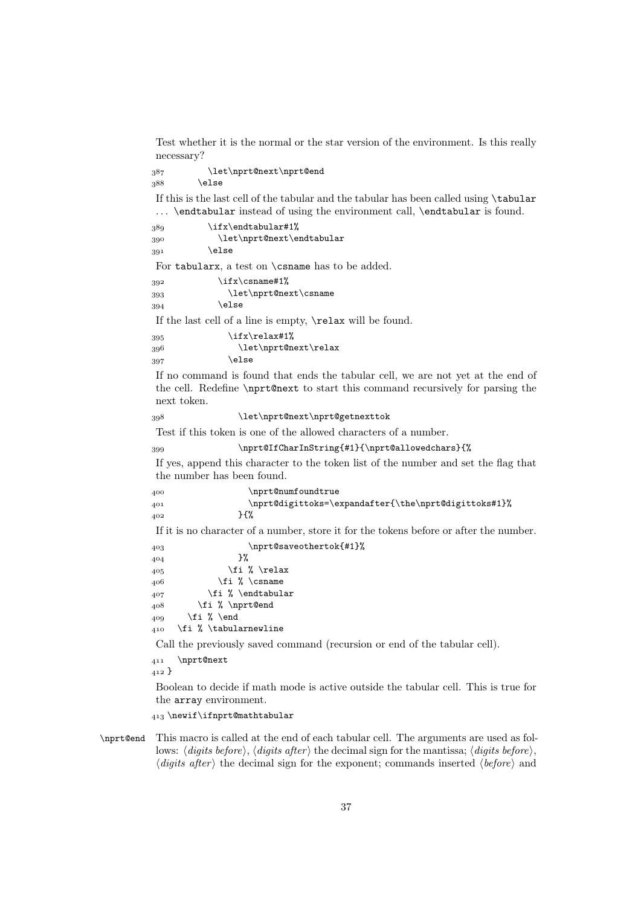Test whether it is the normal or the star version of the environment. Is this really necessary?

```
387        \let\nprt@next\nprt@end
388      \else
```

If this is the last cell of the tabular and the tabular has been called using `\tabular` ... `\endtabular` instead of using the environment call, `\endtabular` is found.

```
389        \ifx\endtabular#1%
390          \let\nprt@next\endtabular
391        \else
```

For `tabularx`, a test on `\csname` has to be added.

```
392          \ifx\csname#1%
393            \let\nprt@next\csname
394          \else
```

If the last cell of a line is empty, `\relax` will be found.

```
395            \ifx\relax#1%
396              \let\nprt@next\relax
397            \else
```

If no command is found that ends the tabular cell, we are not yet at the end of the cell. Redefine `\nprt@next` to start this command recursively for parsing the next token.

```
398              \let\nprt@next\nprt@getnexttok
```

Test if this token is one of the allowed characters of a number.

```
399              \nprt@IfCharInString{#1}{\nprt@allowedchars}{%
```

If yes, append this character to the token list of the number and set the flag that the number has been found.

```
400                \nprt@numfoundtrue
401                \nprt@digittoks=\expandafter{\the\nprt@digittoks#1}%
402              }{%
```

If it is no character of a number, store it for the tokens before or after the number.

```
403                \nprt@saveothertok{#1}%
404              }%
405            \fi % \relax
406          \fi % \csname
407        \fi % \endtabular
408      \fi % \nprt@end
409    \fi % \end
410  \fi % \tabularnewline
```

Call the previously saved command (recursion or end of the tabular cell).

```
411  \nprt@next
412 }
```

Boolean to decide if math mode is active outside the tabular cell. This is true for the `array` environment.

```
413 \newif\ifnprt@mathtabular
```

`\nprt@end` This macro is called at the end of each tabular cell. The arguments are used as follows: ⟨*digits before*⟩, ⟨*digits after*⟩ the decimal sign for the mantissa; ⟨*digits before*⟩, ⟨*digits after*⟩ the decimal sign for the exponent; commands inserted ⟨*before*⟩ and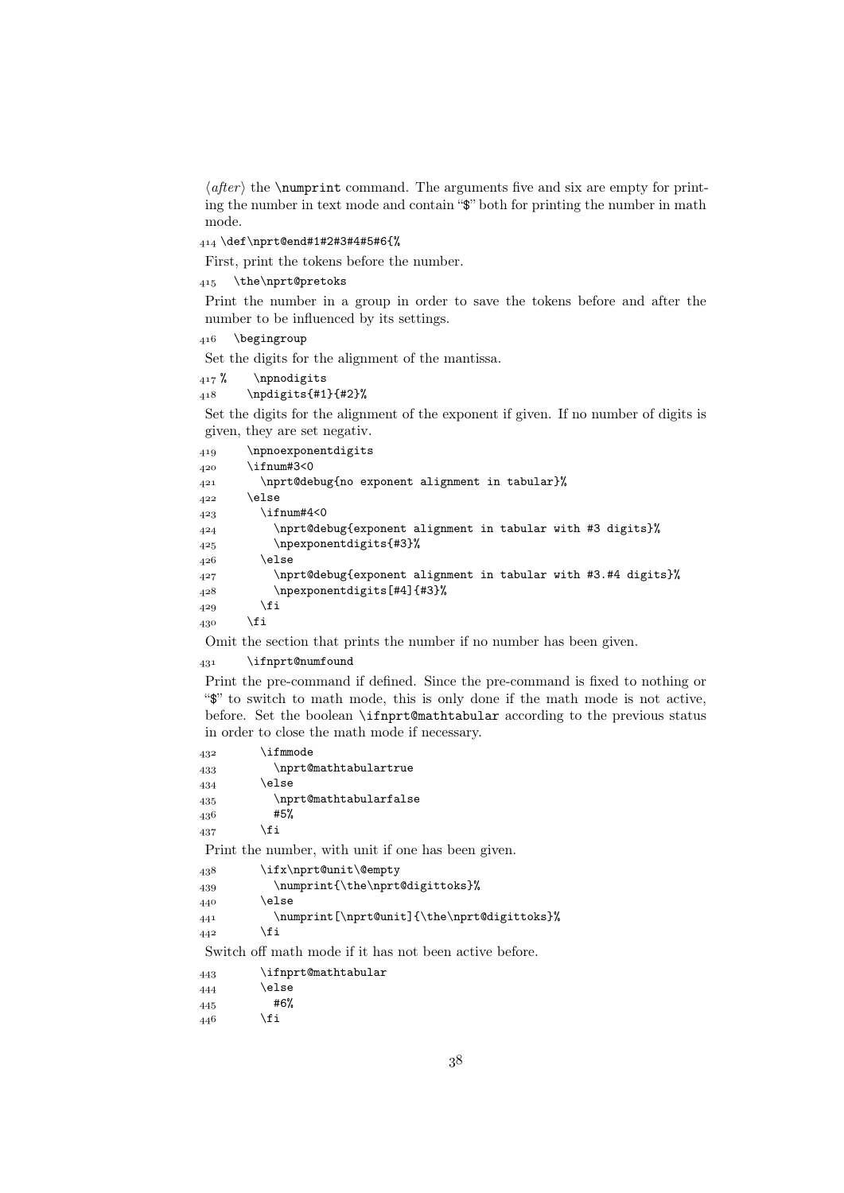⟨*after*⟩ the `\numprint` command. The arguments five and six are empty for printing the number in text mode and contain "$" both for printing the number in math mode.

```
414 \def\nprt@end#1#2#3#4#5#6{%
```

First, print the tokens before the number.

```
415   \the\nprt@pretoks
```

Print the number in a group in order to save the tokens before and after the number to be influenced by its settings.

```
416   \begingroup
```

Set the digits for the alignment of the mantissa.

```
417 %     \npnodigits
418       \npdigits{#1}{#2}%
```

Set the digits for the alignment of the exponent if given. If no number of digits is given, they are set negativ.

```
419       \npnoexponentdigits
420       \ifnum#3<0
421         \nprt@debug{no exponent alignment in tabular}%
422       \else
423         \ifnum#4<0
424           \nprt@debug{exponent alignment in tabular with #3 digits}%
425           \npexponentdigits{#3}%
426         \else
427           \nprt@debug{exponent alignment in tabular with #3.#4 digits}%
428           \npexponentdigits[#4]{#3}%
429         \fi
430       \fi
```

Omit the section that prints the number if no number has been given.

```
431       \ifnprt@numfound
```

Print the pre-command if defined. Since the pre-command is fixed to nothing or "$" to switch to math mode, this is only done if the math mode is not active, before. Set the boolean `\ifnprt@mathtabular` according to the previous status in order to close the math mode if necessary.

```
432         \ifmmode
433           \nprt@mathtabulartrue
434         \else
435           \nprt@mathtabularfalse
436           #5%
437         \fi
```

Print the number, with unit if one has been given.

```
438         \ifx\nprt@unit\@empty
439           \numprint{\the\nprt@digittoks}%
440         \else
441           \numprint[\nprt@unit]{\the\nprt@digittoks}%
442         \fi
```

Switch off math mode if it has not been active before.

```
443         \ifnprt@mathtabular
444         \else
445           #6%
446         \fi
```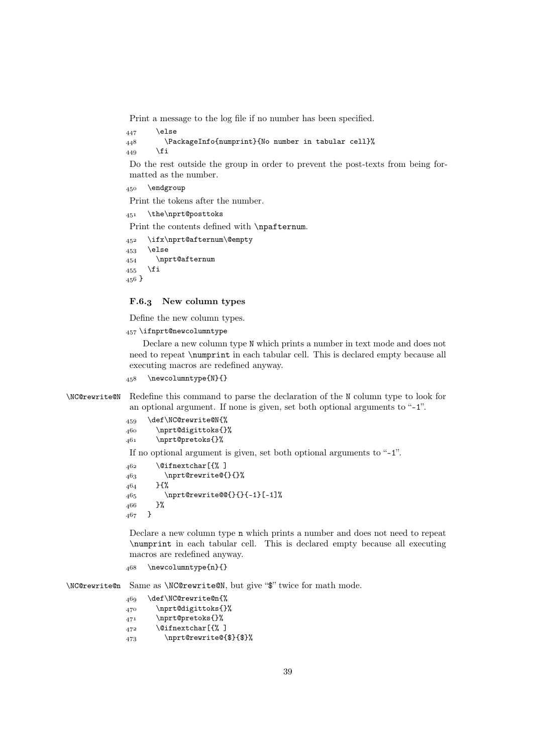Print a message to the log file if no number has been specified.

```
447     \else
448       \PackageInfo{numprint}{No number in tabular cell}%
449     \fi
```

Do the rest outside the group in order to prevent the post-texts from being formatted as the number.

```
450   \endgroup
```

Print the tokens after the number.

```
451   \the\nprt@posttoks
```

Print the contents defined with `\npafternum`.

```
452   \ifx\nprt@afternum\@empty
453   \else
454     \nprt@afternum
455   \fi
456 }
```

### F.6.3 New column types

Define the new column types.

```
457 \ifnprt@newcolumntype
```

Declare a new column type N which prints a number in text mode and does not need to repeat `\numprint` in each tabular cell. This is declared empty because all executing macros are redefined anyway.

```
458   \newcolumntype{N}{}
```

`\NC@rewrite@N` Redefine this command to parse the declaration of the N column type to look for an optional argument. If none is given, set both optional arguments to "-1".

```
459   \def\NC@rewrite@N{%
460     \nprt@digittoks{}%
461     \nprt@pretoks{}%
```

If no optional argument is given, set both optional arguments to "-1".

```
462     \@ifnextchar[{% ]
463       \nprt@rewrite@{}{}%
464     }{%
465       \nprt@rewrite@@{}{}{-1}[-1]%
466     }%
467   }
```

Declare a new column type n which prints a number and does not need to repeat `\numprint` in each tabular cell. This is declared empty because all executing macros are redefined anyway.

```
468   \newcolumntype{n}{}
```

`\NC@rewrite@n` Same as `\NC@rewrite@N`, but give "$" twice for math mode.

```
469   \def\NC@rewrite@n{%
470     \nprt@digittoks{}%
471     \nprt@pretoks{}%
472     \@ifnextchar[{% ]
473       \nprt@rewrite@{$}{$}%
```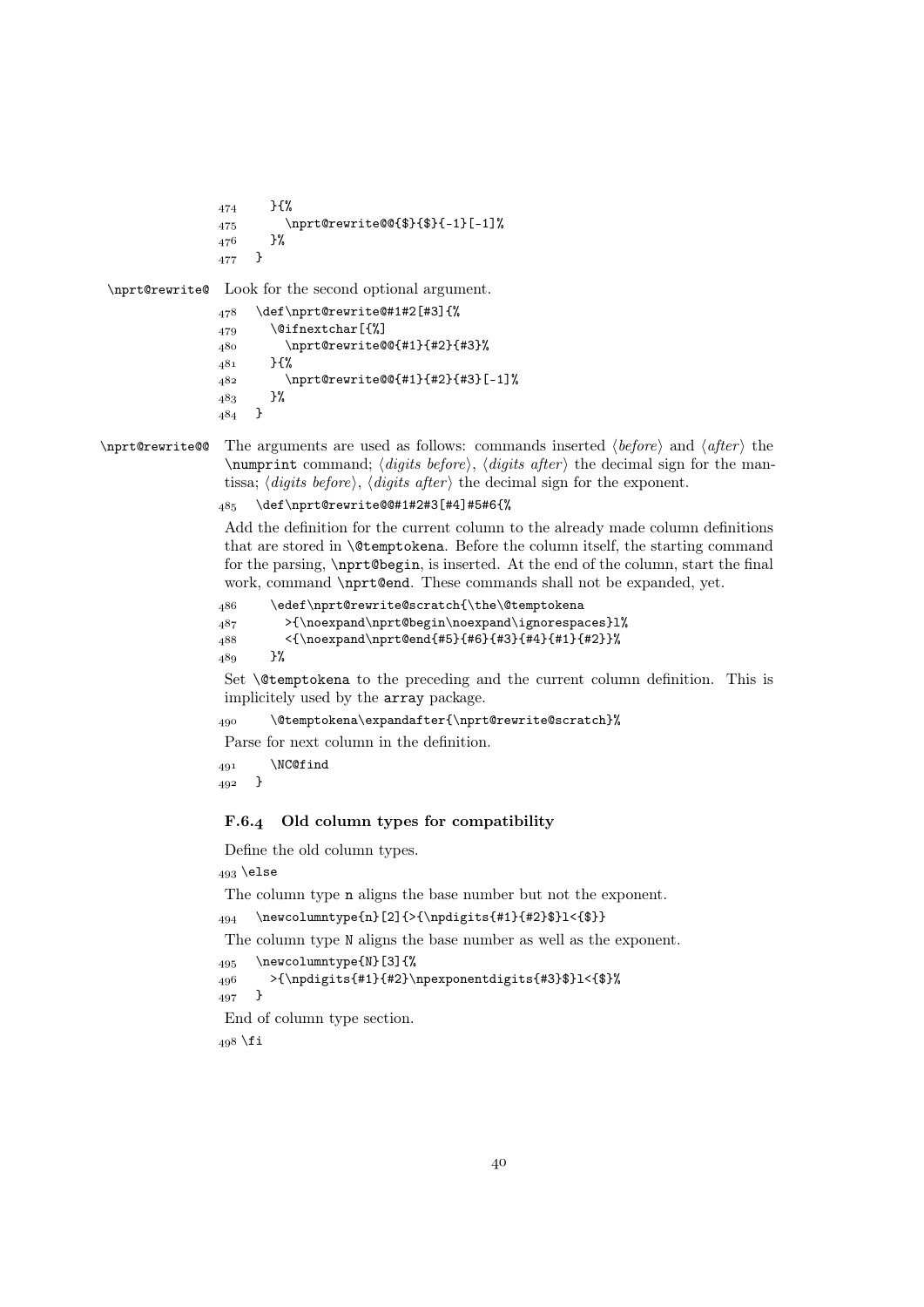```
474     }{%
475       \nprt@rewrite@@{$}{$}{-1}[-1]%
476     }%
477   }
```

\nprt@rewrite@ Look for the second optional argument.

```
478   \def\nprt@rewrite@#1#2[#3]{%
479     \@ifnextchar[{%]
480       \nprt@rewrite@@{#1}{#2}{#3}%
481     }{%
482       \nprt@rewrite@@{#1}{#2}{#3}[-1]%
483     }%
484   }
```

\nprt@rewrite@@ The arguments are used as follows: commands inserted ⟨*before*⟩ and ⟨*after*⟩ the `\numprint` command; ⟨*digits before*⟩, ⟨*digits after*⟩ the decimal sign for the mantissa; ⟨*digits before*⟩, ⟨*digits after*⟩ the decimal sign for the exponent.

```
485   \def\nprt@rewrite@@#1#2#3[#4]#5#6{%
```

Add the definition for the current column to the already made column definitions that are stored in `\@temptokena`. Before the column itself, the starting command for the parsing, `\nprt@begin`, is inserted. At the end of the column, start the final work, command `\nprt@end`. These commands shall not be expanded, yet.

```
486     \edef\nprt@rewrite@scratch{\the\@temptokena
487       >{\noexpand\nprt@begin\noexpand\ignorespaces}l%
488       <{\noexpand\nprt@end{#5}{#6}{#3}{#4}{#1}{#2}}%
489     }%
```

Set `\@temptokena` to the preceding and the current column definition. This is implicitely used by the `array` package.

```
490     \@temptokena\expandafter{\nprt@rewrite@scratch}%
```

Parse for next column in the definition.

```
491     \NC@find
492   }
```

### F.6.4 Old column types for compatibility

Define the old column types.

```
493 \else
```

The column type `n` aligns the base number but not the exponent.

```
494   \newcolumntype{n}[2]{>{\npdigits{#1}{#2}$}l<{$}}
```

The column type `N` aligns the base number as well as the exponent.

```
495   \newcolumntype{N}[3]{%
496     >{\npdigits{#1}{#2}\npexponentdigits{#3}$}l<{$}%
497   }
```

End of column type section.

```
498 \fi
```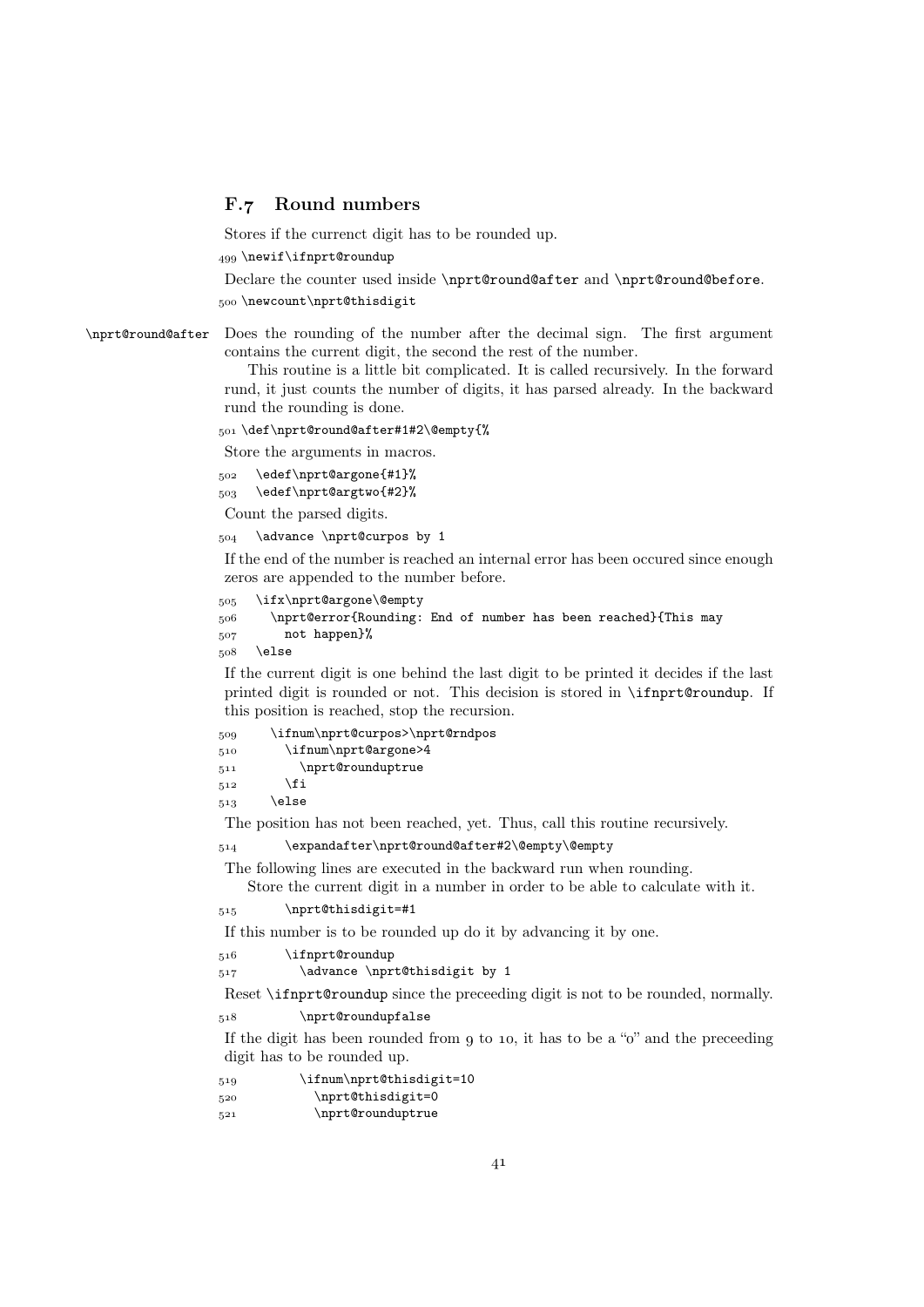### F.7 Round numbers

Stores if the currenct digit has to be rounded up.

```
499 \newif\ifnprt@roundup
```

Declare the counter used inside `\nprt@round@after` and `\nprt@round@before`.

```
500 \newcount\nprt@thisdigit
```

`\nprt@round@after` Does the rounding of the number after the decimal sign. The first argument contains the current digit, the second the rest of the number.

This routine is a little bit complicated. It is called recursively. In the forward rund, it just counts the number of digits, it has parsed already. In the backward rund the rounding is done.

```
501 \def\nprt@round@after#1#2\@empty{%
```

Store the arguments in macros.

```
502   \edef\nprt@argone{#1}%
503   \edef\nprt@argtwo{#2}%
```

Count the parsed digits.

```
504   \advance \nprt@curpos by 1
```

If the end of the number is reached an internal error has been occured since enough zeros are appended to the number before.

```
505   \ifx\nprt@argone\@empty
506     \nprt@error{Rounding: End of number has been reached}{This may
507       not happen}%
508   \else
```

If the current digit is one behind the last digit to be printed it decides if the last printed digit is rounded or not. This decision is stored in `\ifnprt@roundup`. If this position is reached, stop the recursion.

```
509     \ifnum\nprt@curpos>\nprt@rndpos
510       \ifnum\nprt@argone>4
511         \nprt@rounduptrue
512       \fi
513     \else
```

The position has not been reached, yet. Thus, call this routine recursively.

```
514       \expandafter\nprt@round@after#2\@empty\@empty
```

The following lines are executed in the backward run when rounding.

Store the current digit in a number in order to be able to calculate with it.

```
515       \nprt@thisdigit=#1
```

If this number is to be rounded up do it by advancing it by one.

```
516       \ifnprt@roundup
517         \advance \nprt@thisdigit by 1
```

Reset `\ifnprt@roundup` since the preceeding digit is not to be rounded, normally.

```
518         \nprt@roundupfalse
```

If the digit has been rounded from 9 to 10, it has to be a "0" and the preceeding digit has to be rounded up.

```
519         \ifnum\nprt@thisdigit=10
520           \nprt@thisdigit=0
521           \nprt@rounduptrue
```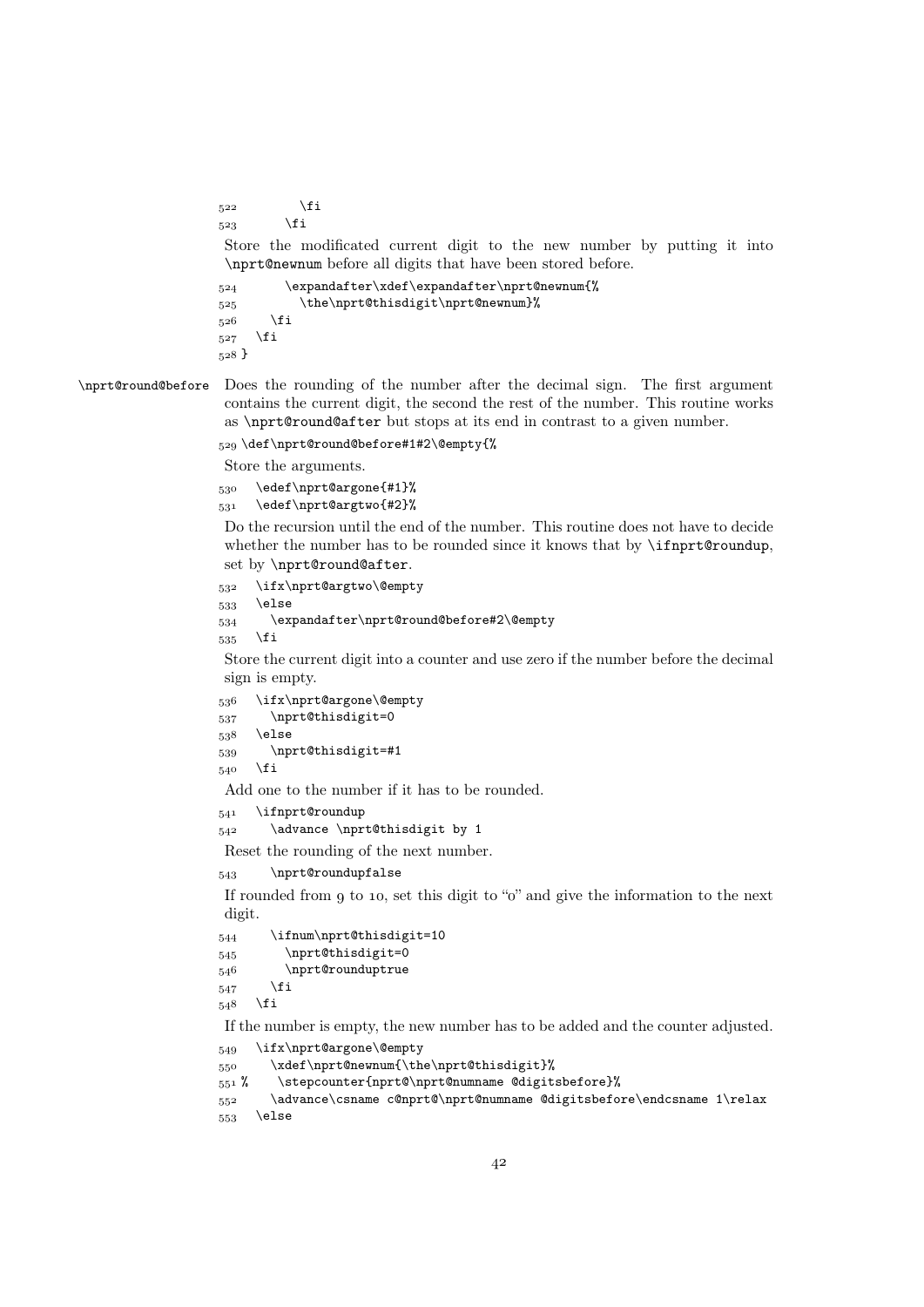```
522          \fi
523       \fi
```

Store the modificated current digit to the new number by putting it into `\nprt@newnum` before all digits that have been stored before.

```
524       \expandafter\xdef\expandafter\nprt@newnum{%
525         \the\nprt@thisdigit\nprt@newnum}%
526     \fi
527   \fi
528 }
```

**`\nprt@round@before`** Does the rounding of the number after the decimal sign. The first argument contains the current digit, the second the rest of the number. This routine works as `\nprt@round@after` but stops at its end in contrast to a given number.

```
529 \def\nprt@round@before#1#2\@empty{%
```

Store the arguments.

```
530   \edef\nprt@argone{#1}%
531   \edef\nprt@argtwo{#2}%
```

Do the recursion until the end of the number. This routine does not have to decide whether the number has to be rounded since it knows that by `\ifnprt@roundup`, set by `\nprt@round@after`.

```
532   \ifx\nprt@argtwo\@empty
533   \else
534     \expandafter\nprt@round@before#2\@empty
535   \fi
```

Store the current digit into a counter and use zero if the number before the decimal sign is empty.

```
536   \ifx\nprt@argone\@empty
537     \nprt@thisdigit=0
538   \else
539     \nprt@thisdigit=#1
540   \fi
```

Add one to the number if it has to be rounded.

```
541   \ifnprt@roundup
542     \advance \nprt@thisdigit by 1
```

Reset the rounding of the next number.

```
543     \nprt@roundupfalse
```

If rounded from 9 to 10, set this digit to "0" and give the information to the next digit.

```
544     \ifnum\nprt@thisdigit=10
545       \nprt@thisdigit=0
546       \nprt@rounduptrue
547     \fi
548   \fi
```

If the number is empty, the new number has to be added and the counter adjusted.

```
549   \ifx\nprt@argone\@empty
550     \xdef\nprt@newnum{\the\nprt@thisdigit}%
551 %    \stepcounter{nprt@\nprt@numname @digitsbefore}%
552     \advance\csname c@nprt@\nprt@numname @digitsbefore\endcsname 1\relax
553   \else
```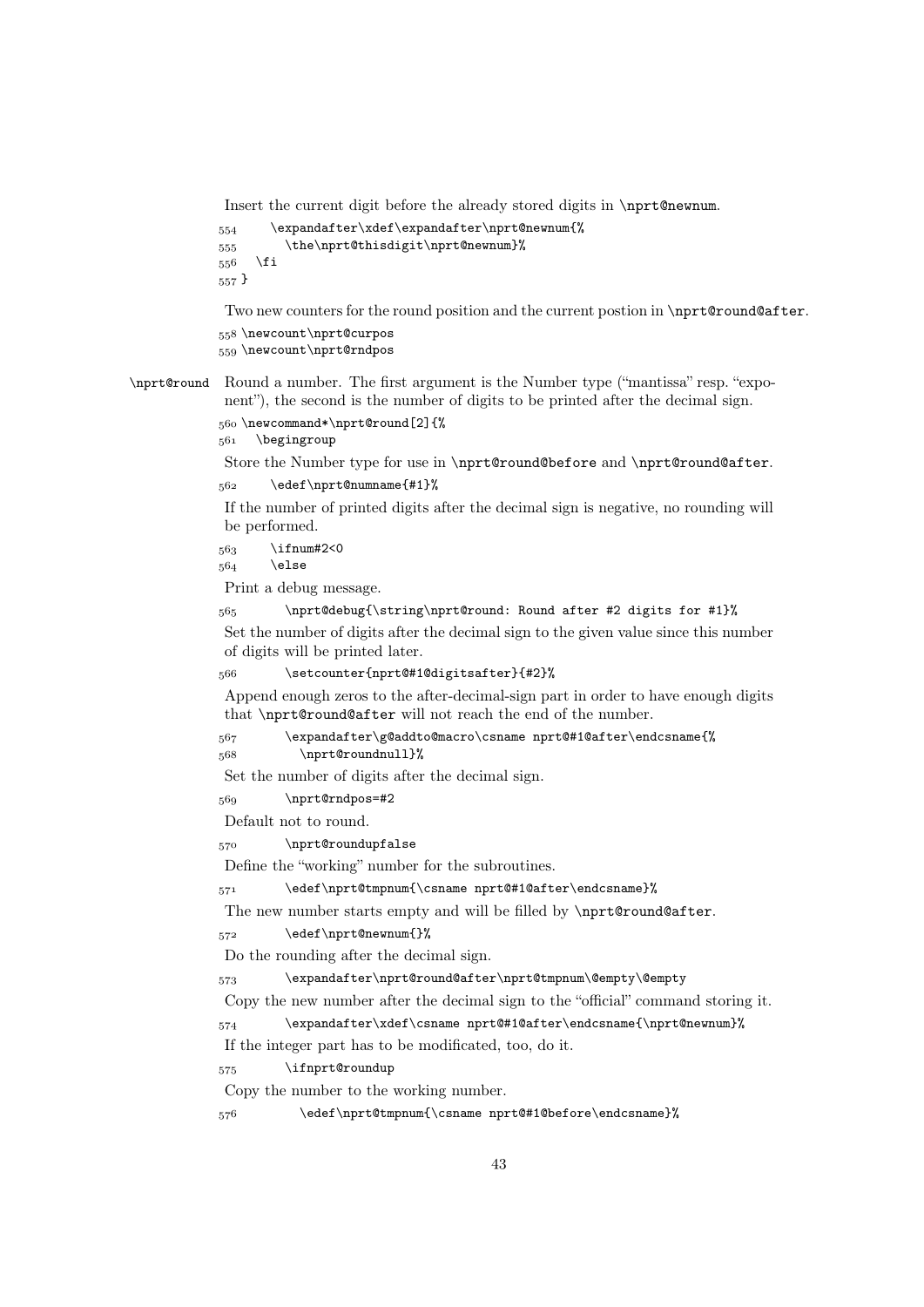Insert the current digit before the already stored digits in \nprt@newnum.

```
554     \expandafter\xdef\expandafter\nprt@newnum{%
555       \the\nprt@thisdigit\nprt@newnum}%
556   \fi
557 }
```

Two new counters for the round position and the current postion in \nprt@round@after.

```
558 \newcount\nprt@curpos
559 \newcount\nprt@rndpos
```

\nprt@round Round a number. The first argument is the Number type ("mantissa" resp. "exponent"), the second is the number of digits to be printed after the decimal sign.

```
560 \newcommand*\nprt@round[2]{%
561   \begingroup
```

Store the Number type for use in \nprt@round@before and \nprt@round@after.

```
562     \edef\nprt@numname{#1}%
```

If the number of printed digits after the decimal sign is negative, no rounding will be performed.

```
563     \ifnum#2<0
564     \else
```

Print a debug message.

```
565       \nprt@debug{\string\nprt@round: Round after #2 digits for #1}%
```

Set the number of digits after the decimal sign to the given value since this number of digits will be printed later.

```
566       \setcounter{nprt@#1@digitsafter}{#2}%
```

Append enough zeros to the after-decimal-sign part in order to have enough digits that \nprt@round@after will not reach the end of the number.

```
567       \expandafter\g@addto@macro\csname nprt@#1@after\endcsname{%
568         \nprt@roundnull}%
```

Set the number of digits after the decimal sign.

```
569       \nprt@rndpos=#2
```

Default not to round.

```
570       \nprt@roundupfalse
```

Define the "working" number for the subroutines.

```
571       \edef\nprt@tmpnum{\csname nprt@#1@after\endcsname}%
```

The new number starts empty and will be filled by \nprt@round@after.

```
572       \edef\nprt@newnum{}%
```

Do the rounding after the decimal sign.

```
573       \expandafter\nprt@round@after\nprt@tmpnum\@empty\@empty
```

Copy the new number after the decimal sign to the "official" command storing it.

```
574       \expandafter\xdef\csname nprt@#1@after\endcsname{\nprt@newnum}%
```

If the integer part has to be modificated, too, do it.

```
575       \ifnprt@roundup
```

Copy the number to the working number.

```
576         \edef\nprt@tmpnum{\csname nprt@#1@before\endcsname}%
```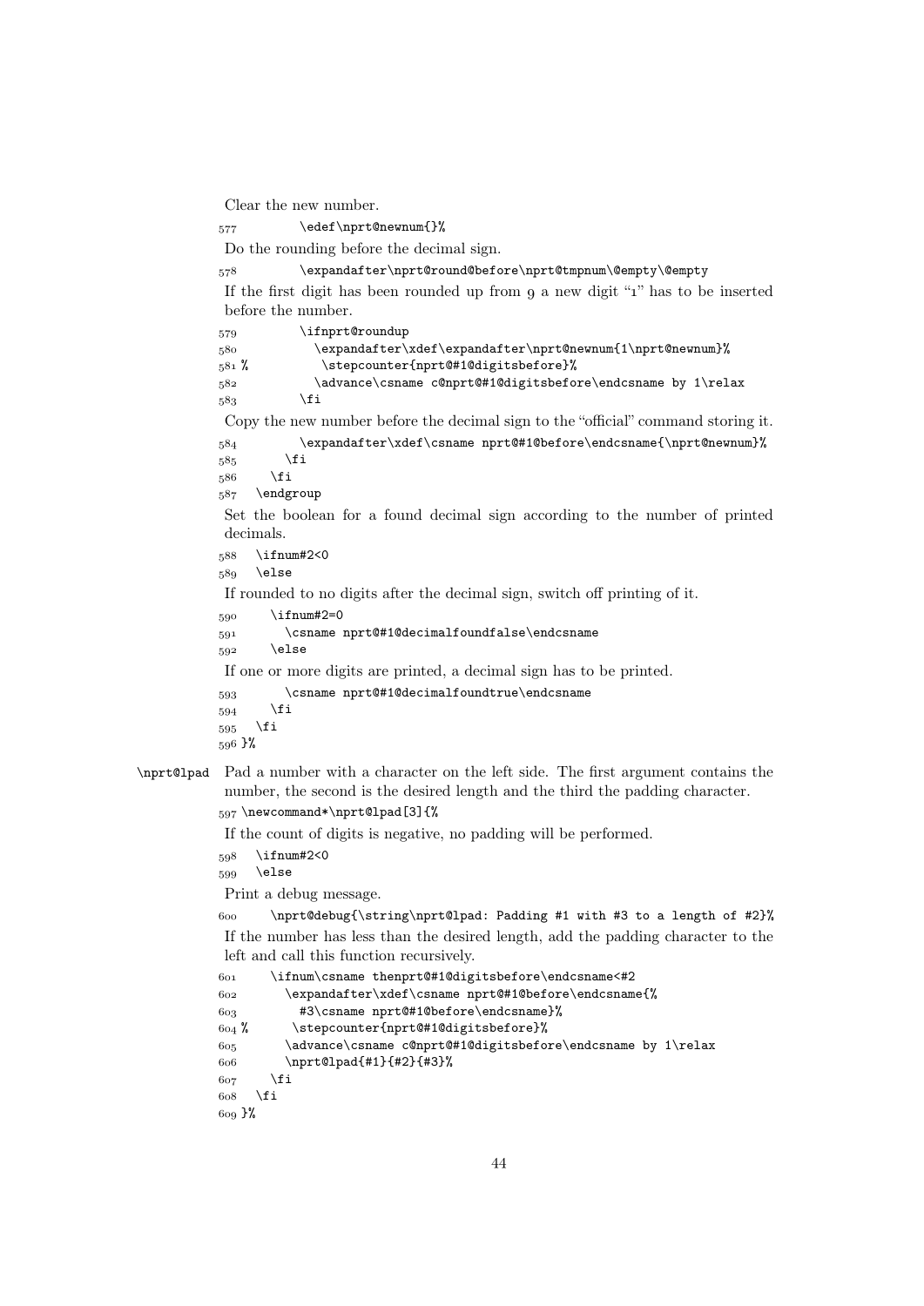Clear the new number.

```
577          \edef\nprt@newnum{}%
```

Do the rounding before the decimal sign.

```
578          \expandafter\nprt@round@before\nprt@tmpnum\@empty\@empty
```

If the first digit has been rounded up from 9 a new digit "1" has to be inserted before the number.

```
579          \ifnprt@roundup
580            \expandafter\xdef\expandafter\nprt@newnum{1\nprt@newnum}%
581 %          \stepcounter{nprt@#1@digitsbefore}%
582            \advance\csname c@nprt@#1@digitsbefore\endcsname by 1\relax
583          \fi
```

Copy the new number before the decimal sign to the "official" command storing it.

```
584          \expandafter\xdef\csname nprt@#1@before\endcsname{\nprt@newnum}%
585        \fi
586      \fi
587    \endgroup
```

Set the boolean for a found decimal sign according to the number of printed decimals.

```
588    \ifnum#2<0
589    \else
```

If rounded to no digits after the decimal sign, switch off printing of it.

```
590      \ifnum#2=0
591        \csname nprt@#1@decimalfoundfalse\endcsname
592      \else
```

If one or more digits are printed, a decimal sign has to be printed.

```
593        \csname nprt@#1@decimalfoundtrue\endcsname
594      \fi
595    \fi
596 }%
```

**\nprt@lpad** Pad a number with a character on the left side. The first argument contains the number, the second is the desired length and the third the padding character.

```
597 \newcommand*\nprt@lpad[3]{%
```

If the count of digits is negative, no padding will be performed.

```
598    \ifnum#2<0
599    \else
```

Print a debug message.

```
600      \nprt@debug{\string\nprt@lpad: Padding #1 with #3 to a length of #2}%
```

If the number has less than the desired length, add the padding character to the left and call this function recursively.

```
601      \ifnum\csname thenprt@#1@digitsbefore\endcsname<#2
602        \expandafter\xdef\csname nprt@#1@before\endcsname{%
603          #3\csname nprt@#1@before\endcsname}%
604 %      \stepcounter{nprt@#1@digitsbefore}%
605        \advance\csname c@nprt@#1@digitsbefore\endcsname by 1\relax
606        \nprt@lpad{#1}{#2}{#3}%
607      \fi
608    \fi
609 }%
```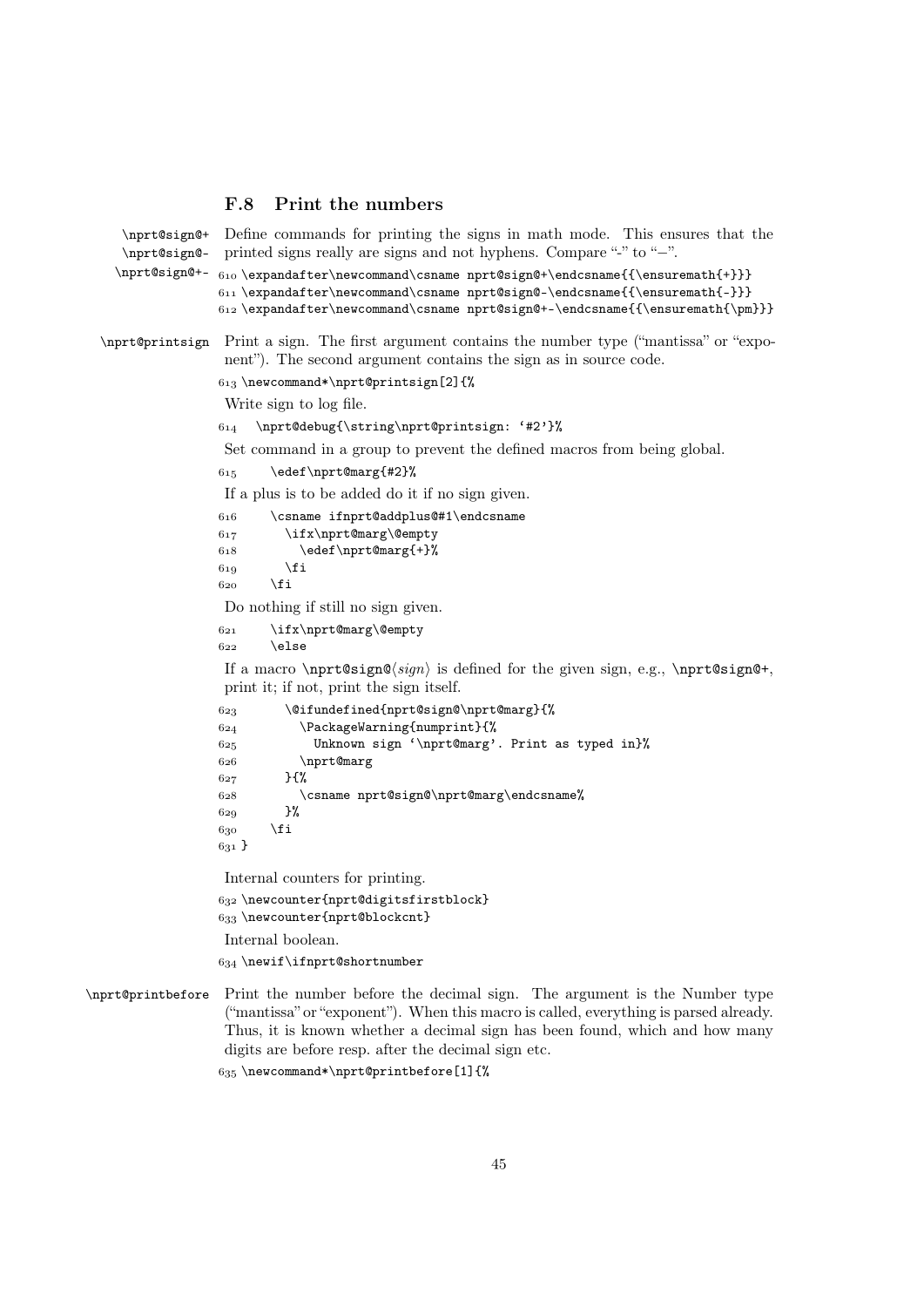### F.8 Print the numbers

\nprt@sign@+ \nprt@sign@- \nprt@sign@+- Define commands for printing the signs in math mode. This ensures that the printed signs really are signs and not hyphens. Compare "-" to "−".

```
610 \expandafter\newcommand\csname nprt@sign@+\endcsname{{\ensuremath{+}}}
611 \expandafter\newcommand\csname nprt@sign@-\endcsname{{\ensuremath{-}}}
612 \expandafter\newcommand\csname nprt@sign@+-\endcsname{{\ensuremath{\pm}}}
```

\nprt@printsign Print a sign. The first argument contains the number type ("mantissa" or "exponent"). The second argument contains the sign as in source code.

```
613 \newcommand*\nprt@printsign[2]{%
```

Write sign to log file.

```
614   \nprt@debug{\string\nprt@printsign: '#2'}%
```

Set command in a group to prevent the defined macros from being global.

```
615     \edef\nprt@marg{#2}%
```

If a plus is to be added do it if no sign given.

```
616     \csname ifnprt@addplus@#1\endcsname
617       \ifx\nprt@marg\@empty
618         \edef\nprt@marg{+}%
619       \fi
620     \fi
```

Do nothing if still no sign given.

```
621     \ifx\nprt@marg\@empty
622     \else
```

If a macro \nprt@sign@⟨*sign*⟩ is defined for the given sign, e.g., \nprt@sign@+, print it; if not, print the sign itself.

```
623       \@ifundefined{nprt@sign@\nprt@marg}{%
624         \PackageWarning{numprint}{%
625           Unknown sign '\nprt@marg'. Print as typed in}%
626         \nprt@marg
627       }{%
628         \csname nprt@sign@\nprt@marg\endcsname%
629       }%
630     \fi
631 }
```

Internal counters for printing.

```
632 \newcounter{nprt@digitsfirstblock}
633 \newcounter{nprt@blockcnt}
```

Internal boolean.

```
634 \newif\ifnprt@shortnumber
```

\nprt@printbefore Print the number before the decimal sign. The argument is the Number type ("mantissa" or "exponent"). When this macro is called, everything is parsed already. Thus, it is known whether a decimal sign has been found, which and how many digits are before resp. after the decimal sign etc.

```
635 \newcommand*\nprt@printbefore[1]{%
```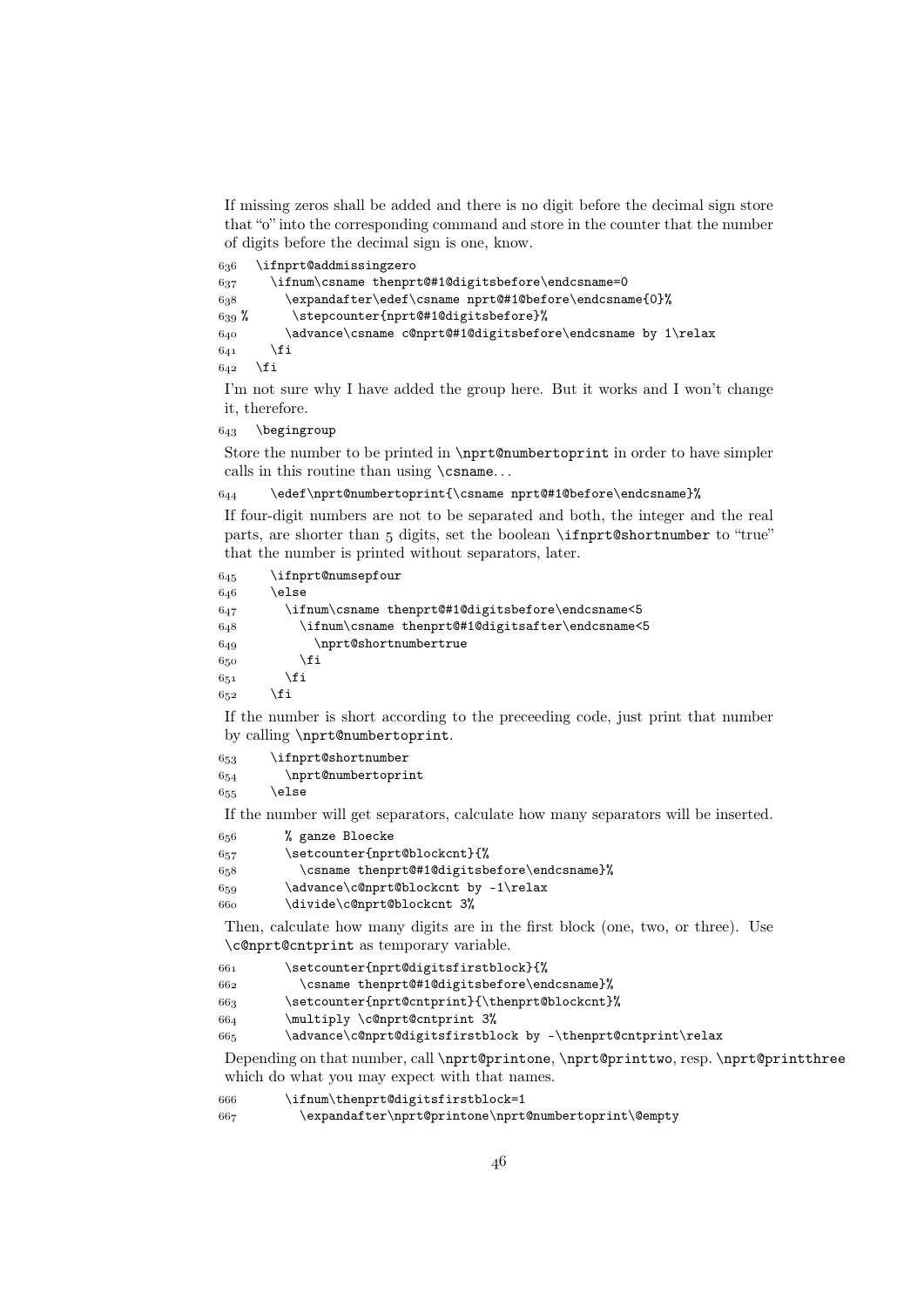If missing zeros shall be added and there is no digit before the decimal sign store that "0" into the corresponding command and store in the counter that the number of digits before the decimal sign is one, know.

```
636   \ifnprt@addmissingzero
637     \ifnum\csname thenprt@#1@digitsbefore\endcsname=0
638       \expandafter\edef\csname nprt@#1@before\endcsname{0}%
639 %       \stepcounter{nprt@#1@digitsbefore}%
640       \advance\csname c@nprt@#1@digitsbefore\endcsname by 1\relax
641     \fi
642   \fi
```

I'm not sure why I have added the group here. But it works and I won't change it, therefore.

```
643   \begingroup
```

Store the number to be printed in `\nprt@numbertoprint` in order to have simpler calls in this routine than using `\csname`...

```
644     \edef\nprt@numbertoprint{\csname nprt@#1@before\endcsname}%
```

If four-digit numbers are not to be separated and both, the integer and the real parts, are shorter than 5 digits, set the boolean `\ifnprt@shortnumber` to "true" that the number is printed without separators, later.

```
645     \ifnprt@numsepfour
646     \else
647       \ifnum\csname thenprt@#1@digitsbefore\endcsname<5
648         \ifnum\csname thenprt@#1@digitsafter\endcsname<5
649           \nprt@shortnumbertrue
650         \fi
651       \fi
652     \fi
```

If the number is short according to the preceeding code, just print that number by calling `\nprt@numbertoprint`.

```
653     \ifnprt@shortnumber
654       \nprt@numbertoprint
655     \else
```

If the number will get separators, calculate how many separators will be inserted.

```
656       % ganze Bloecke
657       \setcounter{nprt@blockcnt}{%
658         \csname thenprt@#1@digitsbefore\endcsname}%
659       \advance\c@nprt@blockcnt by -1\relax
660       \divide\c@nprt@blockcnt 3%
```

Then, calculate how many digits are in the first block (one, two, or three). Use `\c@nprt@cntprint` as temporary variable.

```
661       \setcounter{nprt@digitsfirstblock}{%
662         \csname thenprt@#1@digitsbefore\endcsname}%
663       \setcounter{nprt@cntprint}{\thenprt@blockcnt}%
664       \multiply \c@nprt@cntprint 3%
665       \advance\c@nprt@digitsfirstblock by -\thenprt@cntprint\relax
```

Depending on that number, call `\nprt@printone`, `\nprt@printtwo`, resp. `\nprt@printthree` which do what you may expect with that names.

```
666       \ifnum\thenprt@digitsfirstblock=1
667         \expandafter\nprt@printone\nprt@numbertoprint\@empty
```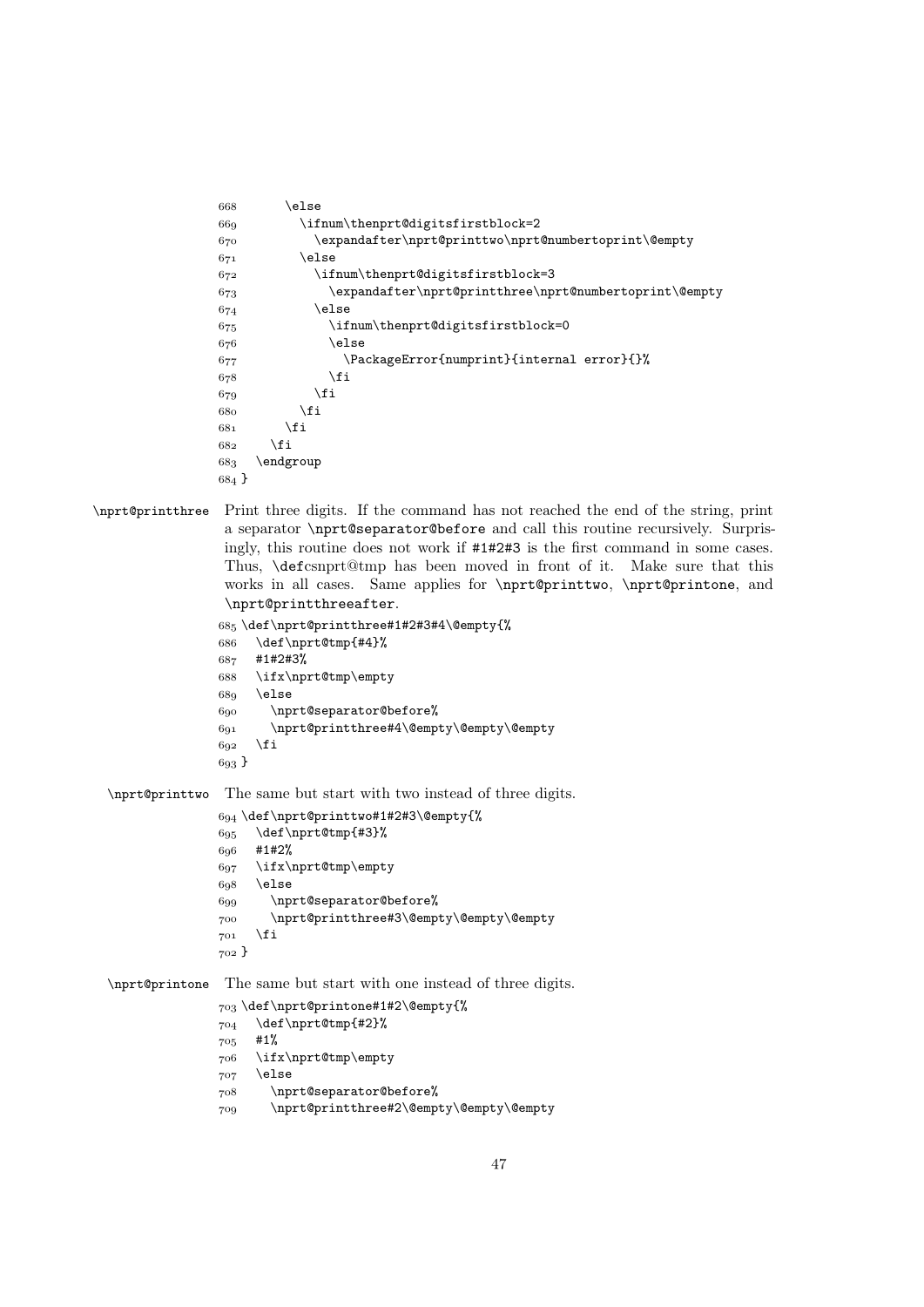```
668       \else
669         \ifnum\thenprt@digitsfirstblock=2
670           \expandafter\nprt@printtwo\nprt@numbertoprint\@empty
671         \else
672           \ifnum\thenprt@digitsfirstblock=3
673             \expandafter\nprt@printthree\nprt@numbertoprint\@empty
674           \else
675             \ifnum\thenprt@digitsfirstblock=0
676             \else
677               \PackageError{numprint}{internal error}{}%
678             \fi
679           \fi
680         \fi
681       \fi
682     \fi
683   \endgroup
684 }
```

`\nprt@printthree` Print three digits. If the command has not reached the end of the string, print a separator `\nprt@separator@before` and call this routine recursively. Surprisingly, this routine does not work if `#1#2#3` is the first command in some cases. Thus, `\def`csnprt@tmp has been moved in front of it. Make sure that this works in all cases. Same applies for `\nprt@printtwo`, `\nprt@printone`, and `\nprt@printthreeafter`.

```
685 \def\nprt@printthree#1#2#3#4\@empty{%
686   \def\nprt@tmp{#4}%
687   #1#2#3%
688   \ifx\nprt@tmp\empty
689   \else
690     \nprt@separator@before%
691     \nprt@printthree#4\@empty\@empty\@empty
692   \fi
693 }
```

`\nprt@printtwo` The same but start with two instead of three digits.

```
694 \def\nprt@printtwo#1#2#3\@empty{%
695   \def\nprt@tmp{#3}%
696   #1#2%
697   \ifx\nprt@tmp\empty
698   \else
699     \nprt@separator@before%
700     \nprt@printthree#3\@empty\@empty\@empty
701   \fi
702 }
```

`\nprt@printone` The same but start with one instead of three digits.

```
703 \def\nprt@printone#1#2\@empty{%
704   \def\nprt@tmp{#2}%
705   #1%
706   \ifx\nprt@tmp\empty
707   \else
708     \nprt@separator@before%
709     \nprt@printthree#2\@empty\@empty\@empty
```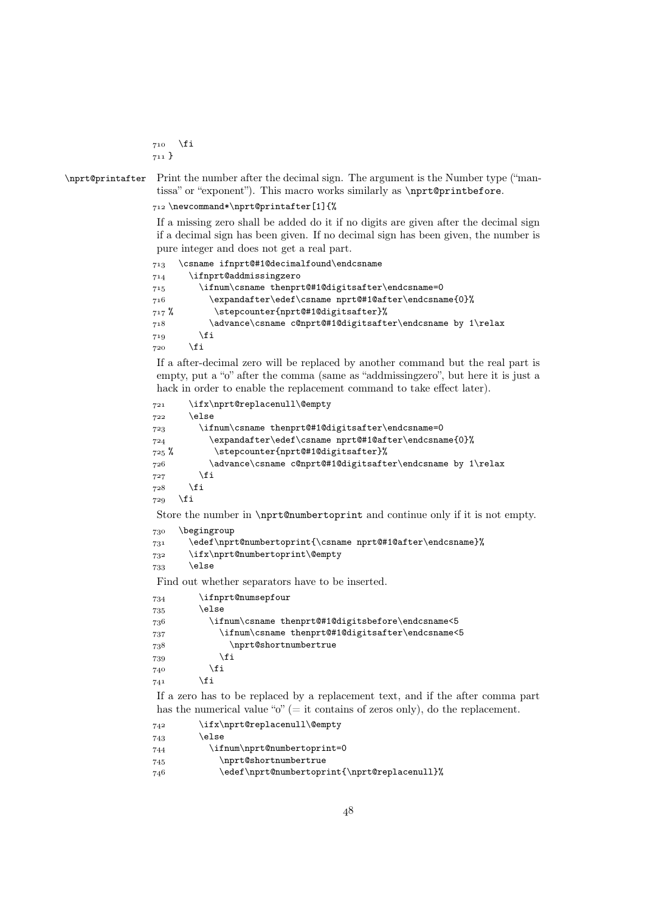```
710   \fi
711 }
```

`\nprt@printafter` Print the number after the decimal sign. The argument is the Number type ("mantissa" or "exponent"). This macro works similarly as `\nprt@printbefore`.

```
712 \newcommand*\nprt@printafter[1]{%
```

If a missing zero shall be added do it if no digits are given after the decimal sign if a decimal sign has been given. If no decimal sign has been given, the number is pure integer and does not get a real part.

```
713   \csname ifnprt@#1@decimalfound\endcsname
714     \ifnprt@addmissingzero
715       \ifnum\csname thenprt@#1@digitsafter\endcsname=0
716         \expandafter\edef\csname nprt@#1@after\endcsname{0}%
717 %         \stepcounter{nprt@#1@digitsafter}%
718         \advance\csname c@nprt@#1@digitsafter\endcsname by 1\relax
719       \fi
720     \fi
```

If a after-decimal zero will be replaced by another command but the real part is empty, put a "0" after the comma (same as "addmissingzero", but here it is just a hack in order to enable the replacement command to take effect later).

```
721     \ifx\nprt@replacenull\@empty
722     \else
723       \ifnum\csname thenprt@#1@digitsafter\endcsname=0
724         \expandafter\edef\csname nprt@#1@after\endcsname{0}%
725 %         \stepcounter{nprt@#1@digitsafter}%
726         \advance\csname c@nprt@#1@digitsafter\endcsname by 1\relax
727       \fi
728     \fi
729   \fi
```

Store the number in `\nprt@numbertoprint` and continue only if it is not empty.

```
730   \begingroup
731     \edef\nprt@numbertoprint{\csname nprt@#1@after\endcsname}%
732     \ifx\nprt@numbertoprint\@empty
733     \else
```

Find out whether separators have to be inserted.

```
734       \ifnprt@numsepfour
735       \else
736         \ifnum\csname thenprt@#1@digitsbefore\endcsname<5
737           \ifnum\csname thenprt@#1@digitsafter\endcsname<5
738             \nprt@shortnumbertrue
739           \fi
740         \fi
741       \fi
```

If a zero has to be replaced by a replacement text, and if the after comma part has the numerical value "0" (= it contains of zeros only), do the replacement.

```
742       \ifx\nprt@replacenull\@empty
743       \else
744         \ifnum\nprt@numbertoprint=0
745           \nprt@shortnumbertrue
746           \edef\nprt@numbertoprint{\nprt@replacenull}%
```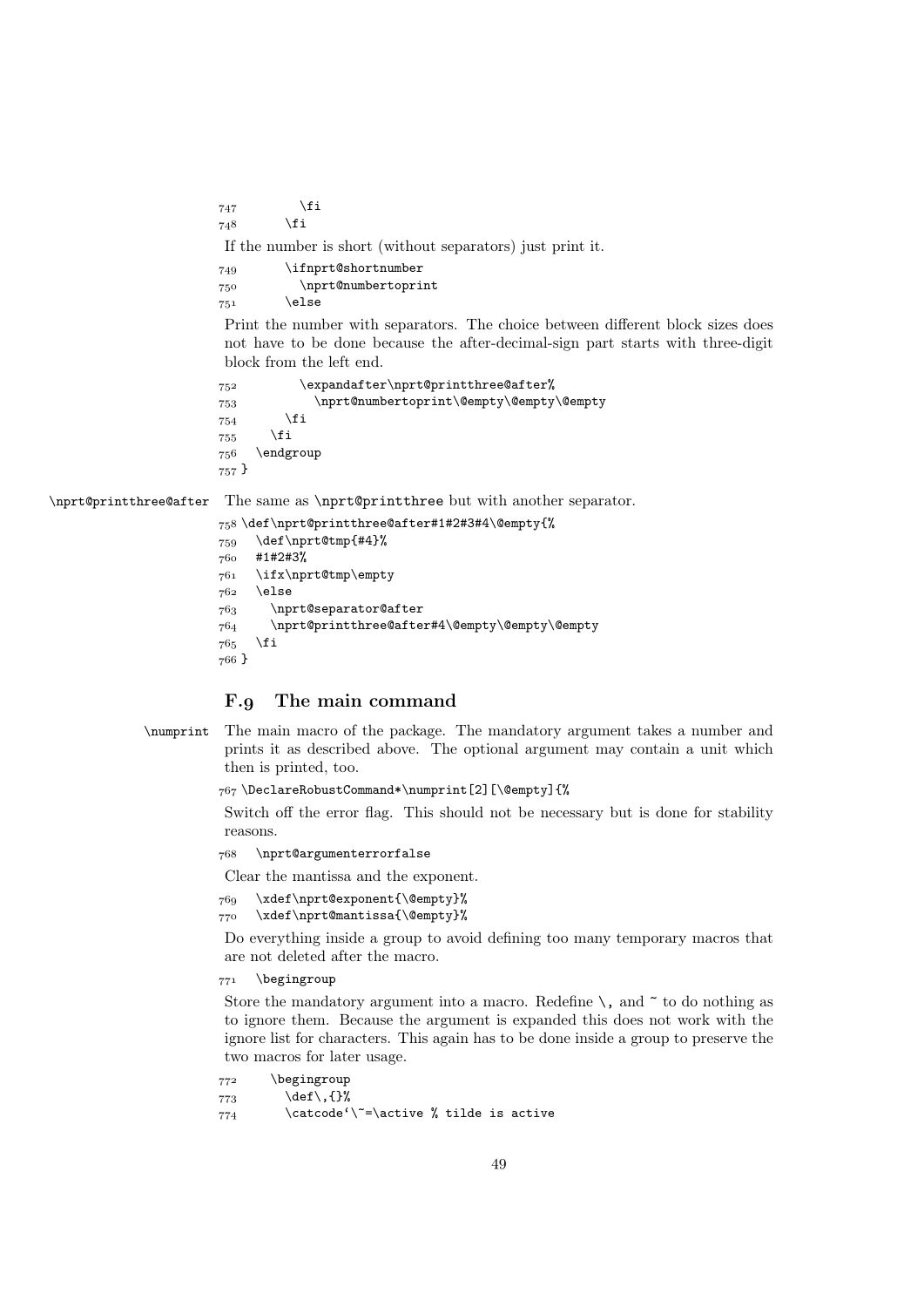```
747         \fi
748       \fi
```

If the number is short (without separators) just print it.

```
749       \ifnprt@shortnumber
750         \nprt@numbertoprint
751       \else
```

Print the number with separators. The choice between different block sizes does not have to be done because the after-decimal-sign part starts with three-digit block from the left end.

```
752         \expandafter\nprt@printthree@after%
753           \nprt@numbertoprint\@empty\@empty\@empty
754       \fi
755     \fi
756   \endgroup
757 }
```

\nprt@printthree@after The same as \nprt@printthree but with another separator.

```
758 \def\nprt@printthree@after#1#2#3#4\@empty{%
759   \def\nprt@tmp{#4}%
760   #1#2#3%
761   \ifx\nprt@tmp\empty
762   \else
763     \nprt@separator@after
764     \nprt@printthree@after#4\@empty\@empty\@empty
765   \fi
766 }
```

## F.9 The main command

\numprint The main macro of the package. The mandatory argument takes a number and prints it as described above. The optional argument may contain a unit which then is printed, too.

```
767 \DeclareRobustCommand*\numprint[2][\@empty]{%
```

Switch off the error flag. This should not be necessary but is done for stability reasons.

```
768   \nprt@argumenterrorfalse
```

Clear the mantissa and the exponent.

```
769   \xdef\nprt@exponent{\@empty}%
770   \xdef\nprt@mantissa{\@empty}%
```

Do everything inside a group to avoid defining too many temporary macros that are not deleted after the macro.

```
771   \begingroup
```

Store the mandatory argument into a macro. Redefine \, and ~ to do nothing as to ignore them. Because the argument is expanded this does not work with the ignore list for characters. This again has to be done inside a group to preserve the two macros for later usage.

```
772     \begingroup
773       \def\,{}%
774       \catcode`\~=\active % tilde is active
```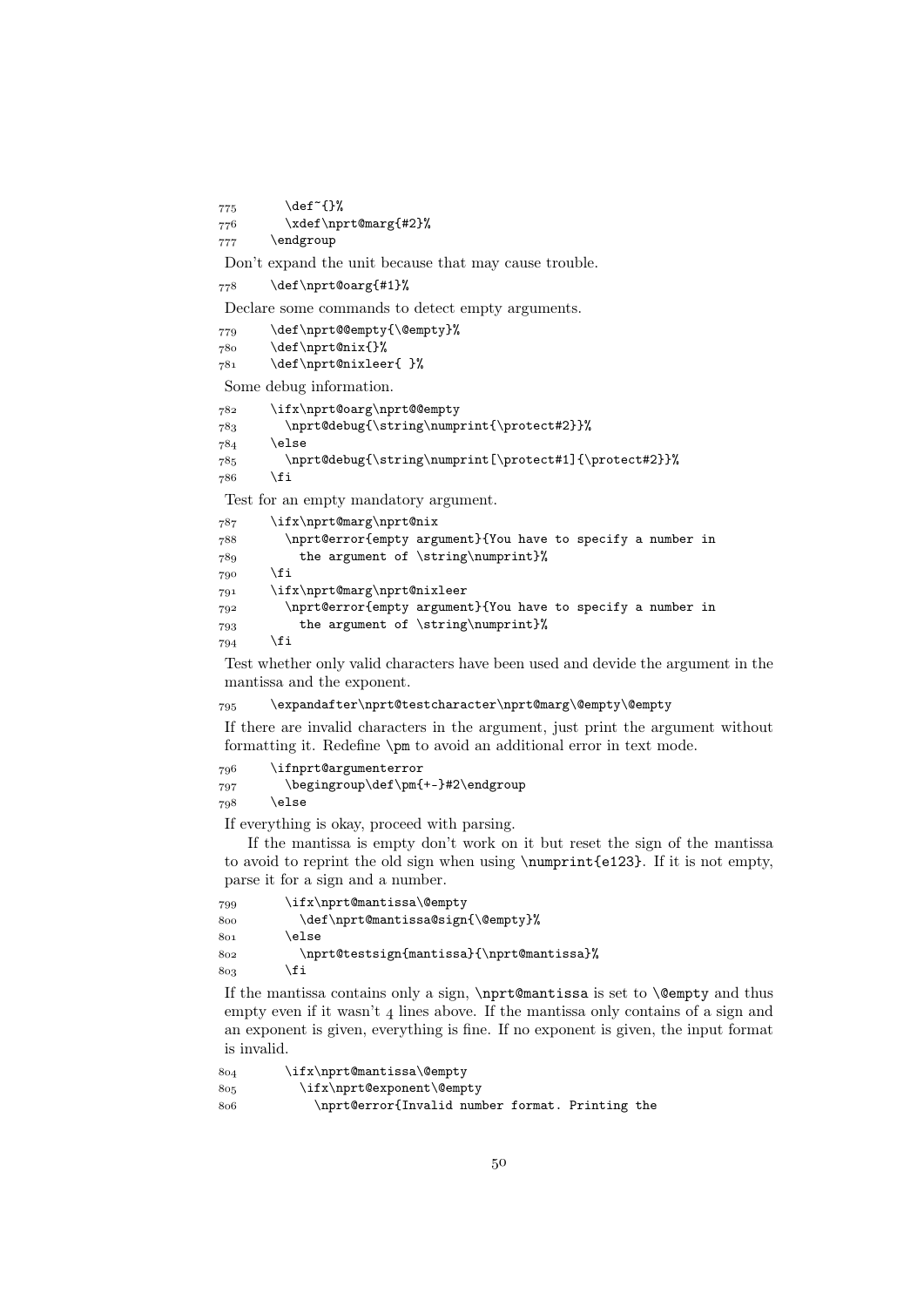```
775       \def~{}%
776       \xdef\nprt@marg{#2}%
777     \endgroup
```

Don't expand the unit because that may cause trouble.

```
778     \def\nprt@oarg{#1}%
```

Declare some commands to detect empty arguments.

```
779     \def\nprt@@empty{\@empty}%
780     \def\nprt@nix{}%
781     \def\nprt@nixleer{ }%
```

Some debug information.

```
782     \ifx\nprt@oarg\nprt@@empty
783       \nprt@debug{\string\numprint{\protect#2}}%
784     \else
785       \nprt@debug{\string\numprint[\protect#1]{\protect#2}}%
786     \fi
```

Test for an empty mandatory argument.

```
787     \ifx\nprt@marg\nprt@nix
788       \nprt@error{empty argument}{You have to specify a number in
789         the argument of \string\numprint}%
790     \fi
791     \ifx\nprt@marg\nprt@nixleer
792       \nprt@error{empty argument}{You have to specify a number in
793         the argument of \string\numprint}%
794     \fi
```

Test whether only valid characters have been used and devide the argument in the mantissa and the exponent.

```
795     \expandafter\nprt@testcharacter\nprt@marg\@empty\@empty
```

If there are invalid characters in the argument, just print the argument without formatting it. Redefine `\pm` to avoid an additional error in text mode.

```
796     \ifnprt@argumenterror
797       \begingroup\def\pm{+-}#2\endgroup
798     \else
```

If everything is okay, proceed with parsing.

If the mantissa is empty don't work on it but reset the sign of the mantissa to avoid to reprint the old sign when using `\numprint{e123}`. If it is not empty, parse it for a sign and a number.

```
799       \ifx\nprt@mantissa\@empty
800         \def\nprt@mantissa@sign{\@empty}%
801       \else
802         \nprt@testsign{mantissa}{\nprt@mantissa}%
803       \fi
```

If the mantissa contains only a sign, `\nprt@mantissa` is set to `\@empty` and thus empty even if it wasn't 4 lines above. If the mantissa only contains of a sign and an exponent is given, everything is fine. If no exponent is given, the input format is invalid.

```
804       \ifx\nprt@mantissa\@empty
805         \ifx\nprt@exponent\@empty
806           \nprt@error{Invalid number format. Printing the
```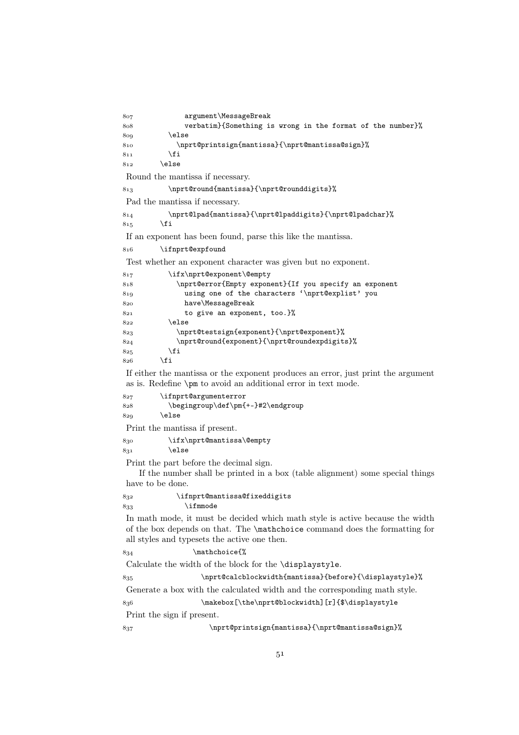```
807             argument\MessageBreak
808             verbatim}{Something is wrong in the format of the number}%
809         \else
810           \nprt@printsign{mantissa}{\nprt@mantissa@sign}%
811         \fi
812       \else
```

Round the mantissa if necessary.

```
813         \nprt@round{mantissa}{\nprt@rounddigits}%
```

Pad the mantissa if necessary.

```
814         \nprt@lpad{mantissa}{\nprt@lpaddigits}{\nprt@lpadchar}%
815       \fi
```

If an exponent has been found, parse this like the mantissa.

```
816       \ifnprt@expfound
```

Test whether an exponent character was given but no exponent.

```
817         \ifx\nprt@exponent\@empty
818           \nprt@error{Empty exponent}{If you specify an exponent
819             using one of the characters '\nprt@explist' you
820             have\MessageBreak
821             to give an exponent, too.}%
822         \else
823           \nprt@testsign{exponent}{\nprt@exponent}%
824           \nprt@round{exponent}{\nprt@roundexpdigits}%
825         \fi
826       \fi
```

If either the mantissa or the exponent produces an error, just print the argument as is. Redefine `\pm` to avoid an additional error in text mode.

```
827       \ifnprt@argumenterror
828         \begingroup\def\pm{+-}#2\endgroup
829       \else
```

Print the mantissa if present.

```
830         \ifx\nprt@mantissa\@empty
831         \else
```

Print the part before the decimal sign.

If the number shall be printed in a box (table alignment) some special things have to be done.

```
832           \ifnprt@mantissa@fixeddigits
833             \ifmmode
```

In math mode, it must be decided which math style is active because the width of the box depends on that. The `\mathchoice` command does the formatting for all styles and typesets the active one then.

```
834               \mathchoice{%
```

Calculate the width of the block for the `\displaystyle`.

```
835                 \nprt@calcblockwidth{mantissa}{before}{\displaystyle}%
```

Generate a box with the calculated width and the corresponding math style.

```
836                 \makebox[\the\nprt@blockwidth][r]{$\displaystyle
```

Print the sign if present.

```
837                   \nprt@printsign{mantissa}{\nprt@mantissa@sign}%
```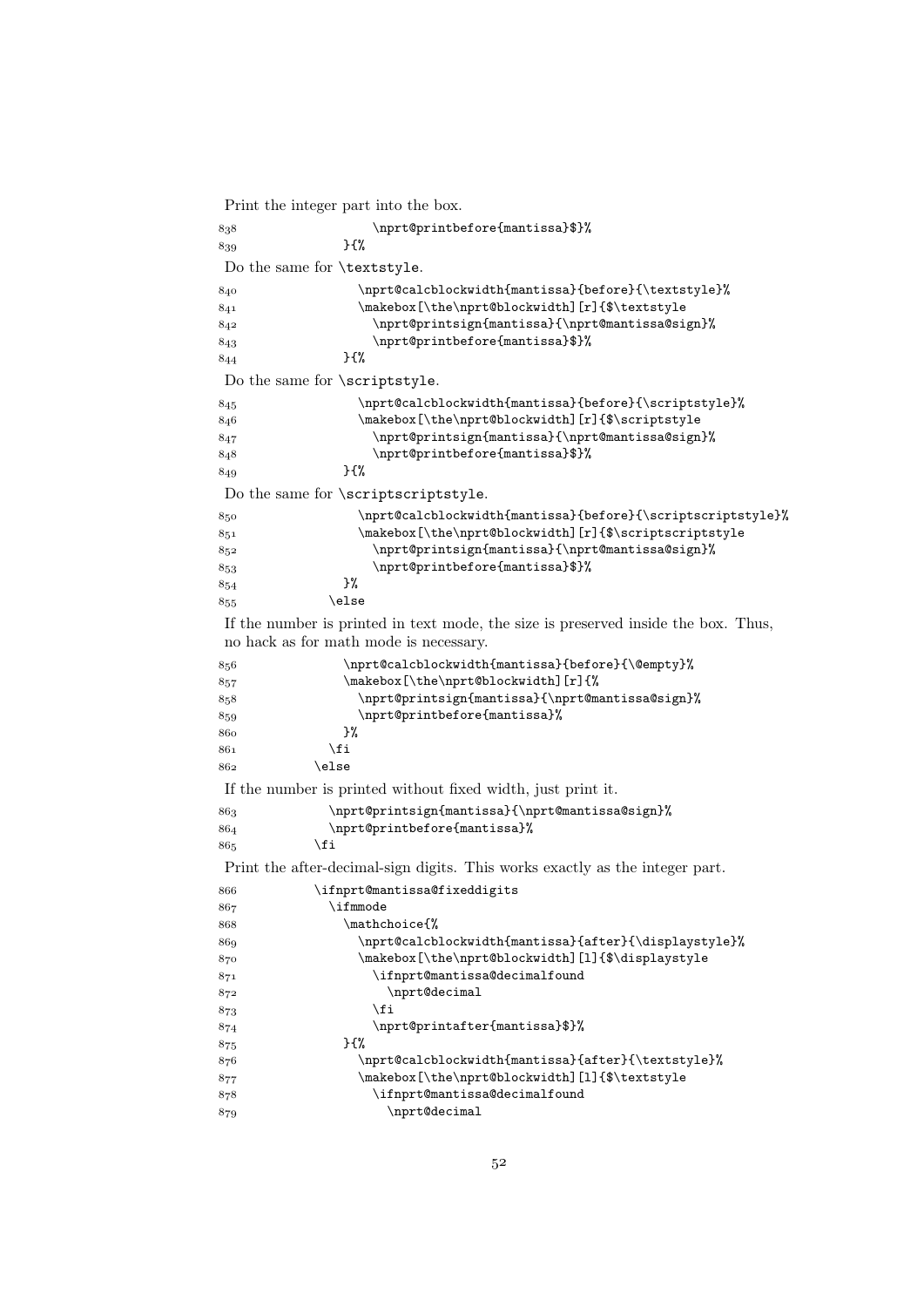Print the integer part into the box.

```
838                    \nprt@printbefore{mantissa}$}%
839                }{%
```

Do the same for `\textstyle`.

```
840                  \nprt@calcblockwidth{mantissa}{before}{\textstyle}%
841                  \makebox[\the\nprt@blockwidth][r]{$\textstyle
842                    \nprt@printsign{mantissa}{\nprt@mantissa@sign}%
843                    \nprt@printbefore{mantissa}$}%
844                }{%
```

Do the same for `\scriptstyle`.

```
845                  \nprt@calcblockwidth{mantissa}{before}{\scriptstyle}%
846                  \makebox[\the\nprt@blockwidth][r]{$\scriptstyle
847                    \nprt@printsign{mantissa}{\nprt@mantissa@sign}%
848                    \nprt@printbefore{mantissa}$}%
849                }{%
```

Do the same for `\scriptscriptstyle`.

```
850                  \nprt@calcblockwidth{mantissa}{before}{\scriptscriptstyle}%
851                  \makebox[\the\nprt@blockwidth][r]{$\scriptscriptstyle
852                    \nprt@printsign{mantissa}{\nprt@mantissa@sign}%
853                    \nprt@printbefore{mantissa}$}%
854              }%
855            \else
```

If the number is printed in text mode, the size is preserved inside the box. Thus, no hack as for math mode is necessary.

```
856              \nprt@calcblockwidth{mantissa}{before}{\@empty}%
857              \makebox[\the\nprt@blockwidth][r]{%
858                \nprt@printsign{mantissa}{\nprt@mantissa@sign}%
859                \nprt@printbefore{mantissa}%
860              }%
861            \fi
862          \else
```

If the number is printed without fixed width, just print it.

```
863            \nprt@printsign{mantissa}{\nprt@mantissa@sign}%
864            \nprt@printbefore{mantissa}%
865          \fi
```

Print the after-decimal-sign digits. This works exactly as the integer part.

```
866          \ifnprt@mantissa@fixeddigits
867            \ifmmode
868              \mathchoice{%
869                \nprt@calcblockwidth{mantissa}{after}{\displaystyle}%
870                \makebox[\the\nprt@blockwidth][l]{$\displaystyle
871                  \ifnprt@mantissa@decimalfound
872                    \nprt@decimal
873                  \fi
874                  \nprt@printafter{mantissa}$}%
875              }{%
876                \nprt@calcblockwidth{mantissa}{after}{\textstyle}%
877                \makebox[\the\nprt@blockwidth][l]{$\textstyle
878                  \ifnprt@mantissa@decimalfound
879                    \nprt@decimal
```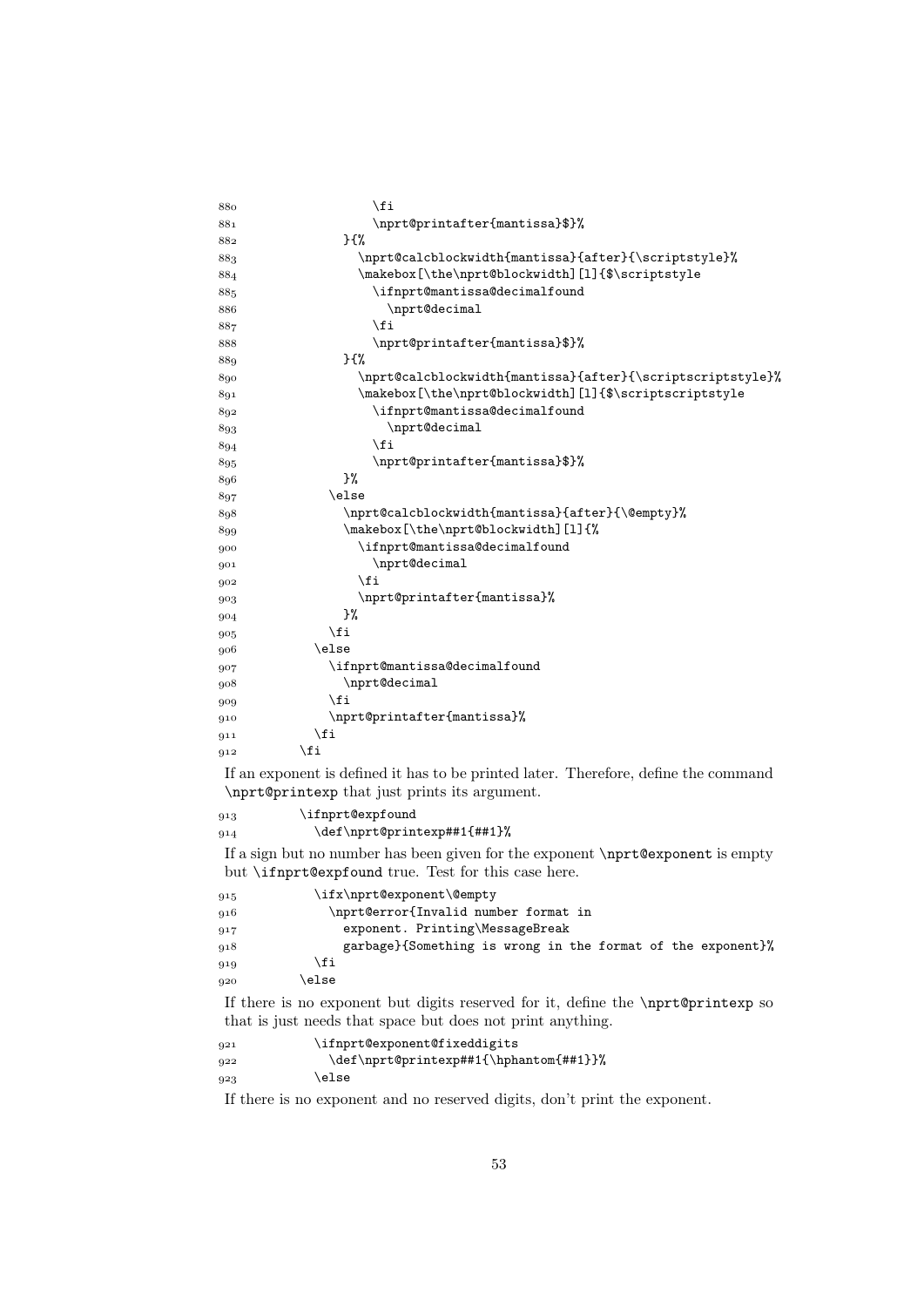```
880                    \fi
881                    \nprt@printafter{mantissa}$}%
882                }{%
883                  \nprt@calcblockwidth{mantissa}{after}{\scriptstyle}%
884                  \makebox[\the\nprt@blockwidth][l]{$\scriptstyle
885                    \ifnprt@mantissa@decimalfound
886                      \nprt@decimal
887                    \fi
888                    \nprt@printafter{mantissa}$}%
889                }{%
890                  \nprt@calcblockwidth{mantissa}{after}{\scriptscriptstyle}%
891                  \makebox[\the\nprt@blockwidth][l]{$\scriptscriptstyle
892                    \ifnprt@mantissa@decimalfound
893                      \nprt@decimal
894                    \fi
895                    \nprt@printafter{mantissa}$}%
896                }%
897              \else
898                \nprt@calcblockwidth{mantissa}{after}{\@empty}%
899                \makebox[\the\nprt@blockwidth][l]{%
900                  \ifnprt@mantissa@decimalfound
901                    \nprt@decimal
902                  \fi
903                  \nprt@printafter{mantissa}%
904                }%
905              \fi
906            \else
907              \ifnprt@mantissa@decimalfound
908                \nprt@decimal
909              \fi
910              \nprt@printafter{mantissa}%
911            \fi
912          \fi
```

If an exponent is defined it has to be printed later. Therefore, define the command `\nprt@printexp` that just prints its argument.

```
913          \ifnprt@expfound
914            \def\nprt@printexp##1{##1}%
```

If a sign but no number has been given for the exponent `\nprt@exponent` is empty but `\ifnprt@expfound` true. Test for this case here.

```
915            \ifx\nprt@exponent\@empty
916              \nprt@error{Invalid number format in
917                exponent. Printing\MessageBreak
918                garbage}{Something is wrong in the format of the exponent}%
919            \fi
920          \else
```

If there is no exponent but digits reserved for it, define the `\nprt@printexp` so that is just needs that space but does not print anything.

```
921            \ifnprt@exponent@fixeddigits
922              \def\nprt@printexp##1{\hphantom{##1}}%
923            \else
```

If there is no exponent and no reserved digits, don't print the exponent.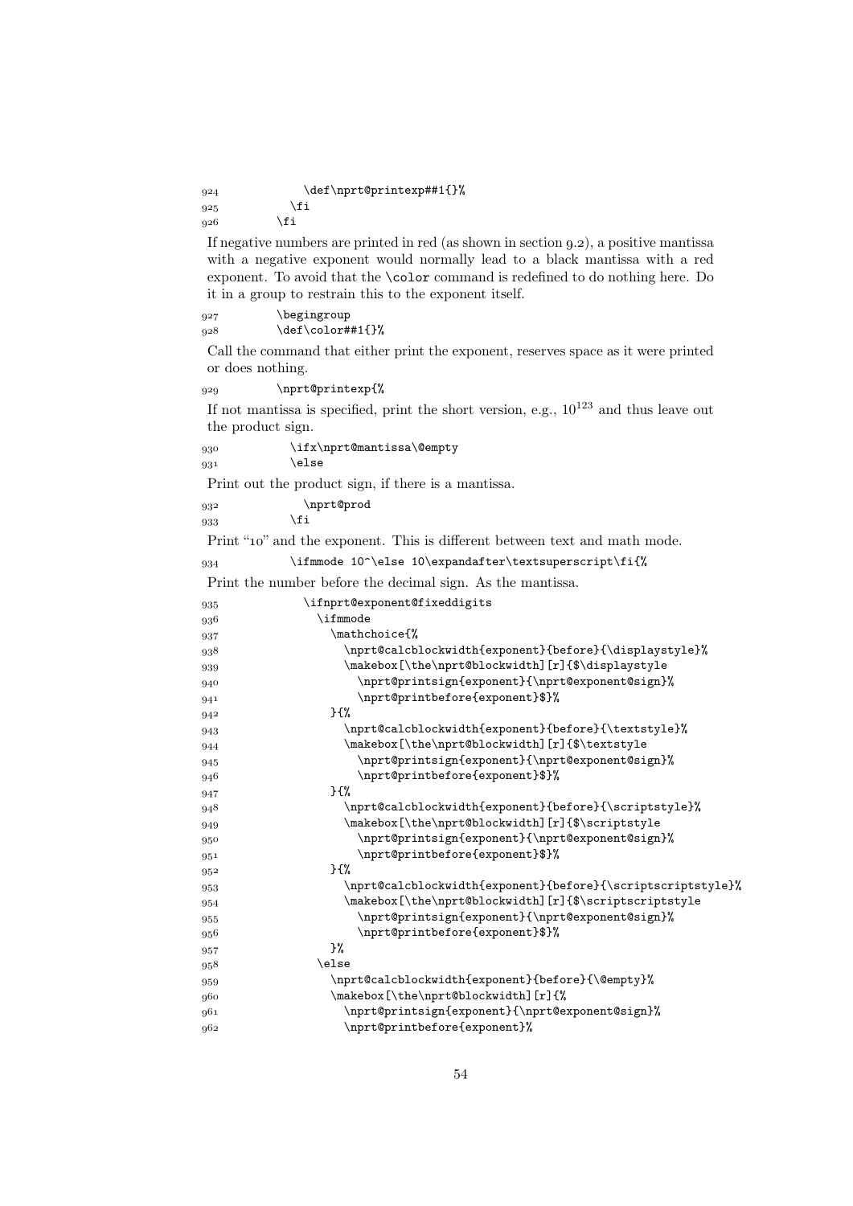```
924             \def\nprt@printexp##1{}%
925           \fi
926         \fi
```

If negative numbers are printed in red (as shown in section 9.2), a positive mantissa with a negative exponent would normally lead to a black mantissa with a red exponent. To avoid that the `\color` command is redefined to do nothing here. Do it in a group to restrain this to the exponent itself.

```
927         \begingroup
928         \def\color##1{}%
```

Call the command that either print the exponent, reserves space as it were printed or does nothing.

```
929         \nprt@printexp{%
```

If not mantissa is specified, print the short version, e.g., $10^{123}$ and thus leave out the product sign.

```
930           \ifx\nprt@mantissa\@empty
931           \else
```

Print out the product sign, if there is a mantissa.

```
932             \nprt@prod
933           \fi
```

Print "10" and the exponent. This is different between text and math mode.

```
934           \ifmmode 10^\else 10\expandafter\textsuperscript\fi{%
```

Print the number before the decimal sign. As the mantissa.

```
935             \ifnprt@exponent@fixeddigits
936               \ifmmode
937                 \mathchoice{%
938                   \nprt@calcblockwidth{exponent}{before}{\displaystyle}%
939                   \makebox[\the\nprt@blockwidth][r]{$\displaystyle
940                     \nprt@printsign{exponent}{\nprt@exponent@sign}%
941                     \nprt@printbefore{exponent}$}%
942                 }{%
943                   \nprt@calcblockwidth{exponent}{before}{\textstyle}%
944                   \makebox[\the\nprt@blockwidth][r]{$\textstyle
945                     \nprt@printsign{exponent}{\nprt@exponent@sign}%
946                     \nprt@printbefore{exponent}$}%
947                 }{%
948                   \nprt@calcblockwidth{exponent}{before}{\scriptstyle}%
949                   \makebox[\the\nprt@blockwidth][r]{$\scriptstyle
950                     \nprt@printsign{exponent}{\nprt@exponent@sign}%
951                     \nprt@printbefore{exponent}$}%
952                 }{%
953                   \nprt@calcblockwidth{exponent}{before}{\scriptscriptstyle}%
954                   \makebox[\the\nprt@blockwidth][r]{$\scriptscriptstyle
955                     \nprt@printsign{exponent}{\nprt@exponent@sign}%
956                     \nprt@printbefore{exponent}$}%
957                 }%
958               \else
959                 \nprt@calcblockwidth{exponent}{before}{\@empty}%
960                 \makebox[\the\nprt@blockwidth][r]{%
961                   \nprt@printsign{exponent}{\nprt@exponent@sign}%
962                   \nprt@printbefore{exponent}%
```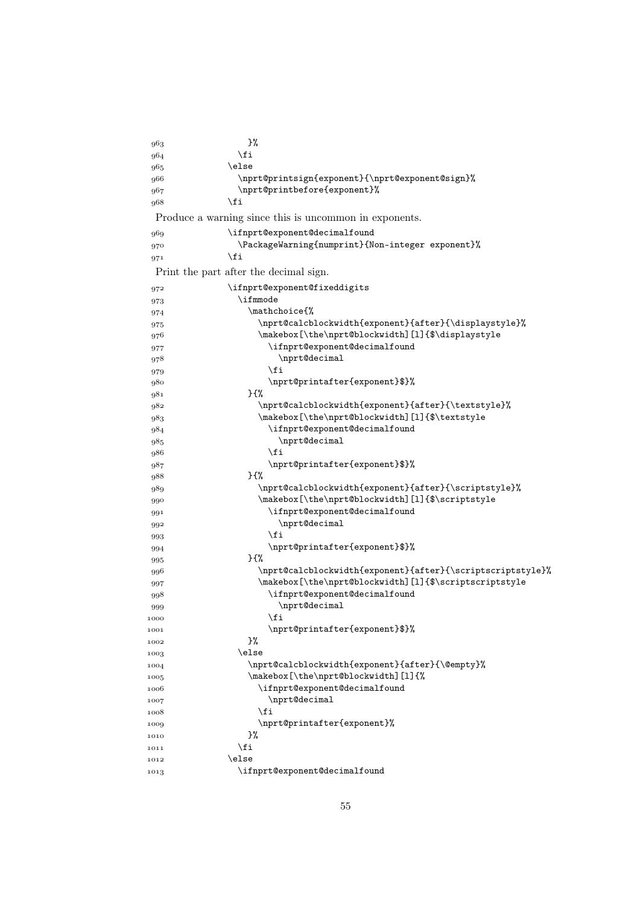```
963                 }%
964               \fi
965             \else
966               \nprt@printsign{exponent}{\nprt@exponent@sign}%
967               \nprt@printbefore{exponent}%
968             \fi
```

Produce a warning since this is uncommon in exponents.

```
969             \ifnprt@exponent@decimalfound
970               \PackageWarning{numprint}{Non-integer exponent}%
971             \fi
```

Print the part after the decimal sign.

```
972             \ifnprt@exponent@fixeddigits
973               \ifmmode
974                 \mathchoice{%
975                   \nprt@calcblockwidth{exponent}{after}{\displaystyle}%
976                   \makebox[\the\nprt@blockwidth][l]{$\displaystyle
977                     \ifnprt@exponent@decimalfound
978                       \nprt@decimal
979                     \fi
980                     \nprt@printafter{exponent}$}%
981                 }{%
982                   \nprt@calcblockwidth{exponent}{after}{\textstyle}%
983                   \makebox[\the\nprt@blockwidth][l]{$\textstyle
984                     \ifnprt@exponent@decimalfound
985                       \nprt@decimal
986                     \fi
987                     \nprt@printafter{exponent}$}%
988                 }{%
989                   \nprt@calcblockwidth{exponent}{after}{\scriptstyle}%
990                   \makebox[\the\nprt@blockwidth][l]{$\scriptstyle
991                     \ifnprt@exponent@decimalfound
992                       \nprt@decimal
993                     \fi
994                     \nprt@printafter{exponent}$}%
995                 }{%
996                   \nprt@calcblockwidth{exponent}{after}{\scriptscriptstyle}%
997                   \makebox[\the\nprt@blockwidth][l]{$\scriptscriptstyle
998                     \ifnprt@exponent@decimalfound
999                       \nprt@decimal
1000                    \fi
1001                    \nprt@printafter{exponent}$}%
1002                }%
1003              \else
1004                \nprt@calcblockwidth{exponent}{after}{\@empty}%
1005                \makebox[\the\nprt@blockwidth][l]{%
1006                  \ifnprt@exponent@decimalfound
1007                    \nprt@decimal
1008                  \fi
1009                  \nprt@printafter{exponent}%
1010                }%
1011              \fi
1012            \else
1013              \ifnprt@exponent@decimalfound
```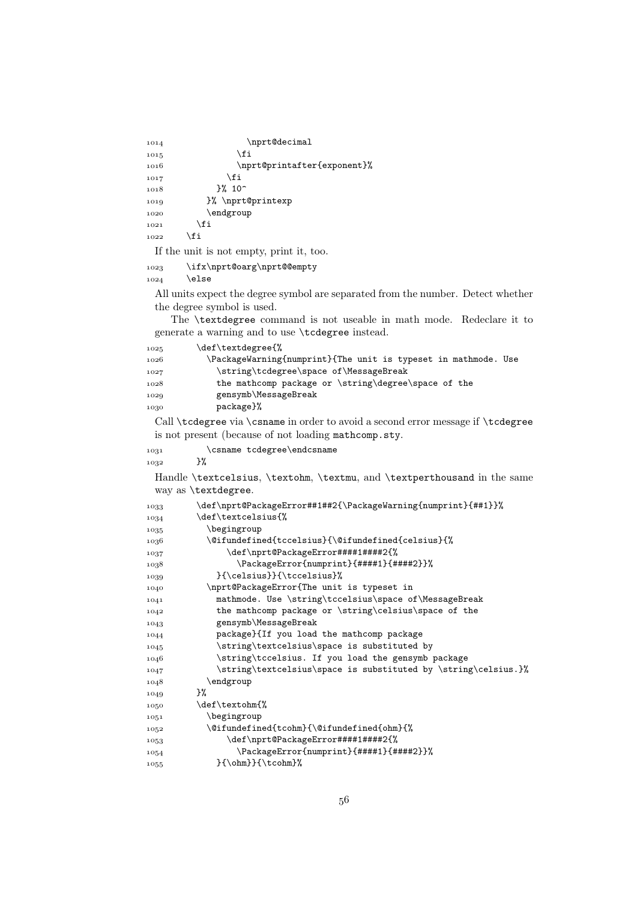```
1014                 \nprt@decimal
1015               \fi
1016               \nprt@printafter{exponent}%
1017             \fi
1018           }% 10^
1019         }% \nprt@printexp
1020         \endgroup
1021       \fi
1022     \fi
```

If the unit is not empty, print it, too.

```
1023     \ifx\nprt@oarg\nprt@@empty
1024     \else
```

All units expect the degree symbol are separated from the number. Detect whether the degree symbol is used.

The `\textdegree` command is not useable in math mode. Redeclare it to generate a warning and to use `\tcdegree` instead.

```
1025       \def\textdegree{%
1026         \PackageWarning{numprint}{The unit is typeset in mathmode. Use
1027           \string\tcdegree\space of\MessageBreak
1028           the mathcomp package or \string\degree\space of the
1029           gensymb\MessageBreak
1030           package}%
```

Call `\tcdegree` via `\csname` in order to avoid a second error message if `\tcdegree` is not present (because of not loading `mathcomp.sty`.

```
1031         \csname tcdegree\endcsname
1032       }%
```

Handle `\textcelsius`, `\textohm`, `\textmu`, and `\textperthousand` in the same way as `\textdegree`.

```
1033       \def\nprt@PackageError##1##2{\PackageWarning{numprint}{##1}}%
1034       \def\textcelsius{%
1035         \begingroup
1036         \@ifundefined{tccelsius}{\@ifundefined{celsius}{%
1037             \def\nprt@PackageError####1####2{%
1038               \PackageError{numprint}{####1}{####2}}%
1039           }{\celsius}}{\tccelsius}%
1040         \nprt@PackageError{The unit is typeset in
1041           mathmode. Use \string\tccelsius\space of\MessageBreak
1042           the mathcomp package or \string\celsius\space of the
1043           gensymb\MessageBreak
1044           package}{If you load the mathcomp package
1045           \string\textcelsius\space is substituted by
1046           \string\tccelsius. If you load the gensymb package
1047           \string\textcelsius\space is substituted by \string\celsius.}%
1048         \endgroup
1049       }%
1050       \def\textohm{%
1051         \begingroup
1052         \@ifundefined{tcohm}{\@ifundefined{ohm}{%
1053             \def\nprt@PackageError####1####2{%
1054               \PackageError{numprint}{####1}{####2}}%
1055           }{\ohm}}{\tcohm}%
```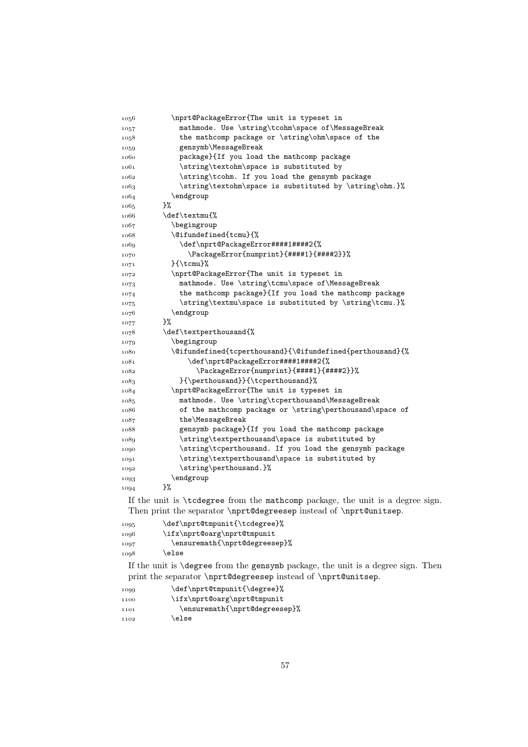```
1056        \nprt@PackageError{The unit is typeset in
1057          mathmode. Use \string\tcohm\space of\MessageBreak
1058          the mathcomp package or \string\ohm\space of the
1059          gensymb\MessageBreak
1060          package}{If you load the mathcomp package
1061          \string\textohm\space is substituted by
1062          \string\tcohm. If you load the gensymb package
1063          \string\textohm\space is substituted by \string\ohm.}%
1064        \endgroup
1065      }%
1066      \def\textmu{%
1067        \begingroup
1068        \@ifundefined{tcmu}{%
1069          \def\nprt@PackageError####1####2{%
1070            \PackageError{numprint}{####1}{####2}}%
1071        }{\tcmu}%
1072        \nprt@PackageError{The unit is typeset in
1073          mathmode. Use \string\tcmu\space of\MessageBreak
1074          the mathcomp package}{If you load the mathcomp package
1075          \string\textmu\space is substituted by \string\tcmu.}%
1076        \endgroup
1077      }%
1078      \def\textperthousand{%
1079        \begingroup
1080        \@ifundefined{tcperthousand}{\@ifundefined{perthousand}{%
1081            \def\nprt@PackageError####1####2{%
1082              \PackageError{numprint}{####1}{####2}}%
1083          }{\perthousand}}{\tcperthousand}%
1084        \nprt@PackageError{The unit is typeset in
1085          mathmode. Use \string\tcperthousand\MessageBreak
1086          of the mathcomp package or \string\perthousand\space of
1087          the\MessageBreak
1088          gensymb package}{If you load the mathcomp package
1089          \string\textperthousand\space is substituted by
1090          \string\tcperthousand. If you load the gensymb package
1091          \string\textperthousand\space is substituted by
1092          \string\perthousand.}%
1093        \endgroup
1094      }%
```

If the unit is `\tcdegree` from the `mathcomp` package, the unit is a degree sign. Then print the separator `\nprt@degreesep` instead of `\nprt@unitsep`.

```
1095      \def\nprt@tmpunit{\tcdegree}%
1096      \ifx\nprt@oarg\nprt@tmpunit
1097        \ensuremath{\nprt@degreesep}%
1098      \else
```

If the unit is `\degree` from the `gensymb` package, the unit is a degree sign. Then print the separator `\nprt@degreesep` instead of `\nprt@unitsep`.

```
1099        \def\nprt@tmpunit{\degree}%
1100        \ifx\nprt@oarg\nprt@tmpunit
1101          \ensuremath{\nprt@degreesep}%
1102        \else
```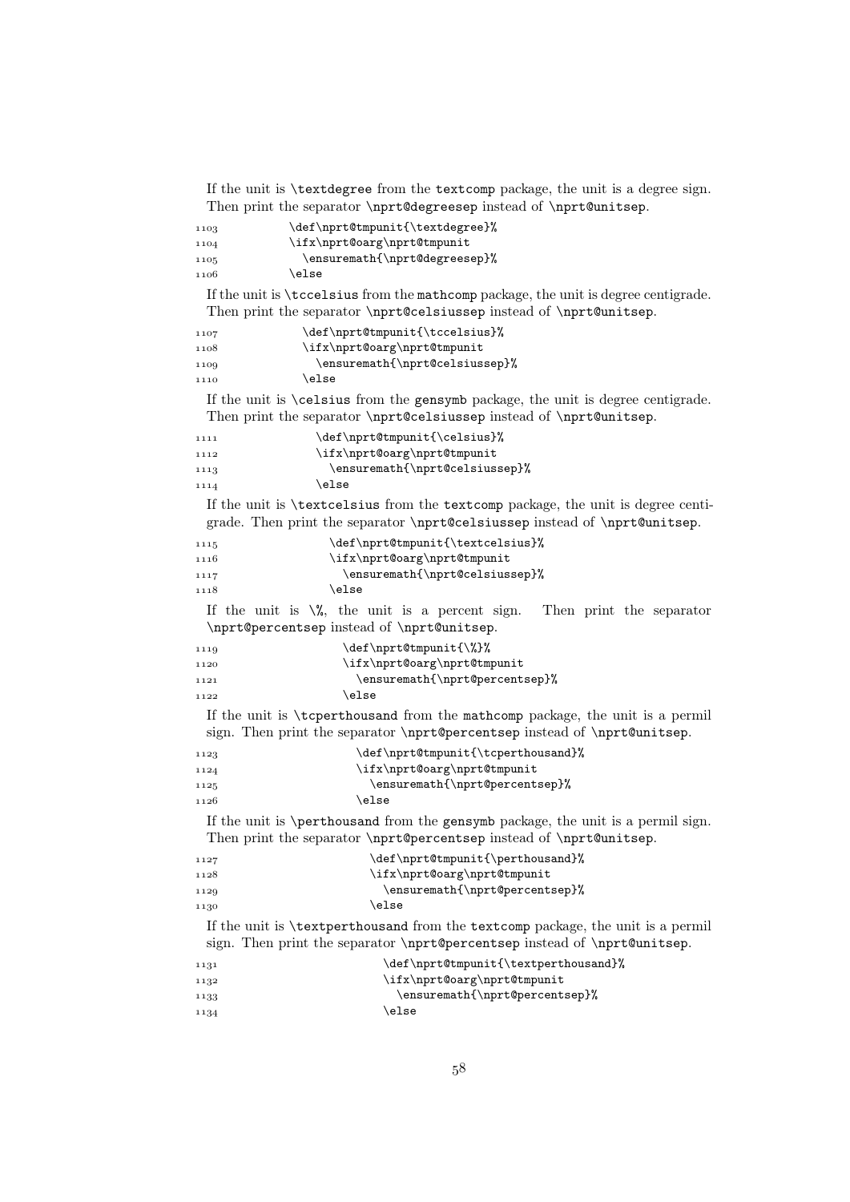If the unit is `\textdegree` from the `textcomp` package, the unit is a degree sign. Then print the separator `\nprt@degreesep` instead of `\nprt@unitsep`.

```
1103           \def\nprt@tmpunit{\textdegree}%
1104           \ifx\nprt@oarg\nprt@tmpunit
1105             \ensuremath{\nprt@degreesep}%
1106           \else
```

If the unit is `\tccelsius` from the `mathcomp` package, the unit is degree centigrade. Then print the separator `\nprt@celsiussep` instead of `\nprt@unitsep`.

```
1107            \def\nprt@tmpunit{\tccelsius}%
1108            \ifx\nprt@oarg\nprt@tmpunit
1109              \ensuremath{\nprt@celsiussep}%
1110            \else
```

If the unit is `\celsius` from the `gensymb` package, the unit is degree centigrade. Then print the separator `\nprt@celsiussep` instead of `\nprt@unitsep`.

```
1111             \def\nprt@tmpunit{\celsius}%
1112             \ifx\nprt@oarg\nprt@tmpunit
1113               \ensuremath{\nprt@celsiussep}%
1114             \else
```

If the unit is `\textcelsius` from the `textcomp` package, the unit is degree centigrade. Then print the separator `\nprt@celsiussep` instead of `\nprt@unitsep`.

```
1115              \def\nprt@tmpunit{\textcelsius}%
1116              \ifx\nprt@oarg\nprt@tmpunit
1117                \ensuremath{\nprt@celsiussep}%
1118              \else
```

If the unit is `\%`, the unit is a percent sign. Then print the separator `\nprt@percentsep` instead of `\nprt@unitsep`.

```
1119               \def\nprt@tmpunit{\%}%
1120               \ifx\nprt@oarg\nprt@tmpunit
1121                 \ensuremath{\nprt@percentsep}%
1122               \else
```

If the unit is `\tcperthousand` from the `mathcomp` package, the unit is a permil sign. Then print the separator `\nprt@percentsep` instead of `\nprt@unitsep`.

```
1123                \def\nprt@tmpunit{\tcperthousand}%
1124                \ifx\nprt@oarg\nprt@tmpunit
1125                  \ensuremath{\nprt@percentsep}%
1126                \else
```

If the unit is `\perthousand` from the `gensymb` package, the unit is a permil sign. Then print the separator `\nprt@percentsep` instead of `\nprt@unitsep`.

```
1127                 \def\nprt@tmpunit{\perthousand}%
1128                 \ifx\nprt@oarg\nprt@tmpunit
1129                   \ensuremath{\nprt@percentsep}%
1130                 \else
```

If the unit is `\textperthousand` from the `textcomp` package, the unit is a permil sign. Then print the separator `\nprt@percentsep` instead of `\nprt@unitsep`.

```
1131                  \def\nprt@tmpunit{\textperthousand}%
1132                  \ifx\nprt@oarg\nprt@tmpunit
1133                    \ensuremath{\nprt@percentsep}%
1134                  \else
```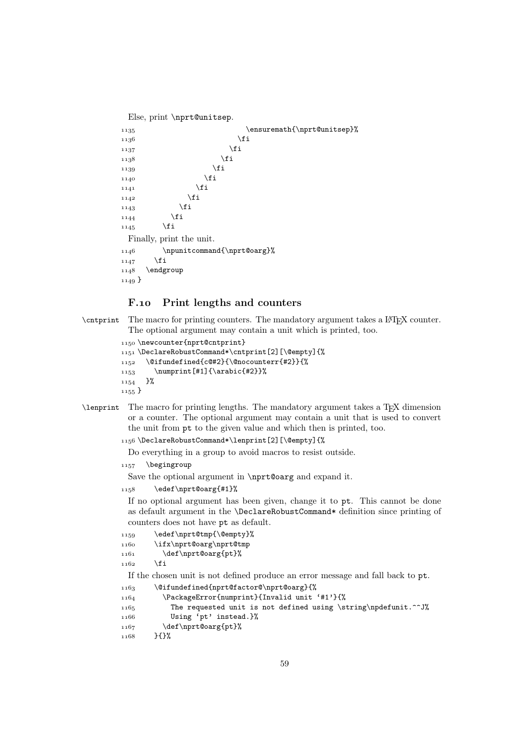Else, print \nprt@unitsep.

```
1135                           \ensuremath{\nprt@unitsep}%
1136                         \fi
1137                       \fi
1138                     \fi
1139                   \fi
1140                 \fi
1141               \fi
1142             \fi
1143           \fi
1144         \fi
1145       \fi
```

Finally, print the unit.

```
1146       \npunitcommand{\nprt@oarg}%
1147     \fi
1148   \endgroup
1149 }
```

## F.10 Print lengths and counters

\cntprint The macro for printing counters. The mandatory argument takes a LaTeX counter. The optional argument may contain a unit which is printed, too.

```
1150 \newcounter{nprt@cntprint}
1151 \DeclareRobustCommand*\cntprint[2][\@empty]{%
1152   \@ifundefined{c@#2}{\@nocounterr{#2}}{%
1153     \numprint[#1]{\arabic{#2}}%
1154   }%
1155 }
```

\lenprint The macro for printing lengths. The mandatory argument takes a TeX dimension or a counter. The optional argument may contain a unit that is used to convert the unit from pt to the given value and which then is printed, too.

```
1156 \DeclareRobustCommand*\lenprint[2][\@empty]{%
```

Do everything in a group to avoid macros to resist outside.

```
1157   \begingroup
```

Save the optional argument in \nprt@oarg and expand it.

```
1158     \edef\nprt@oarg{#1}%
```

If no optional argument has been given, change it to pt. This cannot be done as default argument in the \DeclareRobustCommand* definition since printing of counters does not have pt as default.

```
1159     \edef\nprt@tmp{\@empty}%
1160     \ifx\nprt@oarg\nprt@tmp
1161       \def\nprt@oarg{pt}%
1162     \fi
```

If the chosen unit is not defined produce an error message and fall back to pt.

```
1163     \@ifundefined{nprt@factor@\nprt@oarg}{%
1164       \PackageError{numprint}{Invalid unit '#1'}{%
1165         The requested unit is not defined using \string\npdefunit.^^J%
1166         Using 'pt' instead.}%
1167       \def\nprt@oarg{pt}%
1168     }{}%
```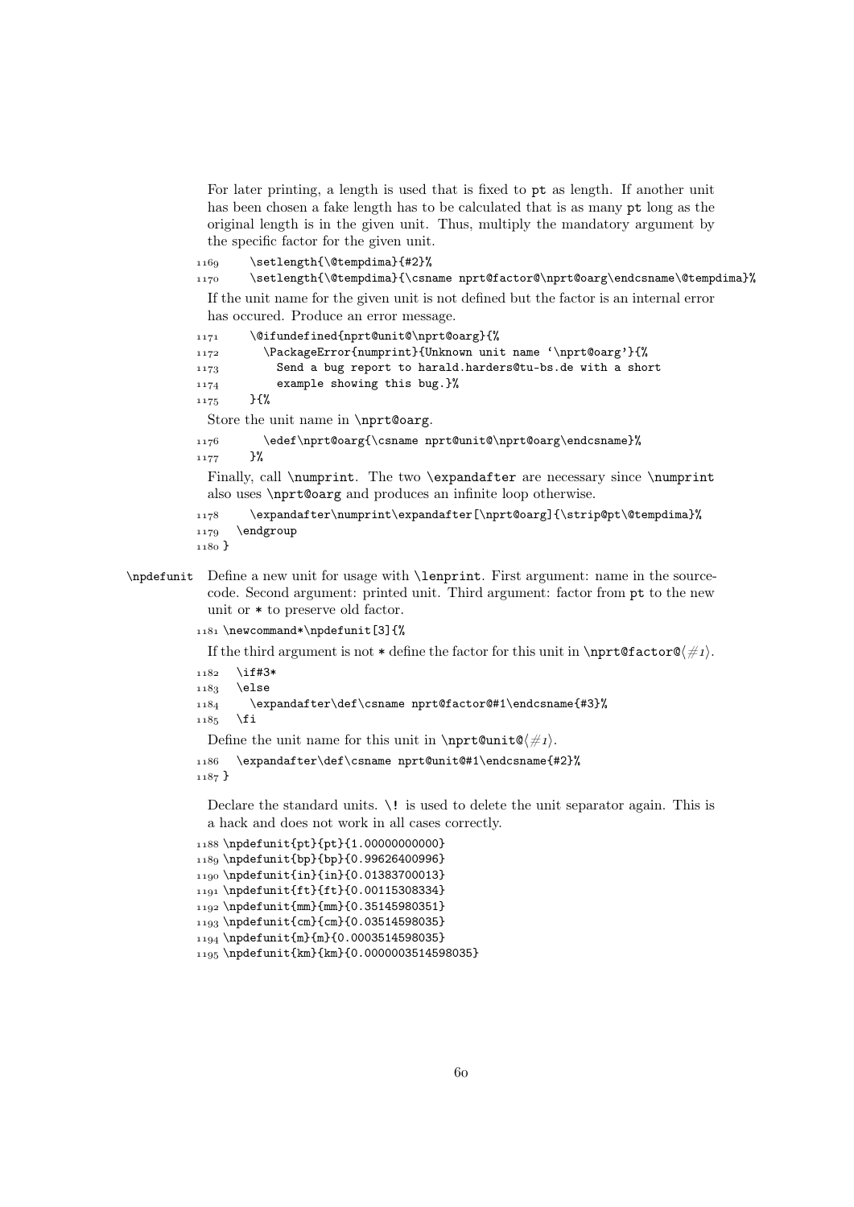For later printing, a length is used that is fixed to pt as length. If another unit has been chosen a fake length has to be calculated that is as many pt long as the original length is in the given unit. Thus, multiply the mandatory argument by the specific factor for the given unit.

```
1169     \setlength{\@tempdima}{#2}%
1170     \setlength{\@tempdima}{\csname nprt@factor@\nprt@oarg\endcsname\@tempdima}%
```

If the unit name for the given unit is not defined but the factor is an internal error has occured. Produce an error message.

```
1171     \@ifundefined{nprt@unit@\nprt@oarg}{%
1172       \PackageError{numprint}{Unknown unit name '\nprt@oarg'}{%
1173         Send a bug report to harald.harders@tu-bs.de with a short
1174         example showing this bug.}%
1175     }{%
```

Store the unit name in `\nprt@oarg`.

```
1176       \edef\nprt@oarg{\csname nprt@unit@\nprt@oarg\endcsname}%
1177     }%
```

Finally, call `\numprint`. The two `\expandafter` are necessary since `\numprint` also uses `\nprt@oarg` and produces an infinite loop otherwise.

```
1178     \expandafter\numprint\expandafter[\nprt@oarg]{\strip@pt\@tempdima}%
1179   \endgroup
1180 }
```

**\npdefunit** Define a new unit for usage with `\lenprint`. First argument: name in the sourcecode. Second argument: printed unit. Third argument: factor from pt to the new unit or * to preserve old factor.

```
1181 \newcommand*\npdefunit[3]{%
```

If the third argument is not * define the factor for this unit in `\nprt@factor@`⟨*#1*⟩.

```
1182   \if#3*
1183   \else
1184     \expandafter\def\csname nprt@factor@#1\endcsname{#3}%
1185   \fi
```

Define the unit name for this unit in `\nprt@unit@`⟨*#1*⟩.

```
1186   \expandafter\def\csname nprt@unit@#1\endcsname{#2}%
1187 }
```

Declare the standard units. `\!` is used to delete the unit separator again. This is a hack and does not work in all cases correctly.

```
1188 \npdefunit{pt}{pt}{1.00000000000}
1189 \npdefunit{bp}{bp}{0.99626400996}
1190 \npdefunit{in}{in}{0.01383700013}
1191 \npdefunit{ft}{ft}{0.00115308334}
1192 \npdefunit{mm}{mm}{0.35145980351}
1193 \npdefunit{cm}{cm}{0.03514598035}
1194 \npdefunit{m}{m}{0.0003514598035}
1195 \npdefunit{km}{km}{0.0000003514598035}
```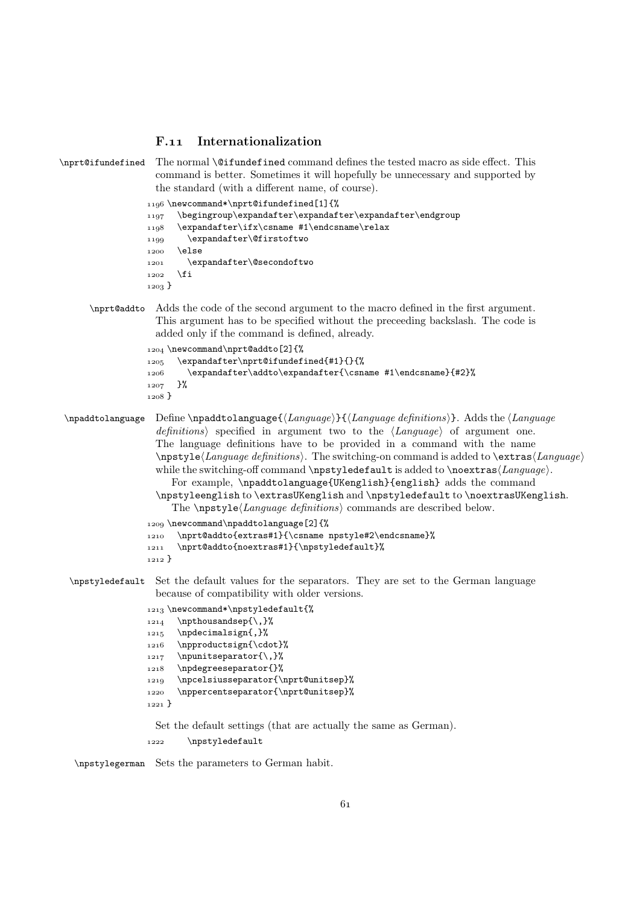## F.11 Internationalization

`\nprt@ifundefined` The normal `\@ifundefined` command defines the tested macro as side effect. This command is better. Sometimes it will hopefully be unnecessary and supported by the standard (with a different name, of course).

```
1196 \newcommand*\nprt@ifundefined[1]{%
1197   \begingroup\expandafter\expandafter\expandafter\endgroup
1198   \expandafter\ifx\csname #1\endcsname\relax
1199     \expandafter\@firstoftwo
1200   \else
1201     \expandafter\@secondoftwo
1202   \fi
1203 }
```

`\nprt@addto` Adds the code of the second argument to the macro defined in the first argument. This argument has to be specified without the preceeding backslash. The code is added only if the command is defined, already.

```
1204 \newcommand\nprt@addto[2]{%
1205   \expandafter\nprt@ifundefined{#1}{}{%
1206     \expandafter\addto\expandafter{\csname #1\endcsname}{#2}%
1207   }%
1208 }
```

`\npaddtolanguage` Define `\npaddtolanguage{`⟨*Language*⟩`}{`⟨*Language definitions*⟩`}`. Adds the ⟨*Language definitions*⟩ specified in argument two to the ⟨*Language*⟩ of argument one. The language definitions have to be provided in a command with the name `\npstyle`⟨*Language definitions*⟩. The switching-on command is added to `\extras`⟨*Language*⟩ while the switching-off command `\npstyledefault` is added to `\noextras`⟨*Language*⟩.

For example, `\npaddtolanguage{UKenglish}{english}` adds the command `\npstyleenglish` to `\extrasUKenglish` and `\npstyledefault` to `\noextrasUKenglish`.

The `\npstyle`⟨*Language definitions*⟩ commands are described below.

```
1209 \newcommand\npaddtolanguage[2]{%
1210   \nprt@addto{extras#1}{\csname npstyle#2\endcsname}%
1211   \nprt@addto{noextras#1}{\npstyledefault}%
1212 }
```

`\npstyledefault` Set the default values for the separators. They are set to the German language because of compatibility with older versions.

```
1213 \newcommand*\npstyledefault{%
1214   \npthousandsep{\,}%
1215   \npdecimalsign{,}%
1216   \npproductsign{\cdot}%
1217   \npunitseparator{\,}%
1218   \npdegreeseparator{}%
1219   \npcelsiusseparator{\nprt@unitsep}%
1220   \nppercentseparator{\nprt@unitsep}%
1221 }
```

Set the default settings (that are actually the same as German).

```
1222     \npstyledefault
```

`\npstylegerman` Sets the parameters to German habit.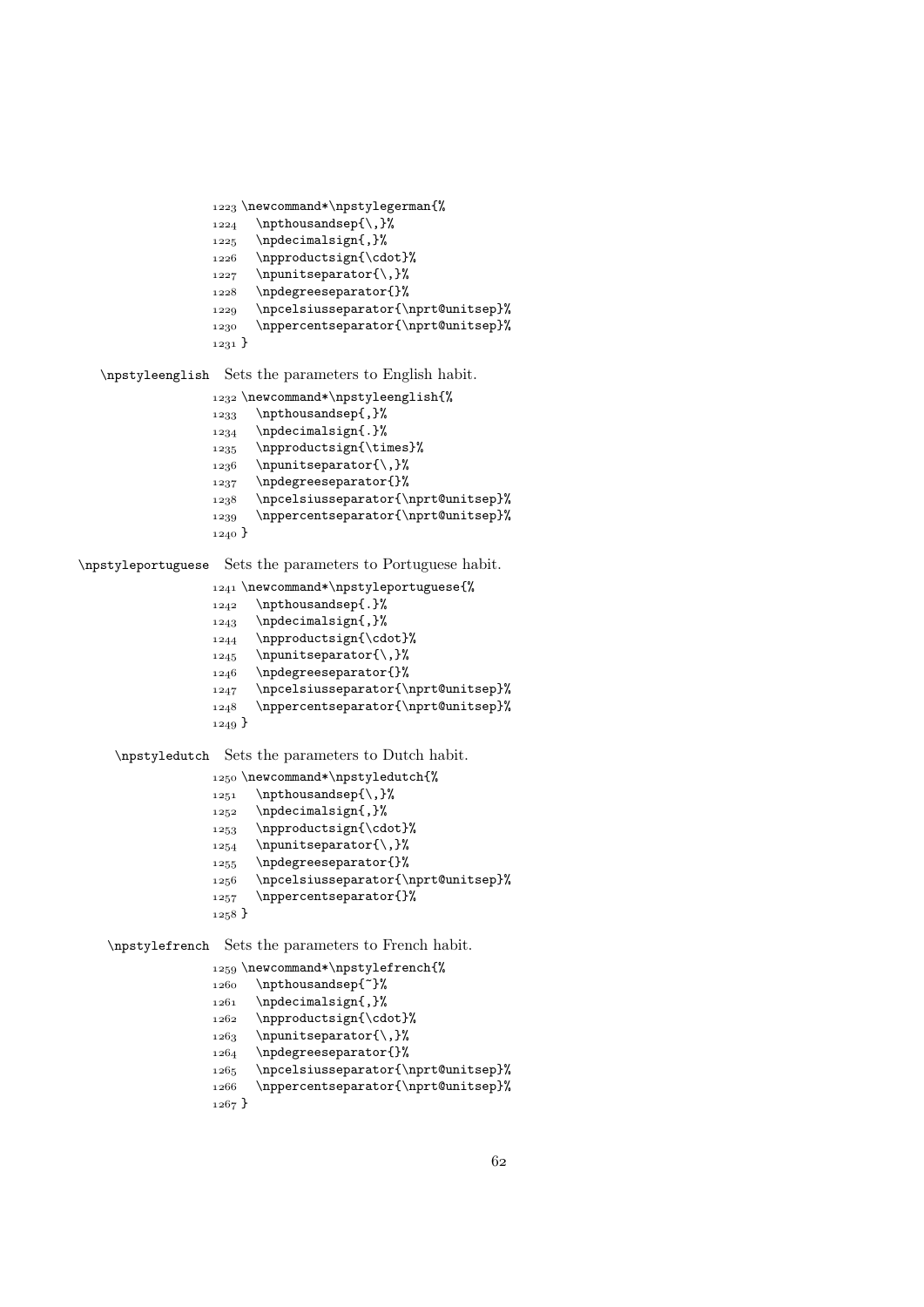```
1223 \newcommand*\npstylegerman{%
1224   \npthousandsep{\,}%
1225   \npdecimalsign{,}%
1226   \npproductsign{\cdot}%
1227   \npunitseparator{\,}%
1228   \npdegreeseparator{}%
1229   \npcelsiusseparator{\nprt@unitsep}%
1230   \nppercentseparator{\nprt@unitsep}%
1231 }
```

`\npstyleenglish` Sets the parameters to English habit.

```
1232 \newcommand*\npstyleenglish{%
1233   \npthousandsep{,}%
1234   \npdecimalsign{.}%
1235   \npproductsign{\times}%
1236   \npunitseparator{\,}%
1237   \npdegreeseparator{}%
1238   \npcelsiusseparator{\nprt@unitsep}%
1239   \nppercentseparator{\nprt@unitsep}%
1240 }
```

`\npstyleportuguese` Sets the parameters to Portuguese habit.

```
1241 \newcommand*\npstyleportuguese{%
1242   \npthousandsep{.}%
1243   \npdecimalsign{,}%
1244   \npproductsign{\cdot}%
1245   \npunitseparator{\,}%
1246   \npdegreeseparator{}%
1247   \npcelsiusseparator{\nprt@unitsep}%
1248   \nppercentseparator{\nprt@unitsep}%
1249 }
```

`\npstyledutch` Sets the parameters to Dutch habit.

```
1250 \newcommand*\npstyledutch{%
1251   \npthousandsep{\,}%
1252   \npdecimalsign{,}%
1253   \npproductsign{\cdot}%
1254   \npunitseparator{\,}%
1255   \npdegreeseparator{}%
1256   \npcelsiusseparator{\nprt@unitsep}%
1257   \nppercentseparator{}%
1258 }
```

`\npstylefrench` Sets the parameters to French habit.

```
1259 \newcommand*\npstylefrench{%
1260   \npthousandsep{~}%
1261   \npdecimalsign{,}%
1262   \npproductsign{\cdot}%
1263   \npunitseparator{\,}%
1264   \npdegreeseparator{}%
1265   \npcelsiusseparator{\nprt@unitsep}%
1266   \nppercentseparator{\nprt@unitsep}%
1267 }
```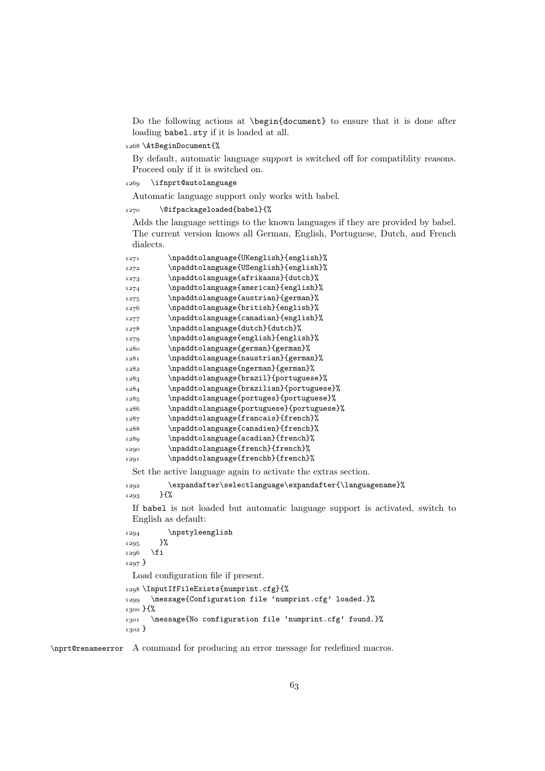Do the following actions at `\begin{document}` to ensure that it is done after loading `babel.sty` if it is loaded at all.

```
1268 \AtBeginDocument{%
```

By default, automatic language support is switched off for compatiblity reasons. Proceed only if it is switched on.

```
1269   \ifnprt@autolanguage
```

Automatic language support only works with babel.

```
1270     \@ifpackageloaded{babel}{%
```

Adds the language settings to the known languages if they are provided by babel. The current version knows all German, English, Portuguese, Dutch, and French dialects.

```
1271       \npaddtolanguage{UKenglish}{english}%
1272       \npaddtolanguage{USenglish}{english}%
1273       \npaddtolanguage{afrikaans}{dutch}%
1274       \npaddtolanguage{american}{english}%
1275       \npaddtolanguage{austrian}{german}%
1276       \npaddtolanguage{british}{english}%
1277       \npaddtolanguage{canadian}{english}%
1278       \npaddtolanguage{dutch}{dutch}%
1279       \npaddtolanguage{english}{english}%
1280       \npaddtolanguage{german}{german}%
1281       \npaddtolanguage{naustrian}{german}%
1282       \npaddtolanguage{ngerman}{german}%
1283       \npaddtolanguage{brazil}{portuguese}%
1284       \npaddtolanguage{brazilian}{portuguese}%
1285       \npaddtolanguage{portuges}{portuguese}%
1286       \npaddtolanguage{portuguese}{portuguese}%
1287       \npaddtolanguage{francais}{french}%
1288       \npaddtolanguage{canadien}{french}%
1289       \npaddtolanguage{acadian}{french}%
1290       \npaddtolanguage{french}{french}%
1291       \npaddtolanguage{frenchb}{french}%
```

Set the active language again to activate the extras section.

```
1292       \expandafter\selectlanguage\expandafter{\languagename}%
1293     }{%
```

If `babel` is not loaded but automatic language support is activated, switch to English as default:

```
1294       \npstyleenglish
1295     }%
1296   \fi
1297 }
```

Load configuration file if present.

```
1298 \InputIfFileExists{numprint.cfg}{%
1299   \message{Configuration file 'numprint.cfg' loaded.}%
1300 }{%
1301   \message{No configuration file 'numprint.cfg' found.}%
1302 }
```

`\nprt@renameerror` A command for producing an error message for redefined macros.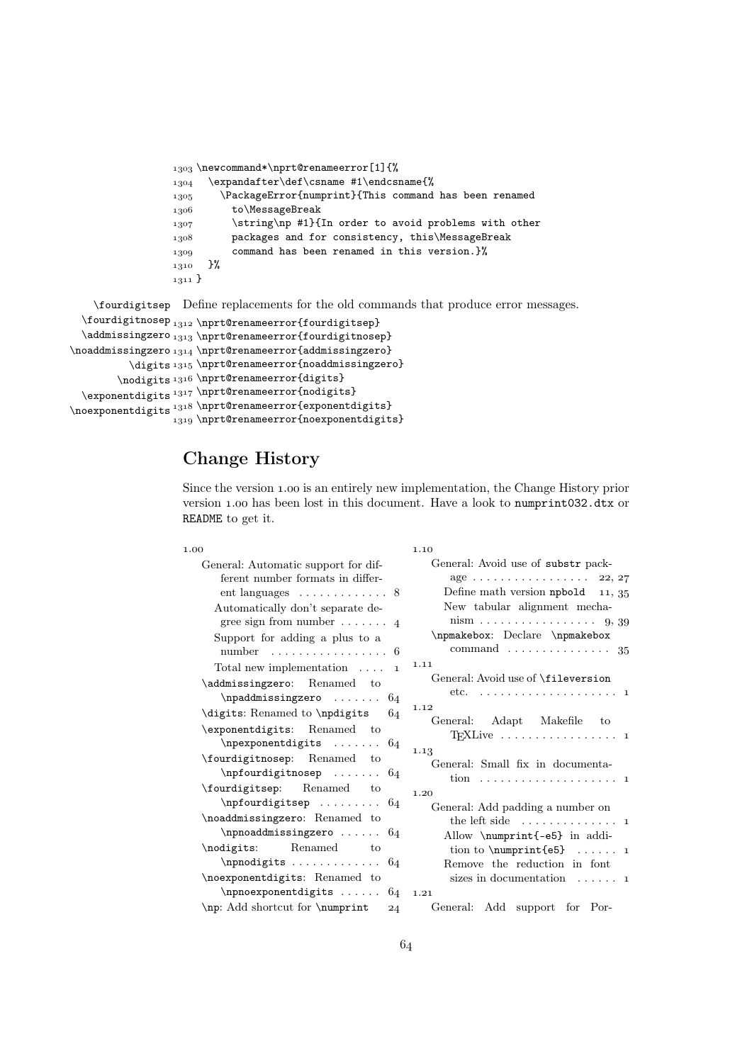```
1303 \newcommand*\nprt@renameerror[1]{%
1304   \expandafter\def\csname #1\endcsname{%
1305     \PackageError{numprint}{This command has been renamed
1306       to\MessageBreak
1307       \string\np #1}{In order to avoid problems with other
1308       packages and for consistency, this\MessageBreak
1309       command has been renamed in this version.}%
1310   }%
1311 }
```

\fourdigitsep \fourdigitnosep \addmissingzero \noaddmissingzero \digits \nodigits \exponentdigits \noexponentdigits

Define replacements for the old commands that produce error messages.

```
1312 \nprt@renameerror{fourdigitsep}
1313 \nprt@renameerror{fourdigitnosep}
1314 \nprt@renameerror{addmissingzero}
1315 \nprt@renameerror{noaddmissingzero}
1316 \nprt@renameerror{digits}
1317 \nprt@renameerror{nodigits}
1318 \nprt@renameerror{exponentdigits}
1319 \nprt@renameerror{noexponentdigits}
```

## Change History

Since the version 1.00 is an entirely new implementation, the Change History prior version 1.00 has been lost in this document. Have a look to numprint032.dtx or README to get it.

1.00
- General: Automatic support for different number formats in different languages . . . . 8
  - Automatically don't separate degree sign from number . . . . 4
  - Support for adding a plus to a number . . . . 6
  - Total new implementation . . . . 1
- \addmissingzero: Renamed to \npaddmissingzero . . . . 64
- \digits: Renamed to \npdigits . . . . 64
- \exponentdigits: Renamed to \npexponentdigits . . . . 64
- \fourdigitnosep: Renamed to \npfourdigitnosep . . . . 64
- \fourdigitsep: Renamed to \npfourdigitsep . . . . 64
- \noaddmissingzero: Renamed to \npnoaddmissingzero . . . . 64
- \nodigits: Renamed to \npnodigits . . . . 64
- \noexponentdigits: Renamed to \npnoexponentdigits . . . . 64
- \np: Add shortcut for \numprint . . . . 24

1.10
- General: Avoid use of substr package . . . . 22, 27
  - Define math version npbold . . . . 11, 35
  - New tabular alignment mechanism . . . . 9, 39
- \npmakebox: Declare \npmakebox command . . . . 35

1.11
- General: Avoid use of \fileversion etc. . . . . 1

1.12
- General: Adapt Makefile to TEXLive . . . . 1

1.13
- General: Small fix in documentation . . . . 1

1.20
- General: Add padding a number on the left side . . . . 1
  - Allow \numprint{-e5} in addition to \numprint{e5} . . . . 1
  - Remove the reduction in font sizes in documentation . . . . 1

1.21
- General: Add support for Por-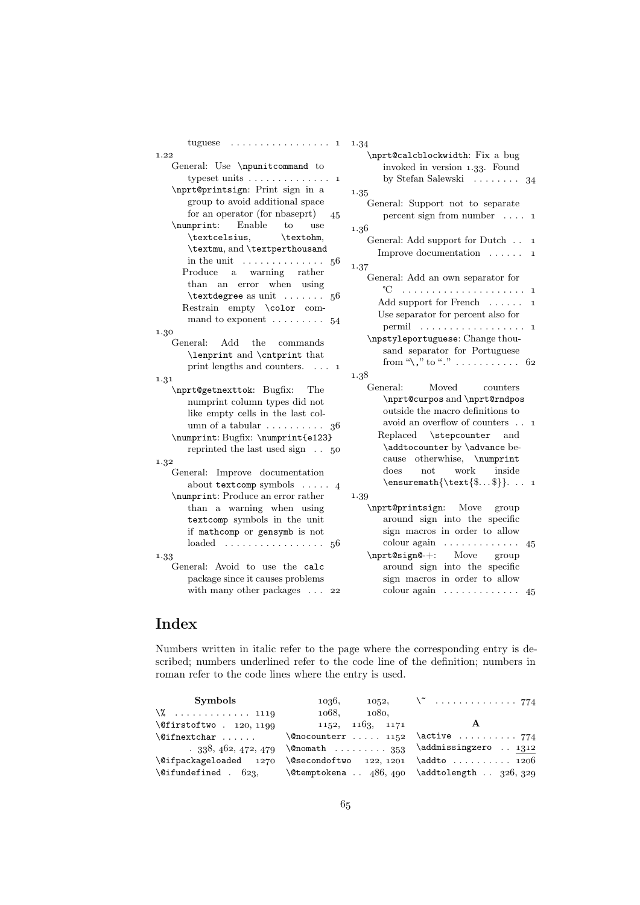tuguese . . . . . . . . . . . . . . . . . 1

1.22

General: Use `\npunitcommand` to typeset units . . . . . . . . . . . . . . 1

`\nprt@printsign`: Print sign in a group to avoid additional space for an operator (for nbaseprt) 45

`\numprint`: Enable to use `\textcelsius`, `\textohm`, `\textmu`, and `\textperthousand` in the unit . . . . . . . . . . . . . . 56

Produce a warning rather than an error when using `\textdegree` as unit . . . . . . . 56

Restrain empty `\color` command to exponent . . . . . . . . . 54

1.30

General: Add the commands `\lenprint` and `\cntprint` that print lengths and counters. . . . 1

1.31

`\nprt@getnexttok`: Bugfix: The numprint column types did not like empty cells in the last column of a tabular . . . . . . . . . . 36

`\numprint`: Bugfix: `\numprint{e123}` reprinted the last used sign . . 50

1.32

General: Improve documentation about `textcomp` symbols . . . . . 4

`\numprint`: Produce an error rather than a warning when using `textcomp` symbols in the unit if `mathcomp` or `gensymb` is not loaded . . . . . . . . . . . . . . . . . 56

1.33

General: Avoid to use the `calc` package since it causes problems with many other packages . . . 22

1.34

`\nprt@calcblockwidth`: Fix a bug invoked in version 1.33. Found by Stefan Salewski . . . . . . . . 34

1.35

General: Support not to separate percent sign from number . . . . 1

1.36

General: Add support for Dutch . . 1

Improve documentation . . . . . . 1

1.37

General: Add an own separator for ℃ . . . . . . . . . . . . . . . . . . . . . 1

Add support for French . . . . . . 1

Use separator for percent also for permil . . . . . . . . . . . . . . . . . . 1

`\npstyleportuguese`: Change thousand separator for Portuguese from "`\,`" to "." . . . . . . . . . . . 62

1.38

General: Moved counters `\nprt@curpos` and `\nprt@rndpos` outside the macro definitions to avoid an overflow of counters . . 1

Replaced `\stepcounter` and `\addtocounter` by `\advance` because otherwise, `\numprint` does not work inside `\ensuremath{\text{$...$}}`. . . 1

1.39

`\nprt@printsign`: Move group around sign into the specific sign macros in order to allow colour again . . . . . . . . . . . . . 45

`\nprt@sign@-+`: Move group around sign into the specific sign macros in order to allow colour again . . . . . . . . . . . . . 45

# Index

Numbers written in italic refer to the page where the corresponding entry is described; numbers underlined refer to the code line of the definition; numbers in roman refer to the code lines where the entry is used.

**Symbols**

`\%` . . . . . . . . . . . . . 1119
`\@firstoftwo` . 120, 1199
`\@ifnextchar` . . . . . . . 338, 462, 472, 479
`\@ifpackageloaded` 1270
`\@ifundefined` . 623, 1036, 1052, 1068, 1080, 1152, 1163, 1171
`\@nocounterr` . . . . . 1152
`\@nomath` . . . . . . . . . 353
`\@secondoftwo` 122, 1201
`\@temptokena` . . 486, 490
`\~` . . . . . . . . . . . . . . 774

**A**

`\active` . . . . . . . . . . 774
`\addmissingzero` . . <u>1312</u>
`\addto` . . . . . . . . . . 1206
`\addtolength` . . 326, 329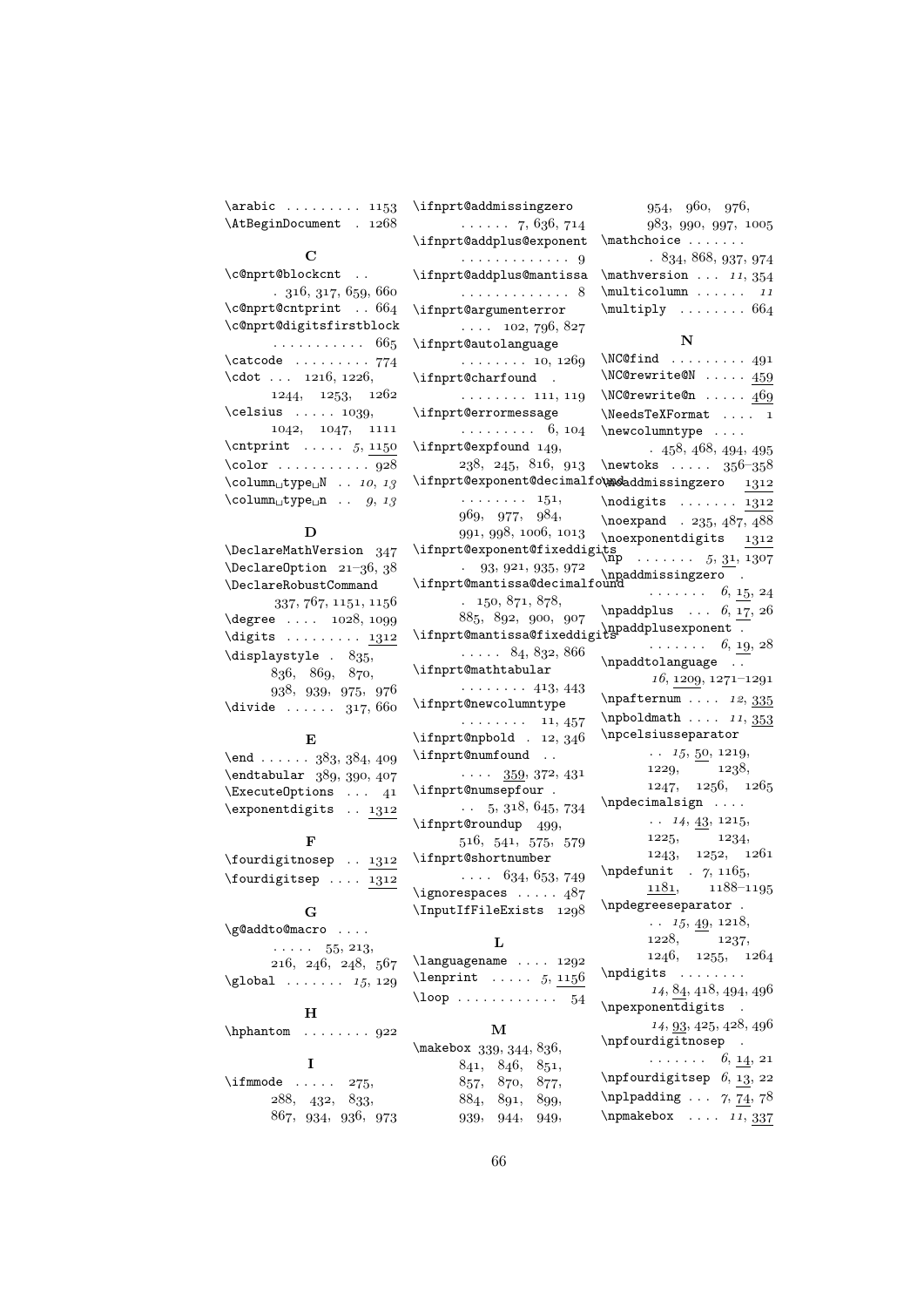\arabic . . . . . . . . . 1153
\AtBeginDocument . 1268

### C

\c@nprt@blockcnt . . . 316, 317, 659, 660
\c@nprt@cntprint . . 664
\c@nprt@digitsfirstblock . . . . . . . . . . . 665
\catcode . . . . . . . . . 774
\cdot . . . 1216, 1226, 1244, 1253, 1262
\celsius . . . . . 1039, 1042, 1047, 1111
\cntprint . . . . . *5*, 1150
\color . . . . . . . . . . 928
\column␣type␣N . . *10*, *13*
\column␣type␣n . . *9*, *13*

### D

\DeclareMathVersion 347
\DeclareOption 21–36, 38
\DeclareRobustCommand 337, 767, 1151, 1156
\degree . . . . 1028, 1099
\digits . . . . . . . . . 1312
\displaystyle . 835, 836, 869, 870, 938, 939, 975, 976
\divide . . . . . . 317, 660

### E

\end . . . . . . 383, 384, 409
\endtabular 389, 390, 407
\ExecuteOptions . . . 41
\exponentdigits . . 1312

### F

\fourdigitnosep . . 1312
\fourdigitsep . . . . 1312

### G

\g@addto@macro . . . . . . . . . 55, 213, 216, 246, 248, 567
\global . . . . . . . *15*, 129

### H

\hphantom . . . . . . . . 922

### I

\ifmmode . . . . . 275, 288, 432, 833, 867, 934, 936, 973
\ifnprt@addmissingzero . . . . . . *7*, 636, 714
\ifnprt@addplus@exponent . . . . . . . . . . . . . *9*
\ifnprt@addplus@mantissa . . . . . . . . . . . . . *8*
\ifnprt@argumenterror . . . . 102, 796, 827
\ifnprt@autolanguage . . . . . . . . *10*, 1269
\ifnprt@charfound . . . . . . . . . 111, 119
\ifnprt@errormessage . . . . . . . . . *6*, 104
\ifnprt@expfound 149, 238, 245, 816, 913
\ifnprt@exponent@decimalfound . . . . . . . . 151, 969, 977, 984, 991, 998, 1006, 1013
\ifnprt@exponent@fixeddigits . 93, 921, 935, 972
\ifnprt@mantissa@decimalfound . 150, 871, 878, 885, 892, 900, 907
\ifnprt@mantissa@fixeddigits . . . . . 84, 832, 866
\ifnprt@mathtabular . . . . . . . . 413, 443
\ifnprt@newcolumntype . . . . . . . . 11, 457
\ifnprt@npbold . 12, 346
\ifnprt@numfound . . . . . . 359, 372, 431
\ifnprt@numsepfour . . . *5*, 318, 645, 734
\ifnprt@roundup 499, 516, 541, 575, 579
\ifnprt@shortnumber . . . . 634, 653, 749
\ignorespaces . . . . . 487
\InputIfFileExists 1298

### L

\languagename . . . . 1292
\lenprint . . . . . *5*, 1156
\loop . . . . . . . . . . . . 54

### M

\makebox 339, 344, 836, 841, 846, 851, 857, 870, 877, 884, 891, 899, 939, 944, 949, 954, 960, 976, 983, 990, 997, 1005
\mathchoice . . . . . . . . 834, 868, 937, 974
\mathversion . . . *11*, 354
\multicolumn . . . . . . *11*
\multiply . . . . . . . . 664

### N

\NC@find . . . . . . . . . 491
\NC@rewrite@N . . . . . 459
\NC@rewrite@n . . . . . 469
\NeedsTeXFormat . . . . 1
\newcolumntype . . . . . 458, 468, 494, 495
\newtoks . . . . . 356–358
\noaddmissingzero 1312
\nodigits . . . . . . . 1312
\noexpand . 235, 487, 488
\noexponentdigits 1312
\np . . . . . . . *5*, 31, 1307
\npaddmissingzero . . . . . . . . *6*, 15, 24
\npaddplus . . . *6*, 17, 26
\npaddplusexponent . . . . . . . . *6*, 19, 28
\npaddtolanguage . . *16*, 1209, 1271–1291
\npafternum . . . . *12*, 335
\npboldmath . . . . *11*, 353
\npcelsiusseparator . . . *15*, 50, 1219, 1229, 1238, 1247, 1256, 1265
\npdecimalsign . . . . . . *14*, 43, 1215, 1225, 1234, 1243, 1252, 1261
\npdefunit . *7*, 1165, 1181, 1188–1195
\npdegreeseparator . . . *15*, 49, 1218, 1228, 1237, 1246, 1255, 1264
\npdigits . . . . . . . . *14*, 84, 418, 494, 496
\npexponentdigits . *14*, 93, 425, 428, 496
\npfourdigitnosep . . . . . . . . *6*, 14, 21
\npfourdigitsep *6*, 13, 22
\nplpadding . . . *7*, 74, 78
\npmakebox . . . . *11*, 337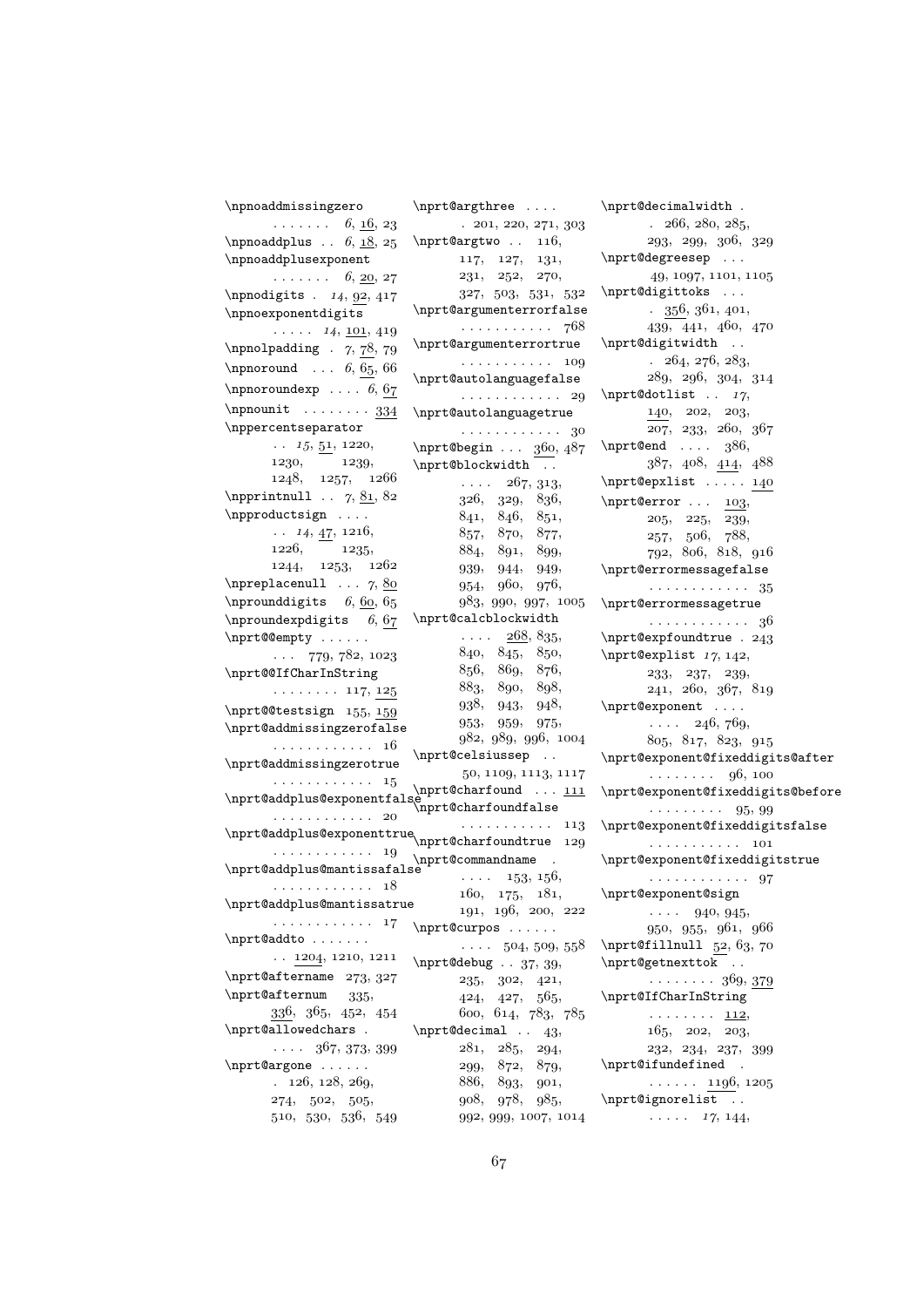\npnoaddmissingzero . . . . . . . *6*, 16, 23
\npnoaddplus . . *6*, 18, 25
\npnoaddplusexponent . . . . . . . *6*, 20, 27
\npnodigits . *14*, 92, 417
\npnoexponentdigits . . . . . *14*, 101, 419
\npnolpadding . *7*, 78, 79
\npnoround . . . *6*, 65, 66
\npnoroundexp . . . . *6*, 67
\npnounit . . . . . . . . 334
\nppercentseparator . . *15*, 51, 1220, 1230, 1239, 1248, 1257, 1266
\npprintnull . . *7*, 81, 82
\npproductsign . . . . . . *14*, 47, 1216, 1226, 1235, 1244, 1253, 1262
\npreplacenull . . . *7*, 80
\nprounddigits *6*, 60, 65
\nproundexpdigits *6*, 67
\nprt@@empty . . . . . . . . . 779, 782, 1023
\nprt@@IfCharInString . . . . . . . . 117, 125
\nprt@@testsign 155, 159
\nprt@addmissingzerofalse . . . . . . . . . . . . 16
\nprt@addmissingzerotrue . . . . . . . . . . . . 15
\nprt@addplus@exponentfalse . . . . . . . . . . . . 20
\nprt@addplus@exponenttrue . . . . . . . . . . . . 19
\nprt@addplus@mantissafalse . . . . . . . . . . . . 18
\nprt@addplus@mantissatrue . . . . . . . . . . . . 17
\nprt@addto . . . . . . . . . 1204, 1210, 1211
\nprt@aftername 273, 327
\nprt@afternum 335, 336, 365, 452, 454
\nprt@allowedchars . . . . . 367, 373, 399
\nprt@argone . . . . . . . 126, 128, 269, 274, 502, 505, 510, 530, 536, 549
\nprt@argthree . . . . . 201, 220, 271, 303
\nprt@argtwo . . 116, 117, 127, 131, 231, 252, 270, 327, 503, 531, 532
\nprt@argumenterrorfalse . . . . . . . . . . . 768
\nprt@argumenterrortrue . . . . . . . . . . . 109
\nprt@autolanguagefalse . . . . . . . . . . . . 29
\nprt@autolanguagetrue . . . . . . . . . . . . 30
\nprt@begin . . . 360, 487
\nprt@blockwidth . . . . . . 267, 313, 326, 329, 836, 841, 846, 851, 857, 870, 877, 884, 891, 899, 939, 944, 949, 954, 960, 976, 983, 990, 997, 1005
\nprt@calcblockwidth . . . . 268, 835, 840, 845, 850, 856, 869, 876, 883, 890, 898, 938, 943, 948, 953, 959, 975, 982, 989, 996, 1004
\nprt@celsiussep . . 50, 1109, 1113, 1117
\nprt@charfound . . . 111
\nprt@charfoundfalse . . . . . . . . . . . 113
\nprt@charfoundtrue 129
\nprt@commandname . . . . . 153, 156, 160, 175, 181, 191, 196, 200, 222
\nprt@curpos . . . . . . . . . . 504, 509, 558
\nprt@debug . . 37, 39, 235, 302, 421, 424, 427, 565, 600, 614, 783, 785
\nprt@decimal . . 43, 281, 285, 294, 299, 872, 879, 886, 893, 901, 908, 978, 985, 992, 999, 1007, 1014
\nprt@decimalwidth . . 266, 280, 285, 293, 299, 306, 329
\nprt@degreesep . . . 49, 1097, 1101, 1105
\nprt@digittoks . . . . 356, 361, 401, 439, 441, 460, 470
\nprt@digitwidth . . . 264, 276, 283, 289, 296, 304, 314
\nprt@dotlist . . *17*, 140, 202, 203, 207, 233, 260, 367
\nprt@end . . . . 386, 387, 408, 414, 488
\nprt@epxlist . . . . . 140
\nprt@error . . . 103, 205, 225, 239, 257, 506, 788, 792, 806, 818, 916
\nprt@errormessagefalse . . . . . . . . . . . . 35
\nprt@errormessagetrue . . . . . . . . . . . . 36
\nprt@expfoundtrue . 243
\nprt@explist *17*, 142, 233, 237, 239, 241, 260, 367, 819
\nprt@exponent . . . . . . . . 246, 769, 805, 817, 823, 915
\nprt@exponent@fixeddigits@after . . . . . . . . 96, 100
\nprt@exponent@fixeddigits@before . . . . . . . . . 95, 99
\nprt@exponent@fixeddigitsfalse . . . . . . . . . . . 101
\nprt@exponent@fixeddigitstrue . . . . . . . . . . . . 97
\nprt@exponent@sign . . . . 940, 945, 950, 955, 961, 966
\nprt@fillnull 52, 63, 70
\nprt@getnexttok . . . . . . . . . . 369, 379
\nprt@IfCharInString . . . . . . . . 112, 165, 202, 203, 232, 234, 237, 399
\nprt@ifundefined . . . . . . . 1196, 1205
\nprt@ignorelist . . . . . . . *17*, 144,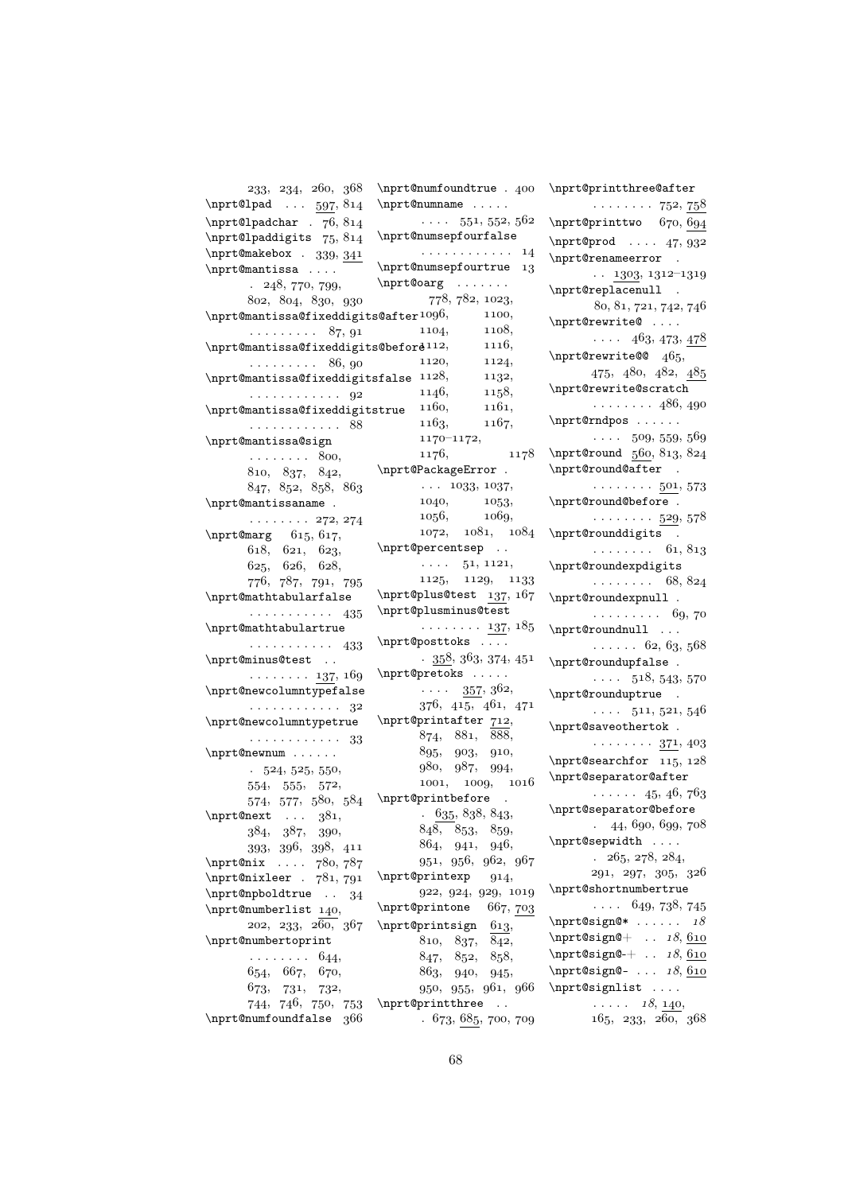233, 234, 260, 368
\nprt@lpad ... 597, 814
\nprt@lpadchar . 76, 814
\nprt@lpaddigits 75, 814
\nprt@makebox . 339, 341
\nprt@mantissa ....
. 248, 770, 799, 802, 804, 830, 930
\nprt@mantissa@fixeddigits@after
......... 87, 91
\nprt@mantissa@fixeddigits@before
......... 86, 90
\nprt@mantissa@fixeddigitsfalse
............ 92
\nprt@mantissa@fixeddigitstrue
............ 88
\nprt@mantissa@sign
........ 800, 810, 837, 842, 847, 852, 858, 863
\nprt@mantissaname .
........ 272, 274
\nprt@marg 615, 617, 618, 621, 623, 625, 626, 628, 776, 787, 791, 795
\nprt@mathtabularfalse
........... 435
\nprt@mathtabulartrue
........... 433
\nprt@minus@test ..
........ 137, 169
\nprt@newcolumntypefalse
............ 32
\nprt@newcolumntypetrue
............ 33
\nprt@newnum ......
. 524, 525, 550, 554, 555, 572, 574, 577, 580, 584
\nprt@next ... 381, 384, 387, 390, 393, 396, 398, 411
\nprt@nix .... 780, 787
\nprt@nixleer . 781, 791
\nprt@npboldtrue .. 34
\nprt@numberlist 140, 202, 233, 260, 367
\nprt@numbertoprint
........ 644, 654, 667, 670, 673, 731, 732, 744, 746, 750, 753
\nprt@numfoundfalse 366
\nprt@numfoundtrue . 400
\nprt@numname .....
.... 551, 552, 562
\nprt@numsepfourfalse
............ 14
\nprt@numsepfourtrue 13
\nprt@oarg .......
778, 782, 1023, 1096, 1100, 1104, 1108, 1112, 1116, 1120, 1124, 1128, 1132, 1146, 1158, 1160, 1161, 1163, 1167, 1170–1172, 1176, 1178
\nprt@PackageError .
... 1033, 1037, 1040, 1053, 1056, 1069, 1072, 1081, 1084
\nprt@percentsep ..
.... 51, 1121, 1125, 1129, 1133
\nprt@plus@test 137, 167
\nprt@plusminus@test
........ 137, 185
\nprt@posttoks ....
. 358, 363, 374, 451
\nprt@pretoks .....
.... 357, 362, 376, 415, 461, 471
\nprt@printafter 712, 874, 881, 888, 895, 903, 910, 980, 987, 994, 1001, 1009, 1016
\nprt@printbefore .
. 635, 838, 843, 848, 853, 859, 864, 941, 946, 951, 956, 962, 967
\nprt@printexp 914, 922, 924, 929, 1019
\nprt@printone 667, 703
\nprt@printsign 613, 810, 837, 842, 847, 852, 858, 863, 940, 945, 950, 955, 961, 966
\nprt@printthree ..
. 673, 685, 700, 709
\nprt@printthree@after
........ 752, 758
\nprt@printtwo 670, 694
\nprt@prod .... 47, 932
\nprt@renameerror .
.. 1303, 1312–1319
\nprt@replacenull .
80, 81, 721, 742, 746
\nprt@rewrite@ ....
.... 463, 473, 478
\nprt@rewrite@@ 465, 475, 480, 482, 485
\nprt@rewrite@scratch
........ 486, 490
\nprt@rndpos ......
.... 509, 559, 569
\nprt@round 560, 813, 824
\nprt@round@after .
........ 501, 573
\nprt@round@before .
........ 529, 578
\nprt@rounddigits .
........ 61, 813
\nprt@roundexpdigits
........ 68, 824
\nprt@roundexpnull .
......... 69, 70
\nprt@roundnull ...
...... 62, 63, 568
\nprt@roundupfalse .
.... 518, 543, 570
\nprt@rounduptrue .
.... 511, 521, 546
\nprt@saveothertok .
........ 371, 403
\nprt@searchfor 115, 128
\nprt@separator@after
...... 45, 46, 763
\nprt@separator@before
. 44, 690, 699, 708
\nprt@sepwidth ....
. 265, 278, 284, 291, 297, 305, 326
\nprt@shortnumbertrue
.... 649, 738, 745
\nprt@sign@* ...... *18*
\nprt@sign@+ .. *18*, 610
\nprt@sign@-+ .. *18*, 610
\nprt@sign@- ... *18*, 610
\nprt@signlist ....
..... *18*, 140, 165, 233, 260, 368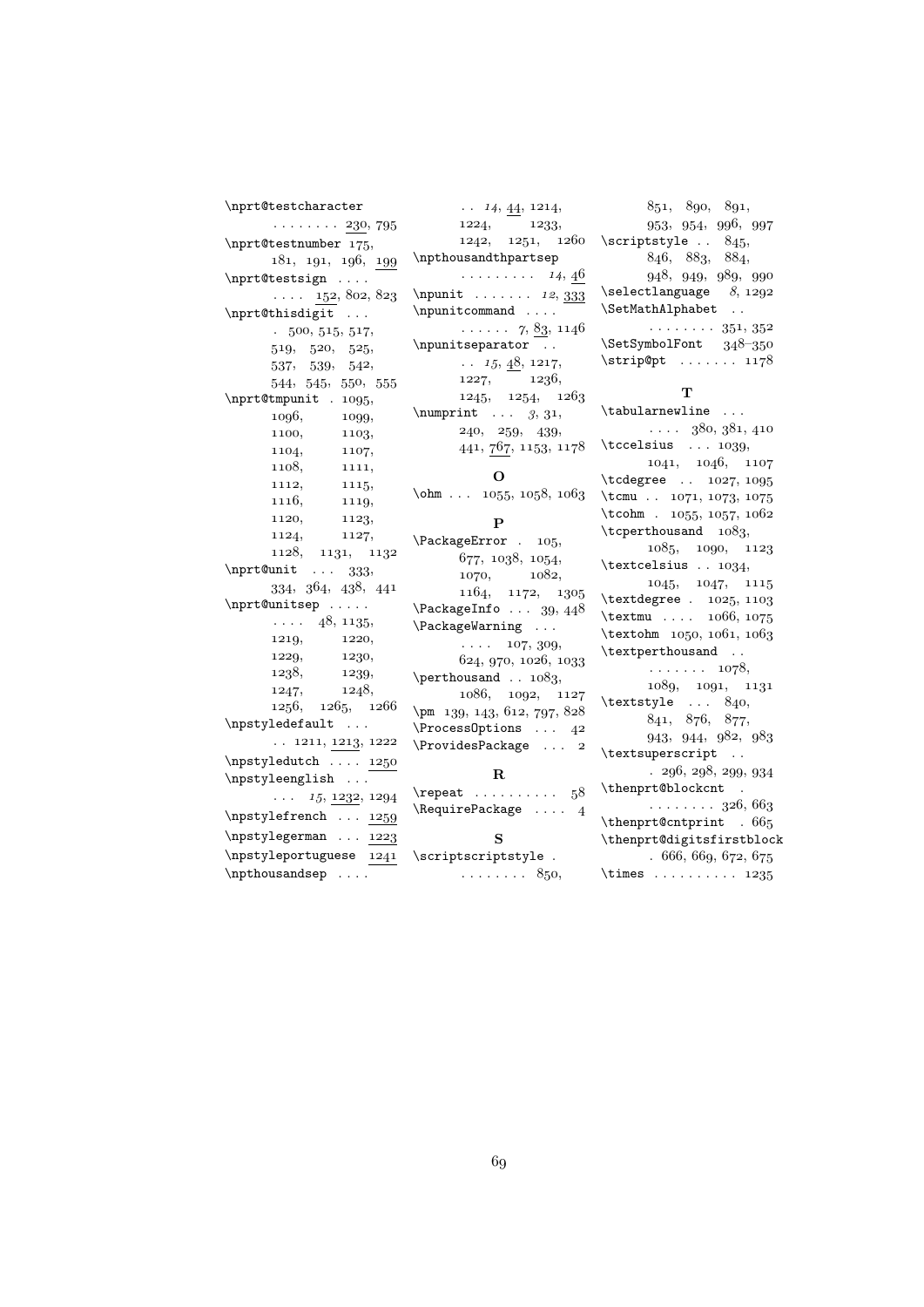\nprt@testcharacter ........ 230, 795
\nprt@testnumber 175, 181, 191, 196, 199
\nprt@testsign .... .... 152, 802, 823
\nprt@thisdigit ... . 500, 515, 517, 519, 520, 525, 537, 539, 542, 544, 545, 550, 555
\nprt@tmpunit . 1095, 1096, 1099, 1100, 1103, 1104, 1107, 1108, 1111, 1112, 1115, 1116, 1119, 1120, 1123, 1124, 1127, 1128, 1131, 1132
\nprt@unit ... 333, 334, 364, 438, 441
\nprt@unitsep ..... .... 48, 1135, 1219, 1220, 1229, 1230, 1238, 1239, 1247, 1248, 1256, 1265, 1266
\npstyledefault ... .. 1211, 1213, 1222
\npstyledutch .... 1250
\npstyleenglish ... ... *15*, 1232, 1294
\npstylefrench ... 1259
\npstylegerman ... 1223
\npstyleportuguese 1241
\npthousandsep .... .. *14*, 44, 1214, 1224, 1233, 1242, 1251, 1260
\npthousandthpartsep ......... *14*, 46
\npunit ....... *12*, 333
\npunitcommand .... ...... 7, 83, 1146
\npunitseparator .. .. *15*, 48, 1217, 1227, 1236, 1245, 1254, 1263
\numprint ... *3*, 31, 240, 259, 439, 441, 767, 1153, 1178

**O**

\ohm ... 1055, 1058, 1063

**P**

\PackageError . 105, 677, 1038, 1054, 1070, 1082, 1164, 1172, 1305
\PackageInfo ... 39, 448
\PackageWarning ... .... 107, 309, 624, 970, 1026, 1033
\perthousand .. 1083, 1086, 1092, 1127
\pm 139, 143, 612, 797, 828
\ProcessOptions ... 42
\ProvidesPackage ... 2

**R**

\repeat .......... 58
\RequirePackage .... 4

**S**

\scriptscriptstyle . ........ 850, 851, 890, 891, 953, 954, 996, 997
\scriptstyle .. 845, 846, 883, 884, 948, 949, 989, 990
\selectlanguage *8*, 1292
\SetMathAlphabet .. ........ 351, 352
\SetSymbolFont 348–350
\strip@pt ....... 1178

**T**

\tabularnewline ... .... 380, 381, 410
\tccelsius ... 1039, 1041, 1046, 1107
\tcdegree .. 1027, 1095
\tcmu .. 1071, 1073, 1075
\tcohm . 1055, 1057, 1062
\tcperthousand 1083, 1085, 1090, 1123
\textcelsius .. 1034, 1045, 1047, 1115
\textdegree . 1025, 1103
\textmu .... 1066, 1075
\textohm 1050, 1061, 1063
\textperthousand .. ....... 1078, 1089, 1091, 1131
\textstyle ... 840, 841, 876, 877, 943, 944, 982, 983
\textsuperscript .. . 296, 298, 299, 934
\thenprt@blockcnt . ........ 326, 663
\thenprt@cntprint . 665
\thenprt@digitsfirstblock . 666, 669, 672, 675
\times .......... 1235